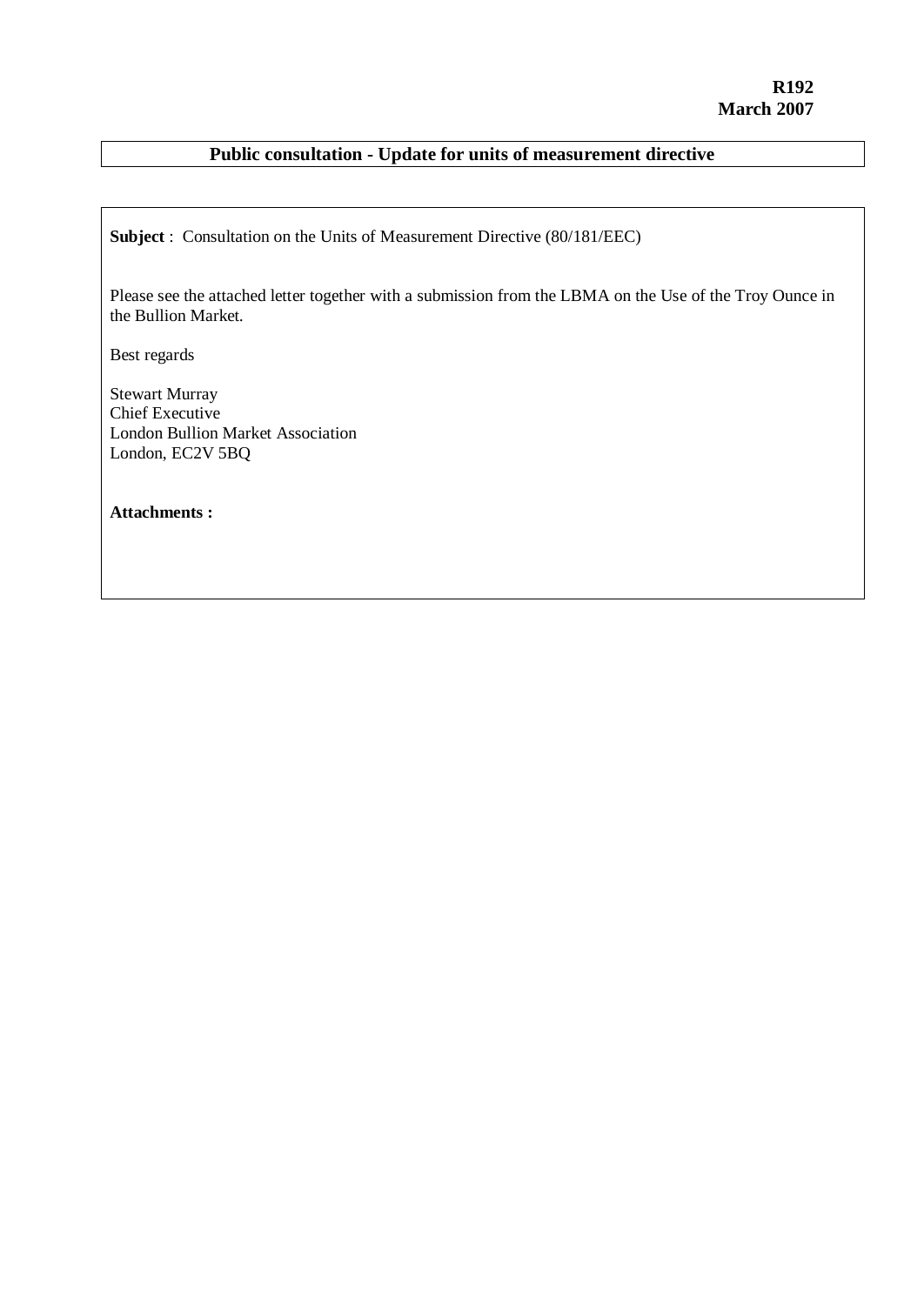**R192**
**March 2007**

## Public consultation - Update for units of measurement directive

**Subject** : Consultation on the Units of Measurement Directive (80/181/EEC)

Please see the attached letter together with a submission from the LBMA on the Use of the Troy Ounce in the Bullion Market.

Best regards

Stewart Murray
Chief Executive
London Bullion Market Association
London, EC2V 5BQ

**Attachments :**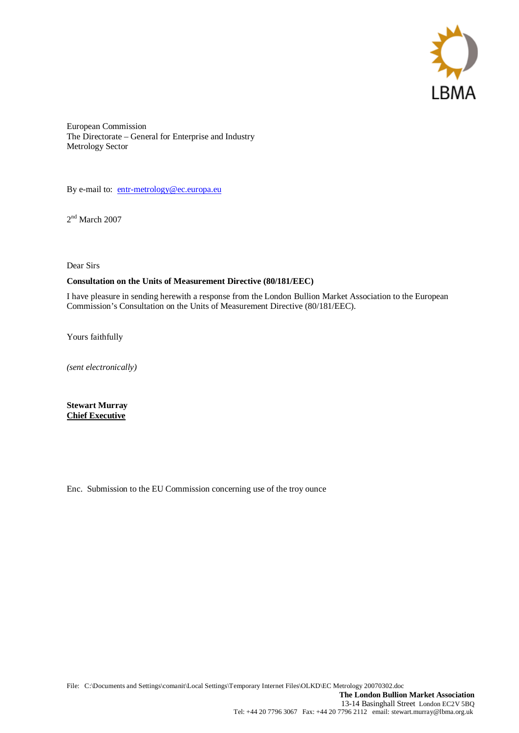LBMA

European Commission
The Directorate – General for Enterprise and Industry
Metrology Sector

By e-mail to: entr-metrology@ec.europa.eu

2nd March 2007

Dear Sirs

**Consultation on the Units of Measurement Directive (80/181/EEC)**

I have pleasure in sending herewith a response from the London Bullion Market Association to the European Commission's Consultation on the Units of Measurement Directive (80/181/EEC).

Yours faithfully

*(sent electronically)*

**Stewart Murray**
**Chief Executive**

Enc. Submission to the EU Commission concerning use of the troy ounce

File: C:\Documents and Settings\comanit\Local Settings\Temporary Internet Files\OLKD\EC Metrology 20070302.doc

**The London Bullion Market Association**
13-14 Basinghall Street London EC2V 5BQ
Tel: +44 20 7796 3067 Fax: +44 20 7796 2112 email: stewart.murray@lbma.org.uk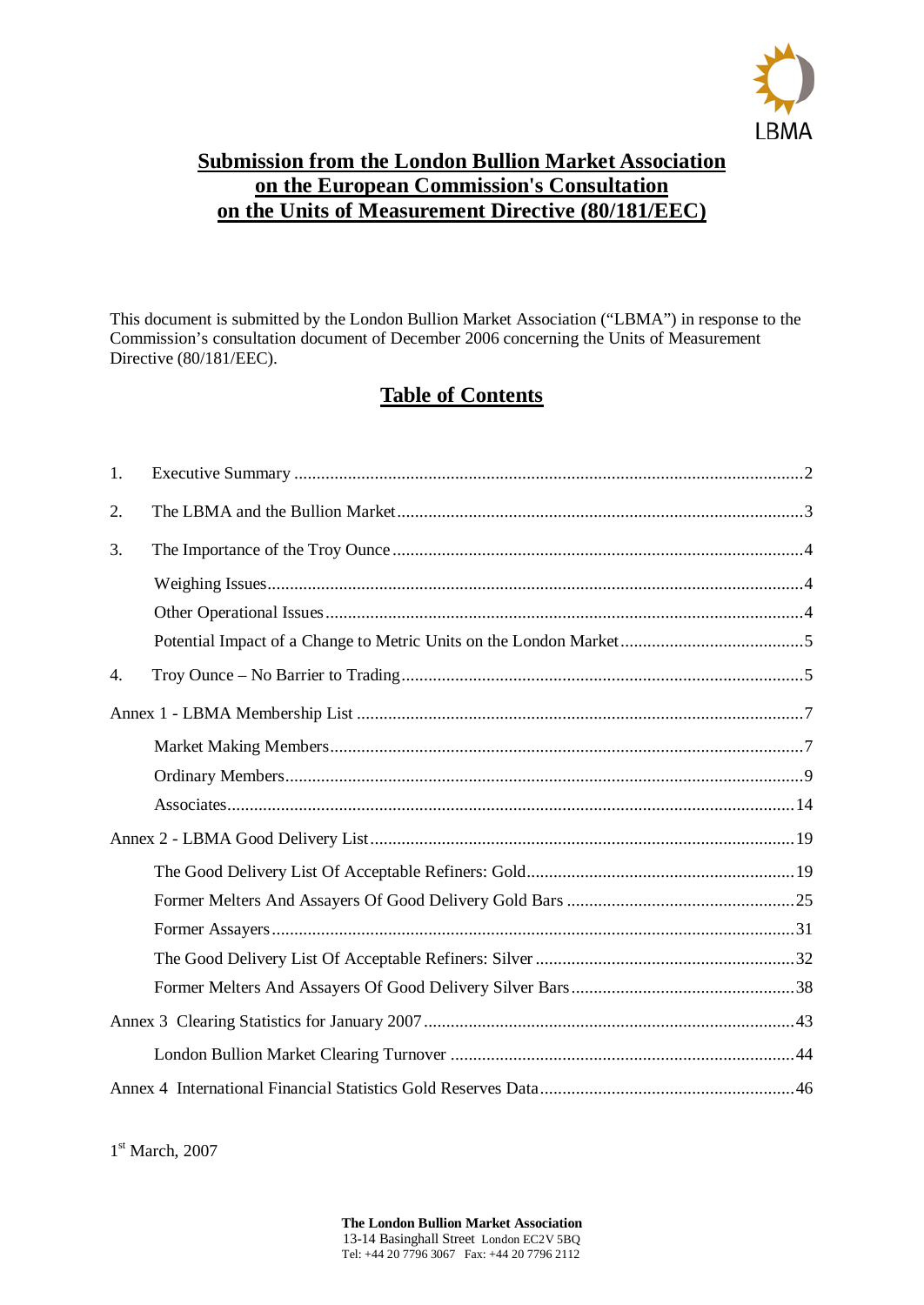# Submission from the London Bullion Market Association on the European Commission's Consultation on the Units of Measurement Directive (80/181/EEC)

This document is submitted by the London Bullion Market Association ("LBMA") in response to the Commission's consultation document of December 2006 concerning the Units of Measurement Directive (80/181/EEC).

## Table of Contents

1. Executive Summary ............ 2
2. The LBMA and the Bullion Market ............ 3
3. The Importance of the Troy Ounce ............ 4
   - Weighing Issues ............ 4
   - Other Operational Issues ............ 4
   - Potential Impact of a Change to Metric Units on the London Market ............ 5
4. Troy Ounce – No Barrier to Trading ............ 5

Annex 1 - LBMA Membership List ............ 7
- Market Making Members ............ 7
- Ordinary Members ............ 9
- Associates ............ 14

Annex 2 - LBMA Good Delivery List ............ 19
- The Good Delivery List Of Acceptable Refiners: Gold ............ 19
- Former Melters And Assayers Of Good Delivery Gold Bars ............ 25
- Former Assayers ............ 31
- The Good Delivery List Of Acceptable Refiners: Silver ............ 32
- Former Melters And Assayers Of Good Delivery Silver Bars ............ 38

Annex 3 Clearing Statistics for January 2007 ............ 43
- London Bullion Market Clearing Turnover ............ 44

Annex 4 International Financial Statistics Gold Reserves Data ............ 46

1st March, 2007

**The London Bullion Market Association**
13-14 Basinghall Street London EC2V 5BQ
Tel: +44 20 7796 3067 Fax: +44 20 7796 2112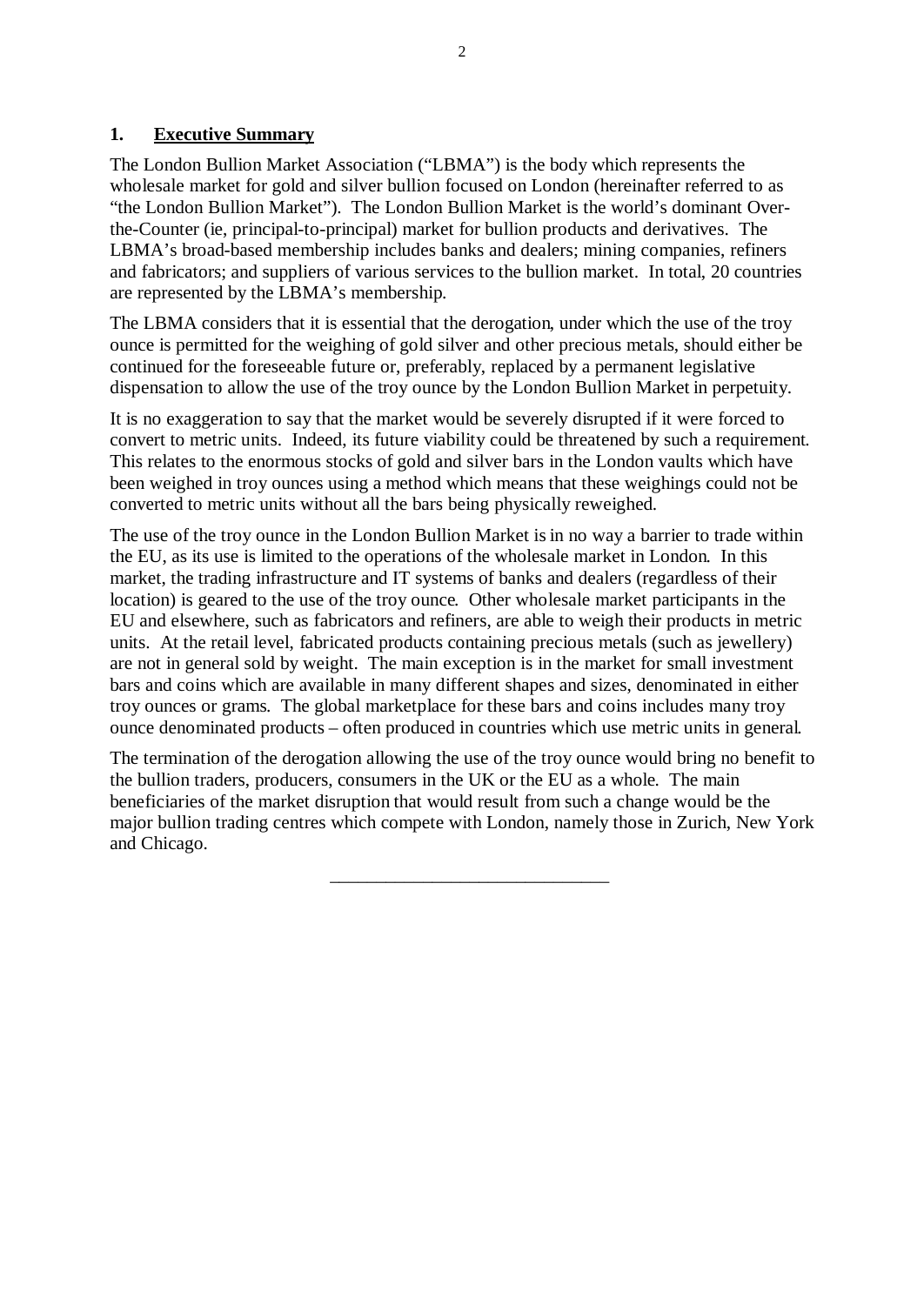## 1. Executive Summary

The London Bullion Market Association ("LBMA") is the body which represents the wholesale market for gold and silver bullion focused on London (hereinafter referred to as "the London Bullion Market"). The London Bullion Market is the world's dominant Over-the-Counter (ie, principal-to-principal) market for bullion products and derivatives. The LBMA's broad-based membership includes banks and dealers; mining companies, refiners and fabricators; and suppliers of various services to the bullion market. In total, 20 countries are represented by the LBMA's membership.

The LBMA considers that it is essential that the derogation, under which the use of the troy ounce is permitted for the weighing of gold silver and other precious metals, should either be continued for the foreseeable future or, preferably, replaced by a permanent legislative dispensation to allow the use of the troy ounce by the London Bullion Market in perpetuity.

It is no exaggeration to say that the market would be severely disrupted if it were forced to convert to metric units. Indeed, its future viability could be threatened by such a requirement. This relates to the enormous stocks of gold and silver bars in the London vaults which have been weighed in troy ounces using a method which means that these weighings could not be converted to metric units without all the bars being physically reweighed.

The use of the troy ounce in the London Bullion Market is in no way a barrier to trade within the EU, as its use is limited to the operations of the wholesale market in London. In this market, the trading infrastructure and IT systems of banks and dealers (regardless of their location) is geared to the use of the troy ounce. Other wholesale market participants in the EU and elsewhere, such as fabricators and refiners, are able to weigh their products in metric units. At the retail level, fabricated products containing precious metals (such as jewellery) are not in general sold by weight. The main exception is in the market for small investment bars and coins which are available in many different shapes and sizes, denominated in either troy ounces or grams. The global marketplace for these bars and coins includes many troy ounce denominated products – often produced in countries which use metric units in general.

The termination of the derogation allowing the use of the troy ounce would bring no benefit to the bullion traders, producers, consumers in the UK or the EU as a whole. The main beneficiaries of the market disruption that would result from such a change would be the major bullion trading centres which compete with London, namely those in Zurich, New York and Chicago.

______________________________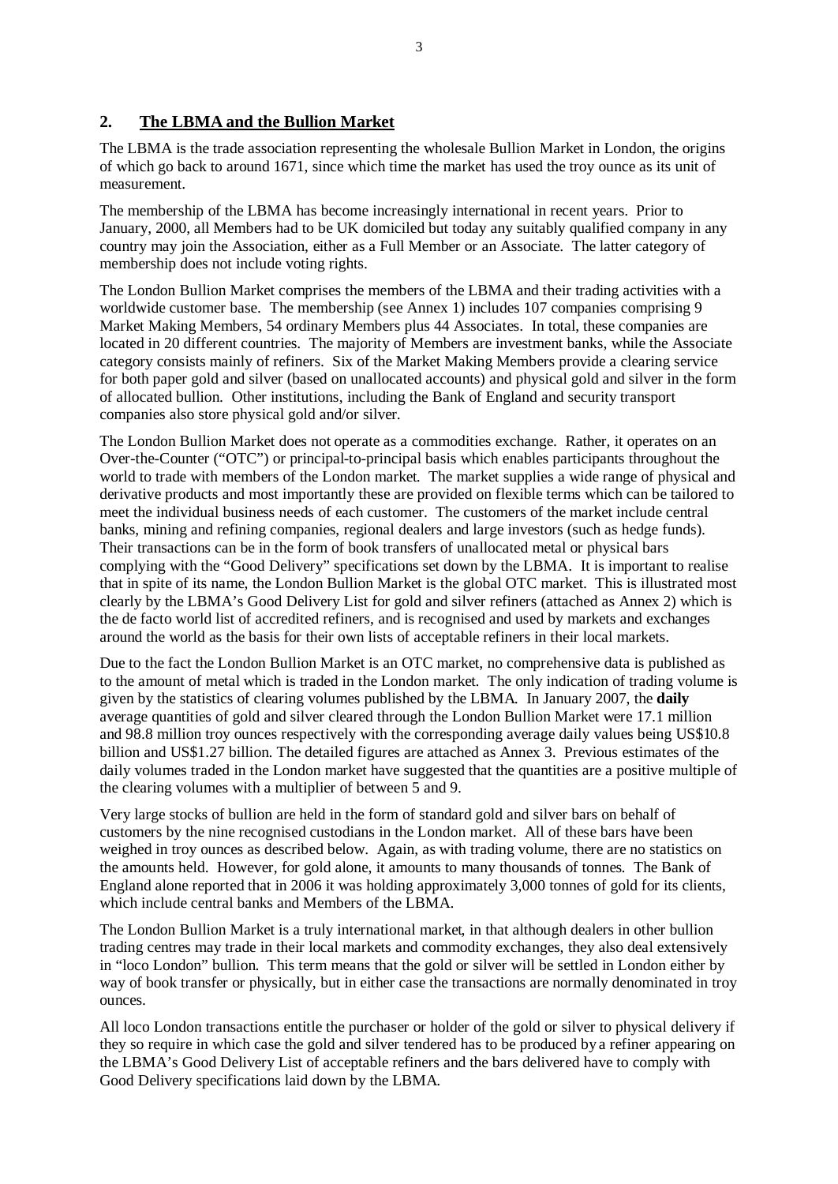## 2. The LBMA and the Bullion Market

The LBMA is the trade association representing the wholesale Bullion Market in London, the origins of which go back to around 1671, since which time the market has used the troy ounce as its unit of measurement.

The membership of the LBMA has become increasingly international in recent years. Prior to January, 2000, all Members had to be UK domiciled but today any suitably qualified company in any country may join the Association, either as a Full Member or an Associate. The latter category of membership does not include voting rights.

The London Bullion Market comprises the members of the LBMA and their trading activities with a worldwide customer base. The membership (see Annex 1) includes 107 companies comprising 9 Market Making Members, 54 ordinary Members plus 44 Associates. In total, these companies are located in 20 different countries. The majority of Members are investment banks, while the Associate category consists mainly of refiners. Six of the Market Making Members provide a clearing service for both paper gold and silver (based on unallocated accounts) and physical gold and silver in the form of allocated bullion. Other institutions, including the Bank of England and security transport companies also store physical gold and/or silver.

The London Bullion Market does not operate as a commodities exchange. Rather, it operates on an Over-the-Counter ("OTC") or principal-to-principal basis which enables participants throughout the world to trade with members of the London market. The market supplies a wide range of physical and derivative products and most importantly these are provided on flexible terms which can be tailored to meet the individual business needs of each customer. The customers of the market include central banks, mining and refining companies, regional dealers and large investors (such as hedge funds). Their transactions can be in the form of book transfers of unallocated metal or physical bars complying with the "Good Delivery" specifications set down by the LBMA. It is important to realise that in spite of its name, the London Bullion Market is the global OTC market. This is illustrated most clearly by the LBMA's Good Delivery List for gold and silver refiners (attached as Annex 2) which is the de facto world list of accredited refiners, and is recognised and used by markets and exchanges around the world as the basis for their own lists of acceptable refiners in their local markets.

Due to the fact the London Bullion Market is an OTC market, no comprehensive data is published as to the amount of metal which is traded in the London market. The only indication of trading volume is given by the statistics of clearing volumes published by the LBMA. In January 2007, the **daily** average quantities of gold and silver cleared through the London Bullion Market were 17.1 million and 98.8 million troy ounces respectively with the corresponding average daily values being US$10.8 billion and US$1.27 billion. The detailed figures are attached as Annex 3. Previous estimates of the daily volumes traded in the London market have suggested that the quantities are a positive multiple of the clearing volumes with a multiplier of between 5 and 9.

Very large stocks of bullion are held in the form of standard gold and silver bars on behalf of customers by the nine recognised custodians in the London market. All of these bars have been weighed in troy ounces as described below. Again, as with trading volume, there are no statistics on the amounts held. However, for gold alone, it amounts to many thousands of tonnes. The Bank of England alone reported that in 2006 it was holding approximately 3,000 tonnes of gold for its clients, which include central banks and Members of the LBMA.

The London Bullion Market is a truly international market, in that although dealers in other bullion trading centres may trade in their local markets and commodity exchanges, they also deal extensively in "loco London" bullion. This term means that the gold or silver will be settled in London either by way of book transfer or physically, but in either case the transactions are normally denominated in troy ounces.

All loco London transactions entitle the purchaser or holder of the gold or silver to physical delivery if they so require in which case the gold and silver tendered has to be produced by a refiner appearing on the LBMA's Good Delivery List of acceptable refiners and the bars delivered have to comply with Good Delivery specifications laid down by the LBMA.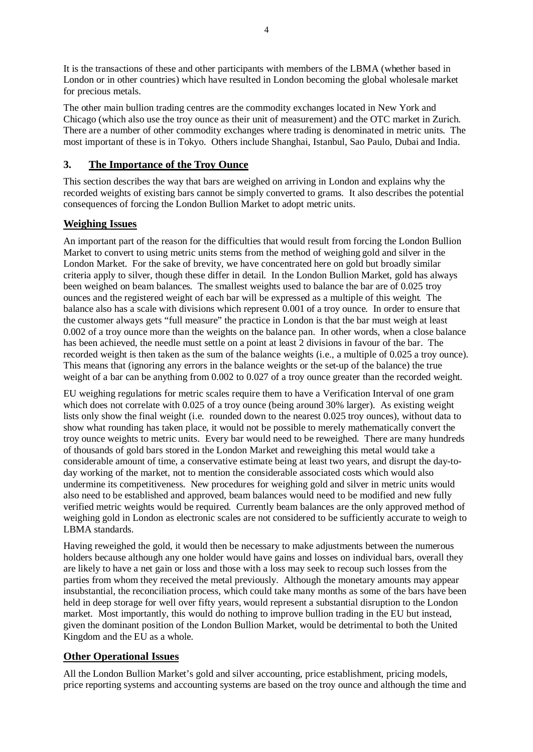It is the transactions of these and other participants with members of the LBMA (whether based in London or in other countries) which have resulted in London becoming the global wholesale market for precious metals.

The other main bullion trading centres are the commodity exchanges located in New York and Chicago (which also use the troy ounce as their unit of measurement) and the OTC market in Zurich. There are a number of other commodity exchanges where trading is denominated in metric units. The most important of these is in Tokyo. Others include Shanghai, Istanbul, Sao Paulo, Dubai and India.

## 3. <u>The Importance of the Troy Ounce</u>

This section describes the way that bars are weighed on arriving in London and explains why the recorded weights of existing bars cannot be simply converted to grams. It also describes the potential consequences of forcing the London Bullion Market to adopt metric units.

### <u>Weighing Issues</u>

An important part of the reason for the difficulties that would result from forcing the London Bullion Market to convert to using metric units stems from the method of weighing gold and silver in the London Market. For the sake of brevity, we have concentrated here on gold but broadly similar criteria apply to silver, though these differ in detail. In the London Bullion Market, gold has always been weighed on beam balances. The smallest weights used to balance the bar are of 0.025 troy ounces and the registered weight of each bar will be expressed as a multiple of this weight. The balance also has a scale with divisions which represent 0.001 of a troy ounce. In order to ensure that the customer always gets "full measure" the practice in London is that the bar must weigh at least 0.002 of a troy ounce more than the weights on the balance pan. In other words, when a close balance has been achieved, the needle must settle on a point at least 2 divisions in favour of the bar. The recorded weight is then taken as the sum of the balance weights (i.e., a multiple of 0.025 a troy ounce). This means that (ignoring any errors in the balance weights or the set-up of the balance) the true weight of a bar can be anything from 0.002 to 0.027 of a troy ounce greater than the recorded weight.

EU weighing regulations for metric scales require them to have a Verification Interval of one gram which does not correlate with 0.025 of a troy ounce (being around 30% larger). As existing weight lists only show the final weight (i.e. rounded down to the nearest 0.025 troy ounces), without data to show what rounding has taken place, it would not be possible to merely mathematically convert the troy ounce weights to metric units. Every bar would need to be reweighed. There are many hundreds of thousands of gold bars stored in the London Market and reweighing this metal would take a considerable amount of time, a conservative estimate being at least two years, and disrupt the day-to-day working of the market, not to mention the considerable associated costs which would also undermine its competitiveness. New procedures for weighing gold and silver in metric units would also need to be established and approved, beam balances would need to be modified and new fully verified metric weights would be required. Currently beam balances are the only approved method of weighing gold in London as electronic scales are not considered to be sufficiently accurate to weigh to LBMA standards.

Having reweighed the gold, it would then be necessary to make adjustments between the numerous holders because although any one holder would have gains and losses on individual bars, overall they are likely to have a net gain or loss and those with a loss may seek to recoup such losses from the parties from whom they received the metal previously. Although the monetary amounts may appear insubstantial, the reconciliation process, which could take many months as some of the bars have been held in deep storage for well over fifty years, would represent a substantial disruption to the London market. Most importantly, this would do nothing to improve bullion trading in the EU but instead, given the dominant position of the London Bullion Market, would be detrimental to both the United Kingdom and the EU as a whole.

### <u>Other Operational Issues</u>

All the London Bullion Market's gold and silver accounting, price establishment, pricing models, price reporting systems and accounting systems are based on the troy ounce and although the time and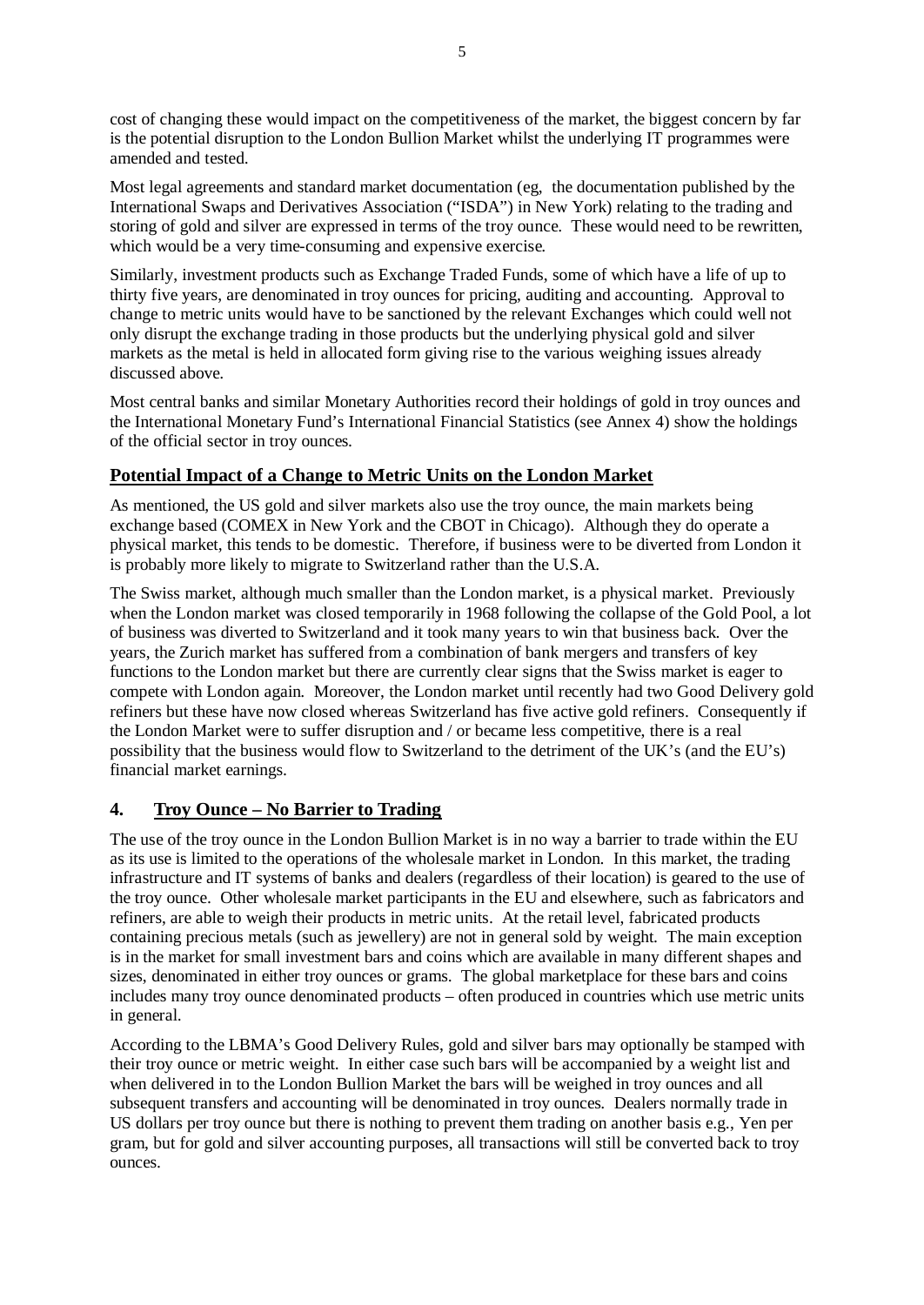cost of changing these would impact on the competitiveness of the market, the biggest concern by far is the potential disruption to the London Bullion Market whilst the underlying IT programmes were amended and tested.

Most legal agreements and standard market documentation (eg, the documentation published by the International Swaps and Derivatives Association ("ISDA") in New York) relating to the trading and storing of gold and silver are expressed in terms of the troy ounce. These would need to be rewritten, which would be a very time-consuming and expensive exercise.

Similarly, investment products such as Exchange Traded Funds, some of which have a life of up to thirty five years, are denominated in troy ounces for pricing, auditing and accounting. Approval to change to metric units would have to be sanctioned by the relevant Exchanges which could well not only disrupt the exchange trading in those products but the underlying physical gold and silver markets as the metal is held in allocated form giving rise to the various weighing issues already discussed above.

Most central banks and similar Monetary Authorities record their holdings of gold in troy ounces and the International Monetary Fund's International Financial Statistics (see Annex 4) show the holdings of the official sector in troy ounces.

### Potential Impact of a Change to Metric Units on the London Market

As mentioned, the US gold and silver markets also use the troy ounce, the main markets being exchange based (COMEX in New York and the CBOT in Chicago). Although they do operate a physical market, this tends to be domestic. Therefore, if business were to be diverted from London it is probably more likely to migrate to Switzerland rather than the U.S.A.

The Swiss market, although much smaller than the London market, is a physical market. Previously when the London market was closed temporarily in 1968 following the collapse of the Gold Pool, a lot of business was diverted to Switzerland and it took many years to win that business back. Over the years, the Zurich market has suffered from a combination of bank mergers and transfers of key functions to the London market but there are currently clear signs that the Swiss market is eager to compete with London again. Moreover, the London market until recently had two Good Delivery gold refiners but these have now closed whereas Switzerland has five active gold refiners. Consequently if the London Market were to suffer disruption and / or became less competitive, there is a real possibility that the business would flow to Switzerland to the detriment of the UK's (and the EU's) financial market earnings.

## 4. Troy Ounce – No Barrier to Trading

The use of the troy ounce in the London Bullion Market is in no way a barrier to trade within the EU as its use is limited to the operations of the wholesale market in London. In this market, the trading infrastructure and IT systems of banks and dealers (regardless of their location) is geared to the use of the troy ounce. Other wholesale market participants in the EU and elsewhere, such as fabricators and refiners, are able to weigh their products in metric units. At the retail level, fabricated products containing precious metals (such as jewellery) are not in general sold by weight. The main exception is in the market for small investment bars and coins which are available in many different shapes and sizes, denominated in either troy ounces or grams. The global marketplace for these bars and coins includes many troy ounce denominated products – often produced in countries which use metric units in general.

According to the LBMA's Good Delivery Rules, gold and silver bars may optionally be stamped with their troy ounce or metric weight. In either case such bars will be accompanied by a weight list and when delivered in to the London Bullion Market the bars will be weighed in troy ounces and all subsequent transfers and accounting will be denominated in troy ounces. Dealers normally trade in US dollars per troy ounce but there is nothing to prevent them trading on another basis e.g., Yen per gram, but for gold and silver accounting purposes, all transactions will still be converted back to troy ounces.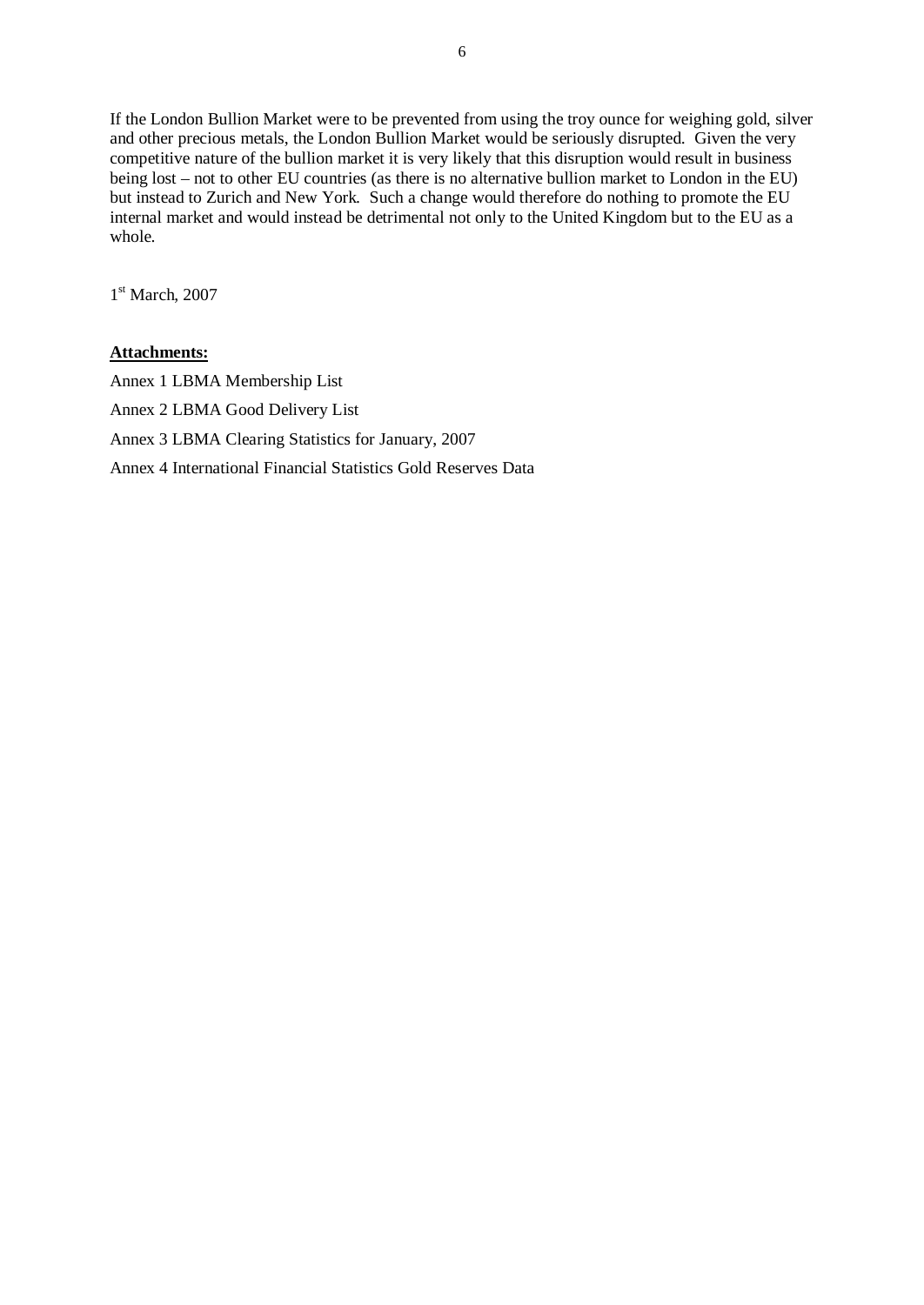If the London Bullion Market were to be prevented from using the troy ounce for weighing gold, silver and other precious metals, the London Bullion Market would be seriously disrupted. Given the very competitive nature of the bullion market it is very likely that this disruption would result in business being lost – not to other EU countries (as there is no alternative bullion market to London in the EU) but instead to Zurich and New York. Such a change would therefore do nothing to promote the EU internal market and would instead be detrimental not only to the United Kingdom but to the EU as a whole.

1st March, 2007

**Attachments:**

Annex 1 LBMA Membership List

Annex 2 LBMA Good Delivery List

Annex 3 LBMA Clearing Statistics for January, 2007

Annex 4 International Financial Statistics Gold Reserves Data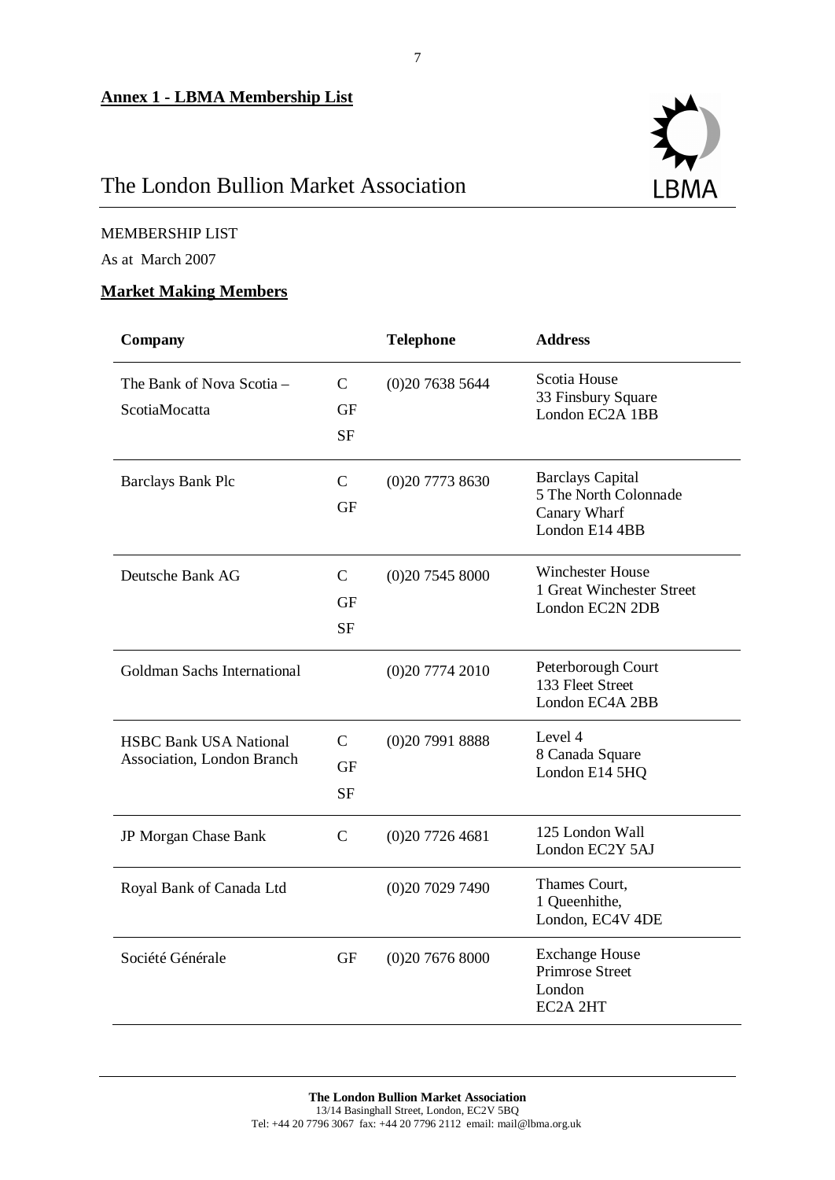**Annex 1 - LBMA Membership List**

# The London Bullion Market Association

MEMBERSHIP LIST

As at March 2007

## Market Making Members

| Company | | Telephone | Address |
|---|---|---|---|
| The Bank of Nova Scotia – ScotiaMocatta | C GF SF | (0)20 7638 5644 | Scotia House 33 Finsbury Square London EC2A 1BB |
| Barclays Bank Plc | C GF | (0)20 7773 8630 | Barclays Capital 5 The North Colonnade Canary Wharf London E14 4BB |
| Deutsche Bank AG | C GF SF | (0)20 7545 8000 | Winchester House 1 Great Winchester Street London EC2N 2DB |
| Goldman Sachs International | | (0)20 7774 2010 | Peterborough Court 133 Fleet Street London EC4A 2BB |
| HSBC Bank USA National Association, London Branch | C GF SF | (0)20 7991 8888 | Level 4 8 Canada Square London E14 5HQ |
| JP Morgan Chase Bank | C | (0)20 7726 4681 | 125 London Wall London EC2Y 5AJ |
| Royal Bank of Canada Ltd | | (0)20 7029 7490 | Thames Court, 1 Queenhithe, London, EC4V 4DE |
| Société Générale | GF | (0)20 7676 8000 | Exchange House Primrose Street London EC2A 2HT |

**The London Bullion Market Association**
13/14 Basinghall Street, London, EC2V 5BQ
Tel: +44 20 7796 3067 fax: +44 20 7796 2112 email: mail@lbma.org.uk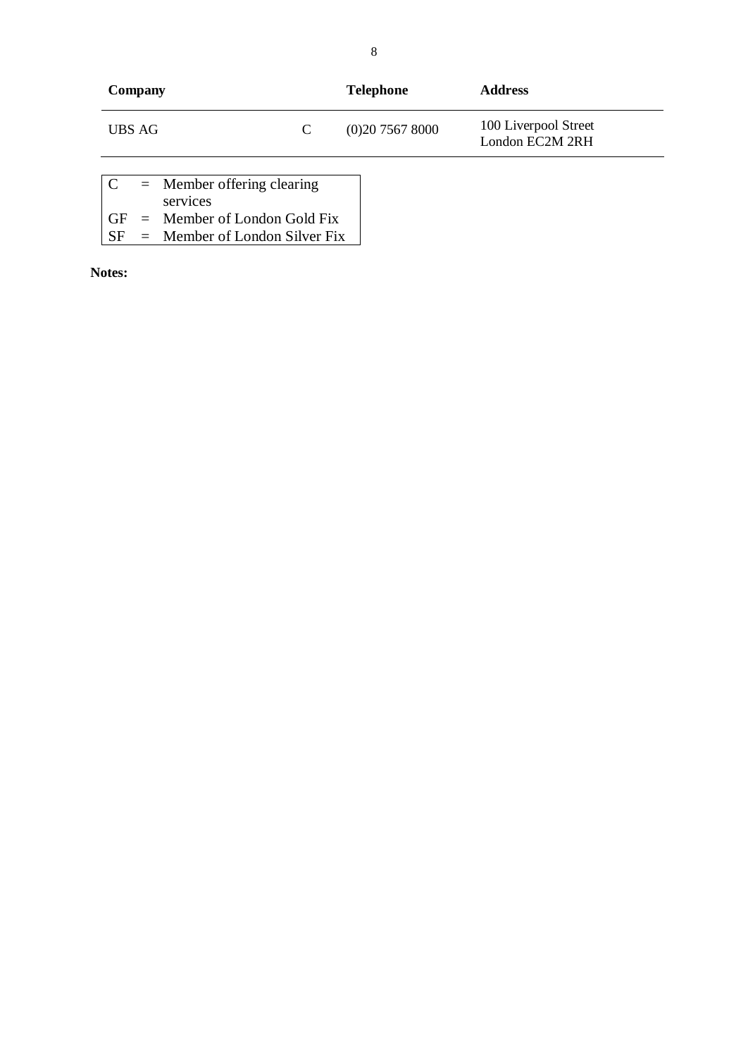| Company | | Telephone | Address |
| --- | --- | --- | --- |
| UBS AG | C | (0)20 7567 8000 | 100 Liverpool Street London EC2M 2RH |

| | | |
| --- | --- | --- |
| C | = | Member offering clearing services |
| GF | = | Member of London Gold Fix |
| SF | = | Member of London Silver Fix |

**Notes:**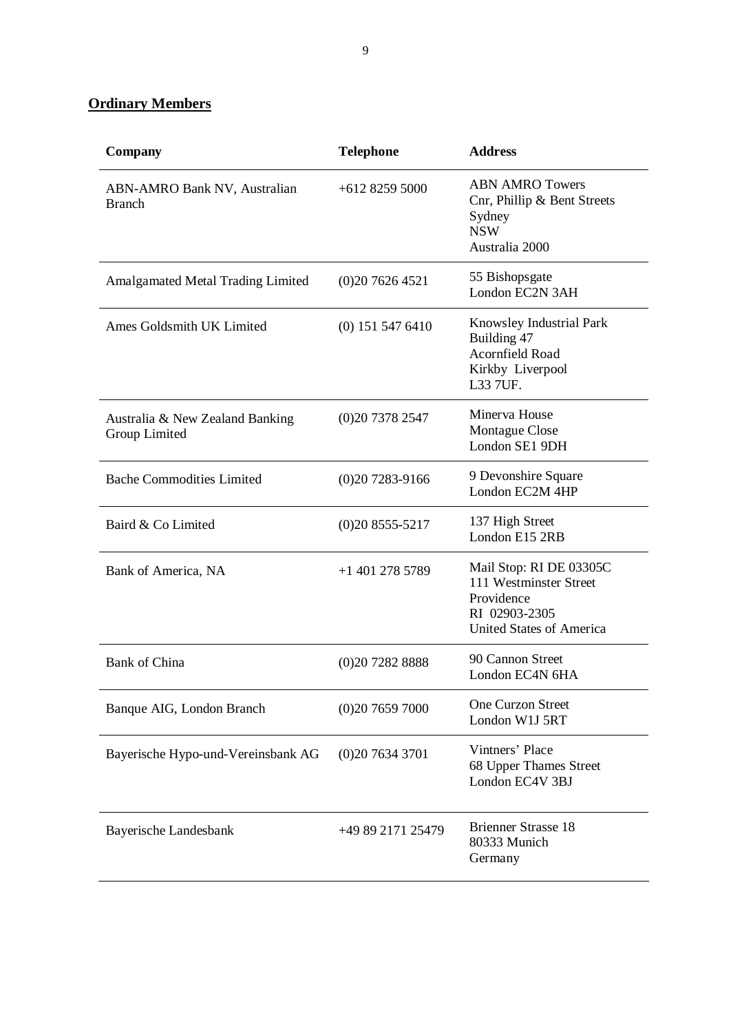## Ordinary Members

| Company | Telephone | Address |
|---|---|---|
| ABN-AMRO Bank NV, Australian Branch | +612 8259 5000 | ABN AMRO Towers<br>Cnr, Phillip & Bent Streets<br>Sydney<br>NSW<br>Australia 2000 |
| Amalgamated Metal Trading Limited | (0)20 7626 4521 | 55 Bishopsgate<br>London EC2N 3AH |
| Ames Goldsmith UK Limited | (0) 151 547 6410 | Knowsley Industrial Park<br>Building 47<br>Acornfield Road<br>Kirkby Liverpool<br>L33 7UF. |
| Australia & New Zealand Banking Group Limited | (0)20 7378 2547 | Minerva House<br>Montague Close<br>London SE1 9DH |
| Bache Commodities Limited | (0)20 7283-9166 | 9 Devonshire Square<br>London EC2M 4HP |
| Baird & Co Limited | (0)20 8555-5217 | 137 High Street<br>London E15 2RB |
| Bank of America, NA | +1 401 278 5789 | Mail Stop: RI DE 03305C<br>111 Westminster Street<br>Providence<br>RI 02903-2305<br>United States of America |
| Bank of China | (0)20 7282 8888 | 90 Cannon Street<br>London EC4N 6HA |
| Banque AIG, London Branch | (0)20 7659 7000 | One Curzon Street<br>London W1J 5RT |
| Bayerische Hypo-und-Vereinsbank AG | (0)20 7634 3701 | Vintners' Place<br>68 Upper Thames Street<br>London EC4V 3BJ |
| Bayerische Landesbank | +49 89 2171 25479 | Brienner Strasse 18<br>80333 Munich<br>Germany |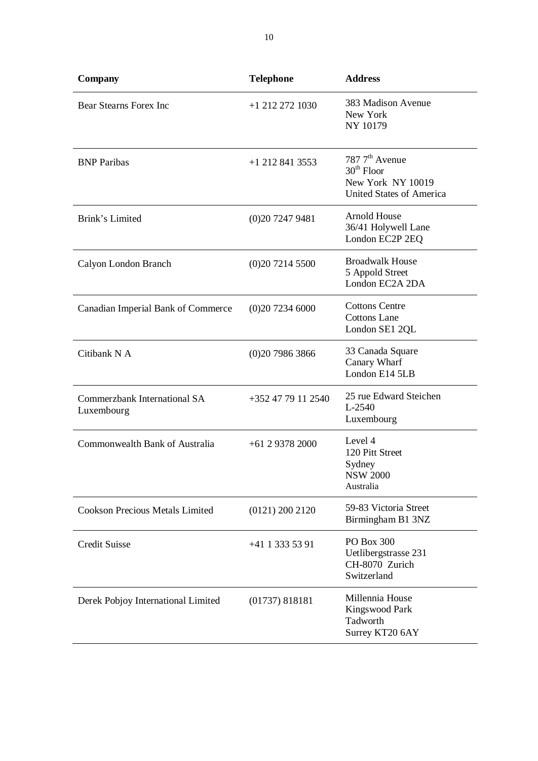| Company | Telephone | Address |
|---|---|---|
| Bear Stearns Forex Inc | +1 212 272 1030 | 383 Madison Avenue<br>New York<br>NY 10179 |
| BNP Paribas | +1 212 841 3553 | 787 7th Avenue<br>30th Floor<br>New York NY 10019<br>United States of America |
| Brink's Limited | (0)20 7247 9481 | Arnold House<br>36/41 Holywell Lane<br>London EC2P 2EQ |
| Calyon London Branch | (0)20 7214 5500 | Broadwalk House<br>5 Appold Street<br>London EC2A 2DA |
| Canadian Imperial Bank of Commerce | (0)20 7234 6000 | Cottons Centre<br>Cottons Lane<br>London SE1 2QL |
| Citibank N A | (0)20 7986 3866 | 33 Canada Square<br>Canary Wharf<br>London E14 5LB |
| Commerzbank International SA Luxembourg | +352 47 79 11 2540 | 25 rue Edward Steichen<br>L-2540<br>Luxembourg |
| Commonwealth Bank of Australia | +61 2 9378 2000 | Level 4<br>120 Pitt Street<br>Sydney<br>NSW 2000<br>Australia |
| Cookson Precious Metals Limited | (0121) 200 2120 | 59-83 Victoria Street<br>Birmingham B1 3NZ |
| Credit Suisse | +41 1 333 53 91 | PO Box 300<br>Uetlibergstrasse 231<br>CH-8070 Zurich<br>Switzerland |
| Derek Pobjoy International Limited | (01737) 818181 | Millennia House<br>Kingswood Park<br>Tadworth<br>Surrey KT20 6AY |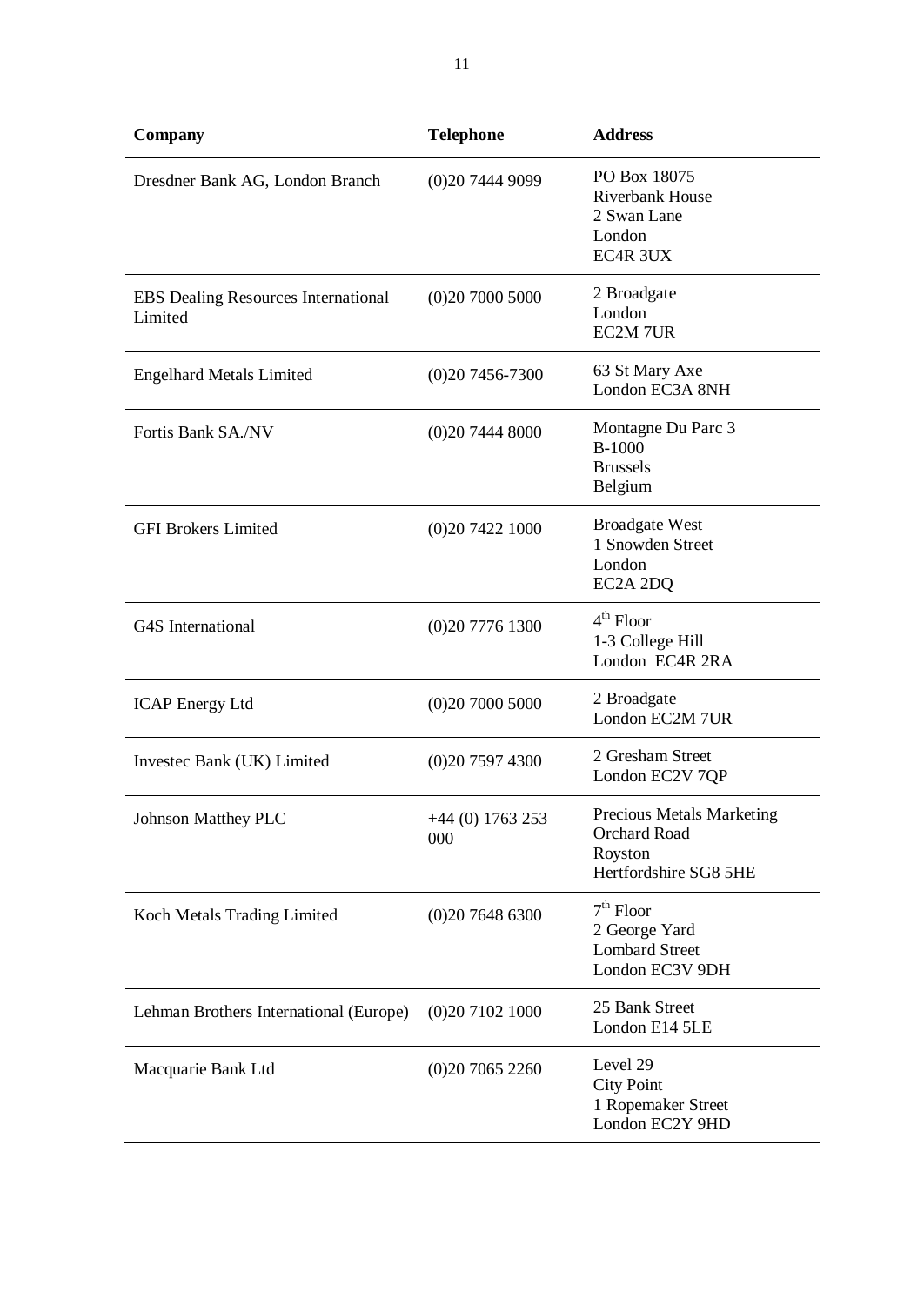| Company | Telephone | Address |
|---|---|---|
| Dresdner Bank AG, London Branch | (0)20 7444 9099 | PO Box 18075<br>Riverbank House<br>2 Swan Lane<br>London<br>EC4R 3UX |
| EBS Dealing Resources International Limited | (0)20 7000 5000 | 2 Broadgate<br>London<br>EC2M 7UR |
| Engelhard Metals Limited | (0)20 7456-7300 | 63 St Mary Axe<br>London EC3A 8NH |
| Fortis Bank SA./NV | (0)20 7444 8000 | Montagne Du Parc 3<br>B-1000<br>Brussels<br>Belgium |
| GFI Brokers Limited | (0)20 7422 1000 | Broadgate West<br>1 Snowden Street<br>London<br>EC2A 2DQ |
| G4S International | (0)20 7776 1300 | 4th Floor<br>1-3 College Hill<br>London EC4R 2RA |
| ICAP Energy Ltd | (0)20 7000 5000 | 2 Broadgate<br>London EC2M 7UR |
| Investec Bank (UK) Limited | (0)20 7597 4300 | 2 Gresham Street<br>London EC2V 7QP |
| Johnson Matthey PLC | +44 (0) 1763 253 000 | Precious Metals Marketing<br>Orchard Road<br>Royston<br>Hertfordshire SG8 5HE |
| Koch Metals Trading Limited | (0)20 7648 6300 | 7th Floor<br>2 George Yard<br>Lombard Street<br>London EC3V 9DH |
| Lehman Brothers International (Europe) | (0)20 7102 1000 | 25 Bank Street<br>London E14 5LE |
| Macquarie Bank Ltd | (0)20 7065 2260 | Level 29<br>City Point<br>1 Ropemaker Street<br>London EC2Y 9HD |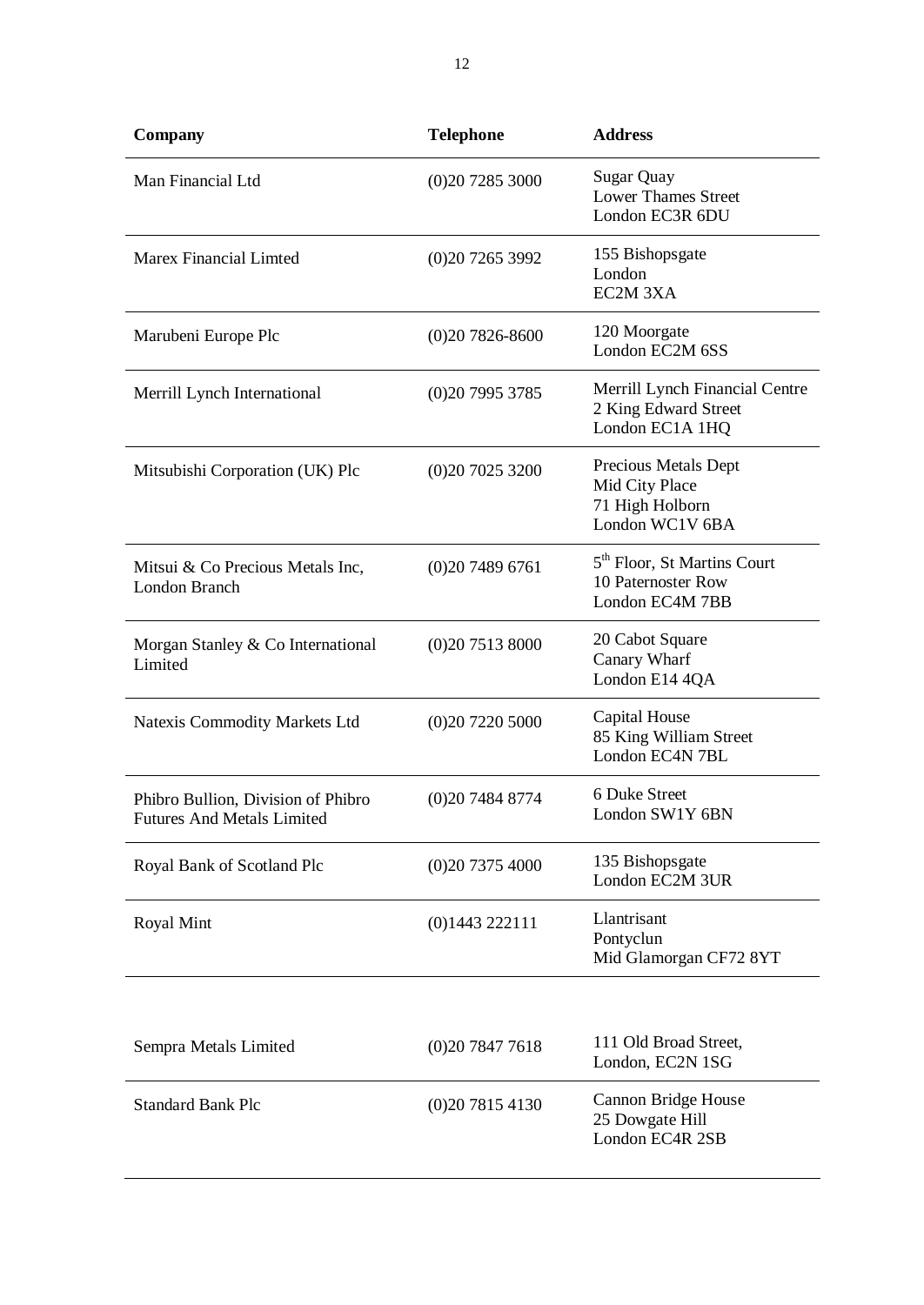| Company | Telephone | Address |
|---|---|---|
| Man Financial Ltd | (0)20 7285 3000 | Sugar Quay<br>Lower Thames Street<br>London EC3R 6DU |
| Marex Financial Limted | (0)20 7265 3992 | 155 Bishopsgate<br>London<br>EC2M 3XA |
| Marubeni Europe Plc | (0)20 7826-8600 | 120 Moorgate<br>London EC2M 6SS |
| Merrill Lynch International | (0)20 7995 3785 | Merrill Lynch Financial Centre<br>2 King Edward Street<br>London EC1A 1HQ |
| Mitsubishi Corporation (UK) Plc | (0)20 7025 3200 | Precious Metals Dept<br>Mid City Place<br>71 High Holborn<br>London WC1V 6BA |
| Mitsui & Co Precious Metals Inc, London Branch | (0)20 7489 6761 | 5th Floor, St Martins Court<br>10 Paternoster Row<br>London EC4M 7BB |
| Morgan Stanley & Co International Limited | (0)20 7513 8000 | 20 Cabot Square<br>Canary Wharf<br>London E14 4QA |
| Natexis Commodity Markets Ltd | (0)20 7220 5000 | Capital House<br>85 King William Street<br>London EC4N 7BL |
| Phibro Bullion, Division of Phibro Futures And Metals Limited | (0)20 7484 8774 | 6 Duke Street<br>London SW1Y 6BN |
| Royal Bank of Scotland Plc | (0)20 7375 4000 | 135 Bishopsgate<br>London EC2M 3UR |
| Royal Mint | (0)1443 222111 | Llantrisant<br>Pontyclun<br>Mid Glamorgan CF72 8YT |
| Sempra Metals Limited | (0)20 7847 7618 | 111 Old Broad Street,<br>London, EC2N 1SG |
| Standard Bank Plc | (0)20 7815 4130 | Cannon Bridge House<br>25 Dowgate Hill<br>London EC4R 2SB |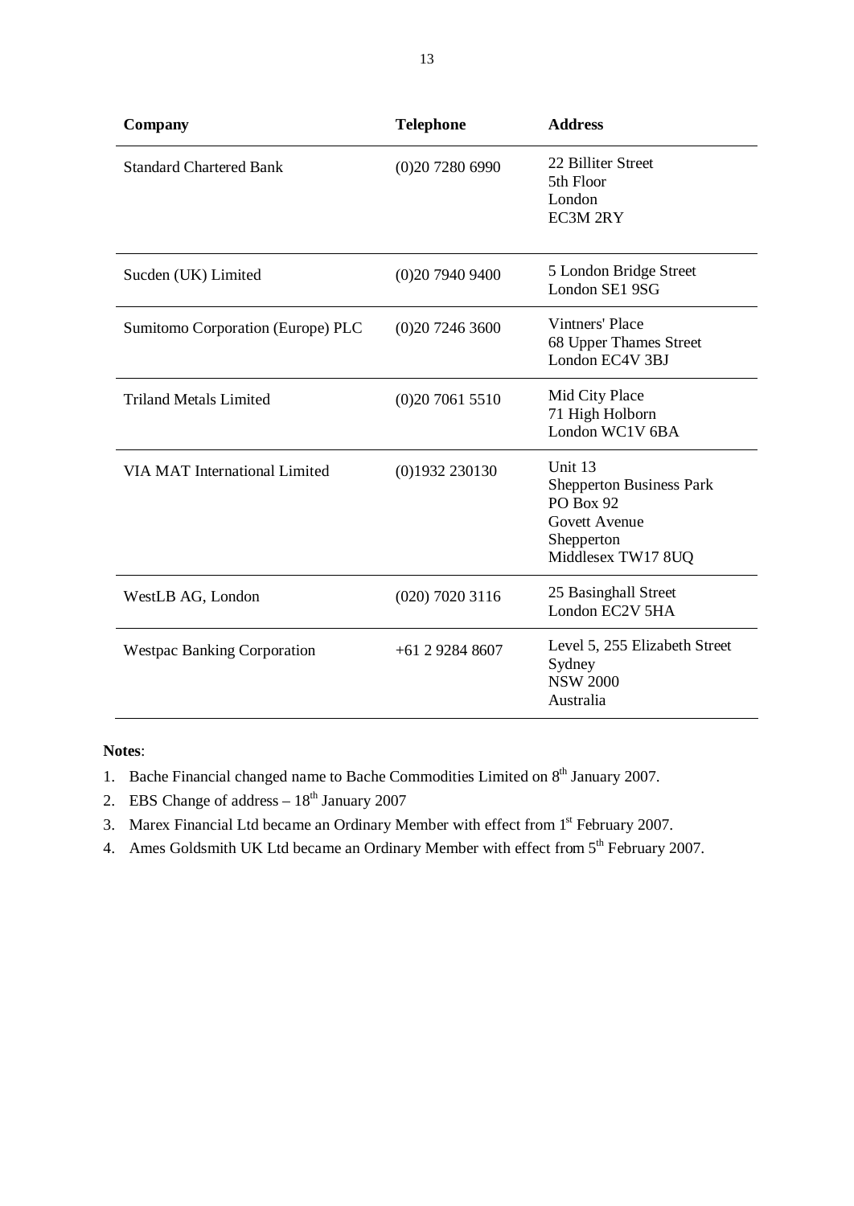| Company | Telephone | Address |
|---|---|---|
| Standard Chartered Bank | (0)20 7280 6990 | 22 Billiter Street<br>5th Floor<br>London<br>EC3M 2RY |
| Sucden (UK) Limited | (0)20 7940 9400 | 5 London Bridge Street<br>London SE1 9SG |
| Sumitomo Corporation (Europe) PLC | (0)20 7246 3600 | Vintners' Place<br>68 Upper Thames Street<br>London EC4V 3BJ |
| Triland Metals Limited | (0)20 7061 5510 | Mid City Place<br>71 High Holborn<br>London WC1V 6BA |
| VIA MAT International Limited | (0)1932 230130 | Unit 13<br>Shepperton Business Park<br>PO Box 92<br>Govett Avenue<br>Shepperton<br>Middlesex TW17 8UQ |
| WestLB AG, London | (020) 7020 3116 | 25 Basinghall Street<br>London EC2V 5HA |
| Westpac Banking Corporation | +61 2 9284 8607 | Level 5, 255 Elizabeth Street<br>Sydney<br>NSW 2000<br>Australia |

**Notes**:

1. Bache Financial changed name to Bache Commodities Limited on 8th January 2007.
2. EBS Change of address – 18th January 2007
3. Marex Financial Ltd became an Ordinary Member with effect from 1st February 2007.
4. Ames Goldsmith UK Ltd became an Ordinary Member with effect from 5th February 2007.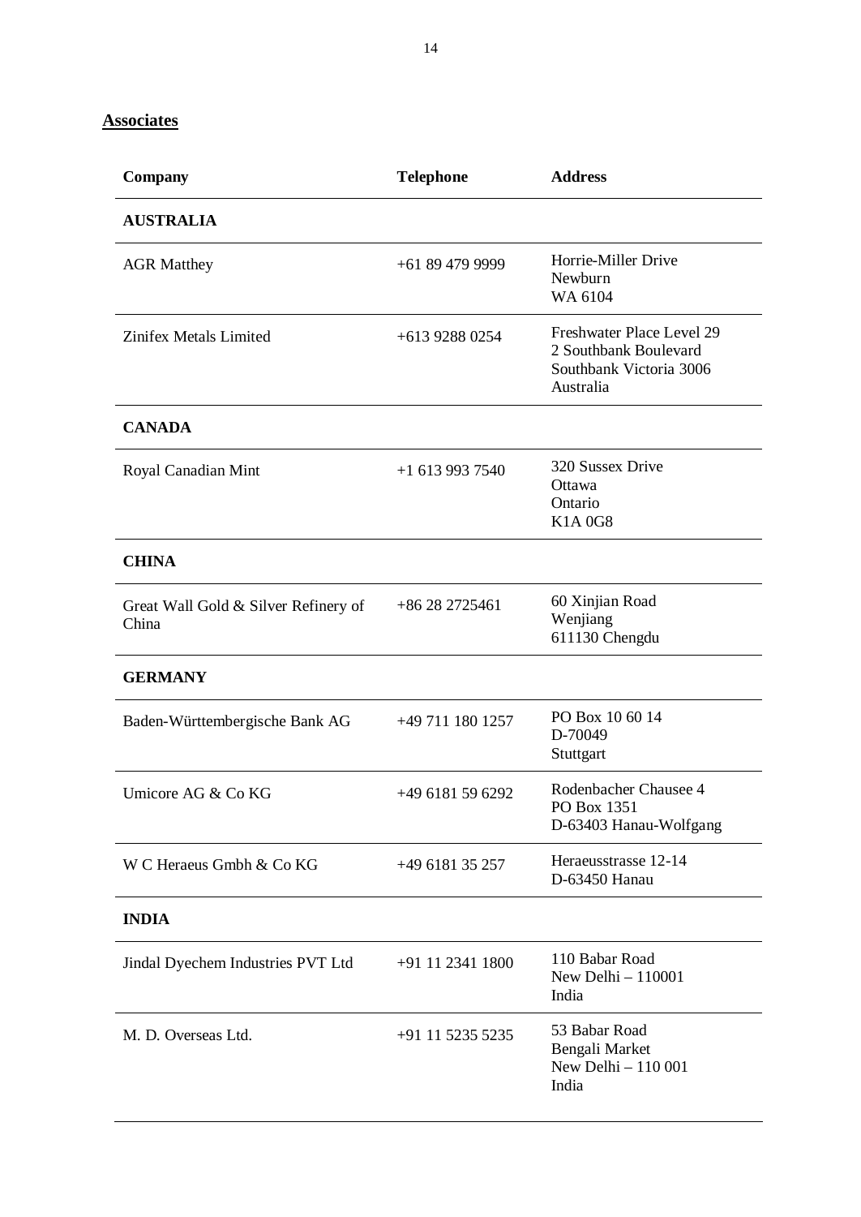## Associates

| Company | Telephone | Address |
|---|---|---|
| **AUSTRALIA** | | |
| AGR Matthey | +61 89 479 9999 | Horrie-Miller Drive<br>Newburn<br>WA 6104 |
| Zinifex Metals Limited | +613 9288 0254 | Freshwater Place Level 29<br>2 Southbank Boulevard<br>Southbank Victoria 3006<br>Australia |
| **CANADA** | | |
| Royal Canadian Mint | +1 613 993 7540 | 320 Sussex Drive<br>Ottawa<br>Ontario<br>K1A 0G8 |
| **CHINA** | | |
| Great Wall Gold & Silver Refinery of China | +86 28 2725461 | 60 Xinjian Road<br>Wenjiang<br>611130 Chengdu |
| **GERMANY** | | |
| Baden-Württembergische Bank AG | +49 711 180 1257 | PO Box 10 60 14<br>D-70049<br>Stuttgart |
| Umicore AG & Co KG | +49 6181 59 6292 | Rodenbacher Chausee 4<br>PO Box 1351<br>D-63403 Hanau-Wolfgang |
| W C Heraeus Gmbh & Co KG | +49 6181 35 257 | Heraeusstrasse 12-14<br>D-63450 Hanau |
| **INDIA** | | |
| Jindal Dyechem Industries PVT Ltd | +91 11 2341 1800 | 110 Babar Road<br>New Delhi – 110001<br>India |
| M. D. Overseas Ltd. | +91 11 5235 5235 | 53 Babar Road<br>Bengali Market<br>New Delhi – 110 001<br>India |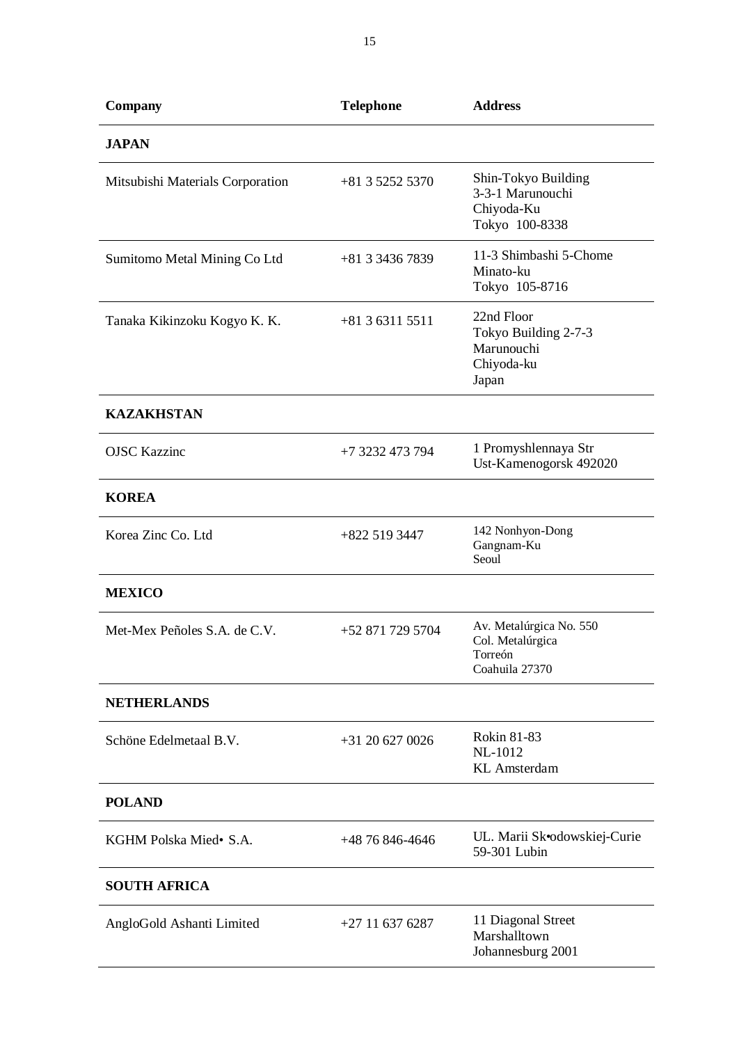| Company | Telephone | Address |
|---|---|---|
| **JAPAN** | | |
| Mitsubishi Materials Corporation | +81 3 5252 5370 | Shin-Tokyo Building<br>3-3-1 Marunouchi<br>Chiyoda-Ku<br>Tokyo 100-8338 |
| Sumitomo Metal Mining Co Ltd | +81 3 3436 7839 | 11-3 Shimbashi 5-Chome<br>Minato-ku<br>Tokyo 105-8716 |
| Tanaka Kikinzoku Kogyo K. K. | +81 3 6311 5511 | 22nd Floor<br>Tokyo Building 2-7-3<br>Marunouchi<br>Chiyoda-ku<br>Japan |
| **KAZAKHSTAN** | | |
| OJSC Kazzinc | +7 3232 473 794 | 1 Promyshlennaya Str<br>Ust-Kamenogorsk 492020 |
| **KOREA** | | |
| Korea Zinc Co. Ltd | +822 519 3447 | 142 Nonhyon-Dong<br>Gangnam-Ku<br>Seoul |
| **MEXICO** | | |
| Met-Mex Peñoles S.A. de C.V. | +52 871 729 5704 | Av. Metalúrgica No. 550<br>Col. Metalúrgica<br>Torreón<br>Coahuila 27370 |
| **NETHERLANDS** | | |
| Schöne Edelmetaal B.V. | +31 20 627 0026 | Rokin 81-83<br>NL-1012<br>KL Amsterdam |
| **POLAND** | | |
| KGHM Polska Mied• S.A. | +48 76 846-4646 | UL. Marii Sk•odowskiej-Curie<br>59-301 Lubin |
| **SOUTH AFRICA** | | |
| AngloGold Ashanti Limited | +27 11 637 6287 | 11 Diagonal Street<br>Marshalltown<br>Johannesburg 2001 |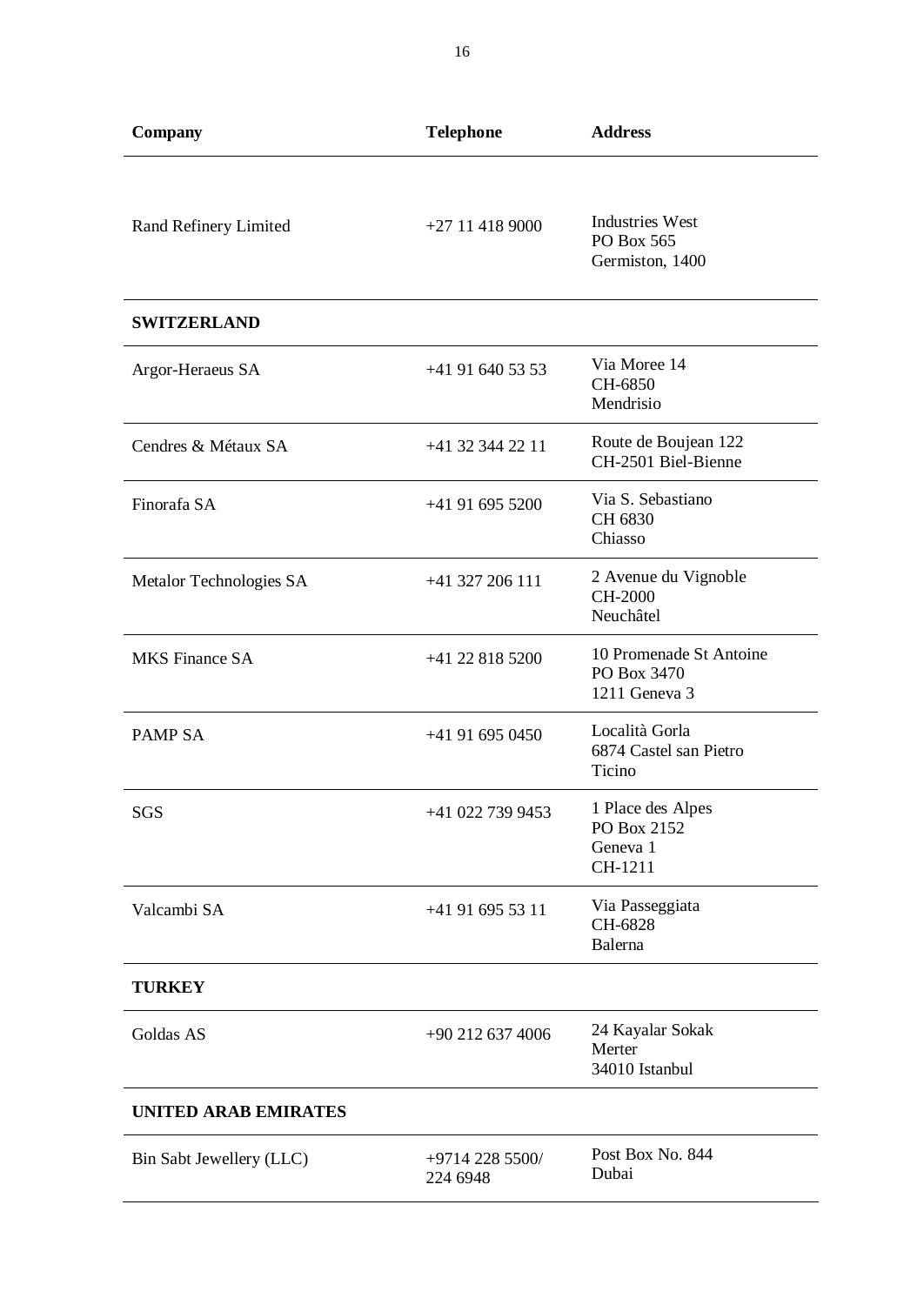| Company | Telephone | Address |
|---|---|---|
| Rand Refinery Limited | +27 11 418 9000 | Industries West<br>PO Box 565<br>Germiston, 1400 |
| **SWITZERLAND** | | |
| Argor-Heraeus SA | +41 91 640 53 53 | Via Moree 14<br>CH-6850<br>Mendrisio |
| Cendres & Métaux SA | +41 32 344 22 11 | Route de Boujean 122<br>CH-2501 Biel-Bienne |
| Finorafa SA | +41 91 695 5200 | Via S. Sebastiano<br>CH 6830<br>Chiasso |
| Metalor Technologies SA | +41 327 206 111 | 2 Avenue du Vignoble<br>CH-2000<br>Neuchâtel |
| MKS Finance SA | +41 22 818 5200 | 10 Promenade St Antoine<br>PO Box 3470<br>1211 Geneva 3 |
| PAMP SA | +41 91 695 0450 | Località Gorla<br>6874 Castel san Pietro<br>Ticino |
| SGS | +41 022 739 9453 | 1 Place des Alpes<br>PO Box 2152<br>Geneva 1<br>CH-1211 |
| Valcambi SA | +41 91 695 53 11 | Via Passeggiata<br>CH-6828<br>Balerna |
| **TURKEY** | | |
| Goldas AS | +90 212 637 4006 | 24 Kayalar Sokak<br>Merter<br>34010 Istanbul |
| **UNITED ARAB EMIRATES** | | |
| Bin Sabt Jewellery (LLC) | +9714 228 5500/<br>224 6948 | Post Box No. 844<br>Dubai |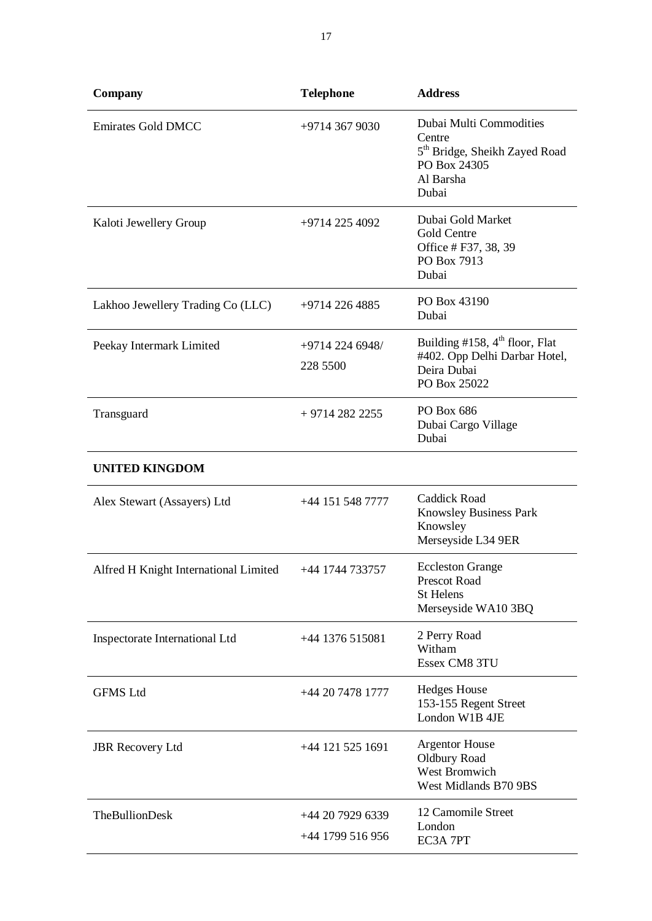| Company | Telephone | Address |
|---|---|---|
| Emirates Gold DMCC | +9714 367 9030 | Dubai Multi Commodities Centre<br>5th Bridge, Sheikh Zayed Road<br>PO Box 24305<br>Al Barsha<br>Dubai |
| Kaloti Jewellery Group | +9714 225 4092 | Dubai Gold Market<br>Gold Centre<br>Office # F37, 38, 39<br>PO Box 7913<br>Dubai |
| Lakhoo Jewellery Trading Co (LLC) | +9714 226 4885 | PO Box 43190<br>Dubai |
| Peekay Intermark Limited | +9714 224 6948/<br>228 5500 | Building #158, 4th floor, Flat #402. Opp Delhi Darbar Hotel, Deira Dubai<br>PO Box 25022 |
| Transguard | + 9714 282 2255 | PO Box 686<br>Dubai Cargo Village<br>Dubai |
| **UNITED KINGDOM** | | |
| Alex Stewart (Assayers) Ltd | +44 151 548 7777 | Caddick Road<br>Knowsley Business Park<br>Knowsley<br>Merseyside L34 9ER |
| Alfred H Knight International Limited | +44 1744 733757 | Eccleston Grange<br>Prescot Road<br>St Helens<br>Merseyside WA10 3BQ |
| Inspectorate International Ltd | +44 1376 515081 | 2 Perry Road<br>Witham<br>Essex CM8 3TU |
| GFMS Ltd | +44 20 7478 1777 | Hedges House<br>153-155 Regent Street<br>London W1B 4JE |
| JBR Recovery Ltd | +44 121 525 1691 | Argentor House<br>Oldbury Road<br>West Bromwich<br>West Midlands B70 9BS |
| TheBullionDesk | +44 20 7929 6339<br>+44 1799 516 956 | 12 Camomile Street<br>London<br>EC3A 7PT |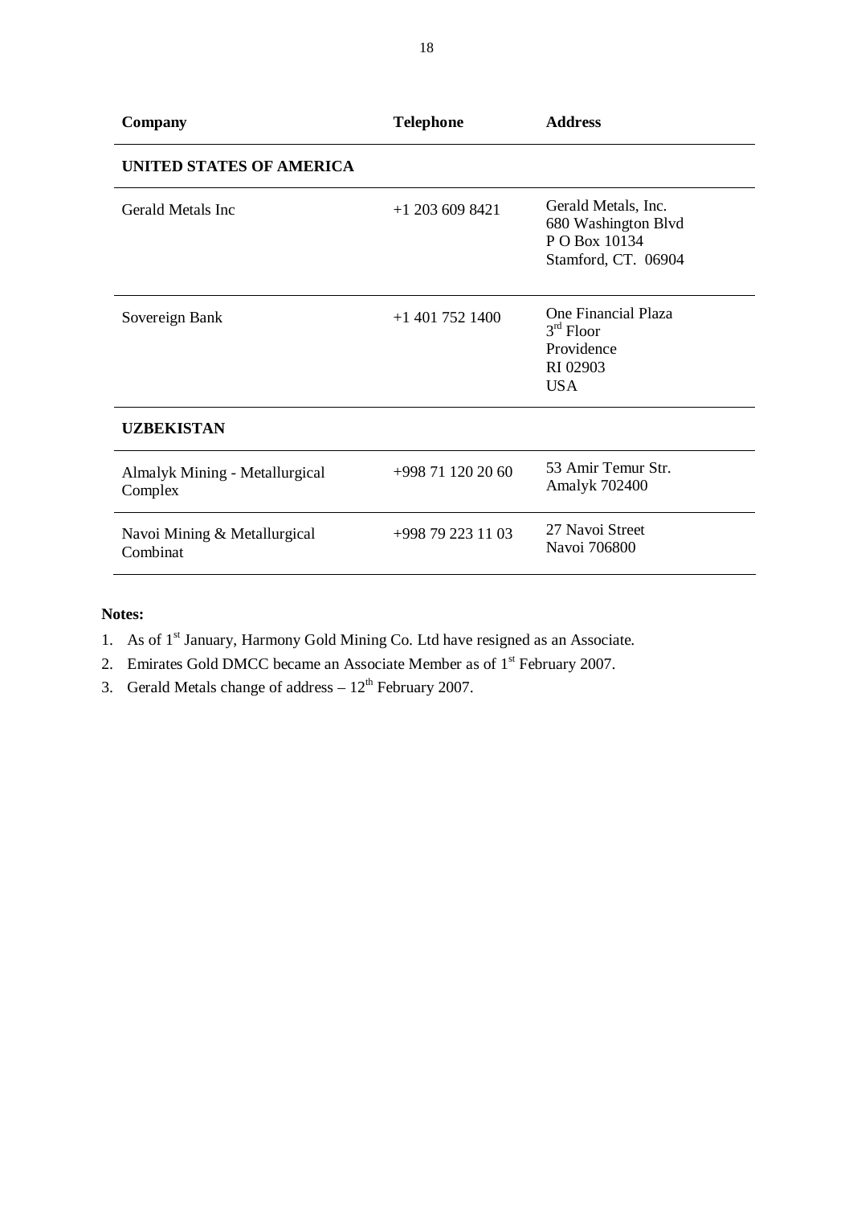| Company | Telephone | Address |
|---|---|---|
| **UNITED STATES OF AMERICA** | | |
| Gerald Metals Inc | +1 203 609 8421 | Gerald Metals, Inc.<br>680 Washington Blvd<br>P O Box 10134<br>Stamford, CT. 06904 |
| Sovereign Bank | +1 401 752 1400 | One Financial Plaza<br>3rd Floor<br>Providence<br>RI 02903<br>USA |
| **UZBEKISTAN** | | |
| Almalyk Mining - Metallurgical Complex | +998 71 120 20 60 | 53 Amir Temur Str.<br>Amalyk 702400 |
| Navoi Mining & Metallurgical Combinat | +998 79 223 11 03 | 27 Navoi Street<br>Navoi 706800 |

**Notes:**

1. As of 1st January, Harmony Gold Mining Co. Ltd have resigned as an Associate.
2. Emirates Gold DMCC became an Associate Member as of 1st February 2007.
3. Gerald Metals change of address – 12th February 2007.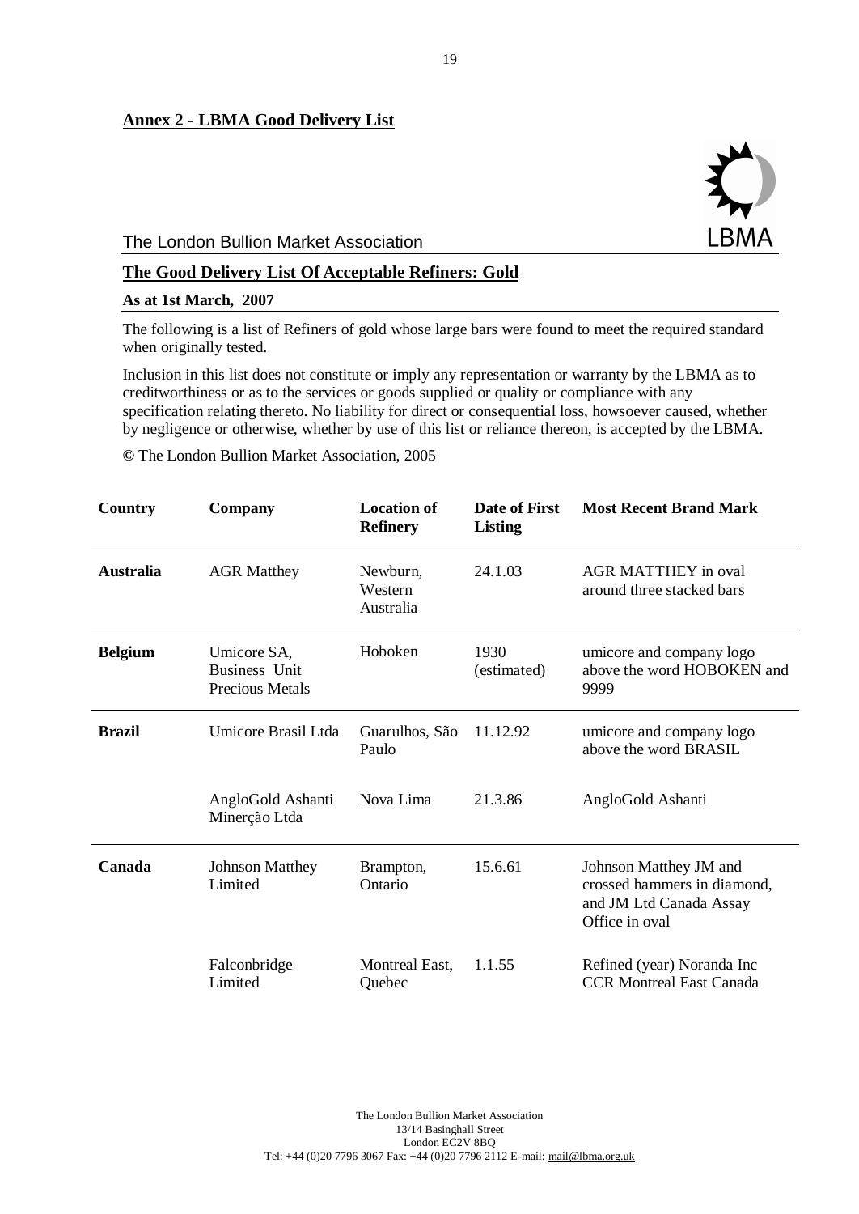## Annex 2 - LBMA Good Delivery List

The London Bullion Market Association

LBMA

### The Good Delivery List Of Acceptable Refiners: Gold

**As at 1st March, 2007**

The following is a list of Refiners of gold whose large bars were found to meet the required standard when originally tested.

Inclusion in this list does not constitute or imply any representation or warranty by the LBMA as to creditworthiness or as to the services or goods supplied or quality or compliance with any specification relating thereto. No liability for direct or consequential loss, howsoever caused, whether by negligence or otherwise, whether by use of this list or reliance thereon, is accepted by the LBMA.

© The London Bullion Market Association, 2005

| Country | Company | Location of Refinery | Date of First Listing | Most Recent Brand Mark |
|---|---|---|---|---|
| **Australia** | AGR Matthey | Newburn, Western Australia | 24.1.03 | AGR MATTHEY in oval around three stacked bars |
| **Belgium** | Umicore SA, Business Unit Precious Metals | Hoboken | 1930 (estimated) | umicore and company logo above the word HOBOKEN and 9999 |
| **Brazil** | Umicore Brasil Ltda | Guarulhos, São Paulo | 11.12.92 | umicore and company logo above the word BRASIL |
| | AngloGold Ashanti Minerção Ltda | Nova Lima | 21.3.86 | AngloGold Ashanti |
| **Canada** | Johnson Matthey Limited | Brampton, Ontario | 15.6.61 | Johnson Matthey JM and crossed hammers in diamond, and JM Ltd Canada Assay Office in oval |
| | Falconbridge Limited | Montreal East, Quebec | 1.1.55 | Refined (year) Noranda Inc CCR Montreal East Canada |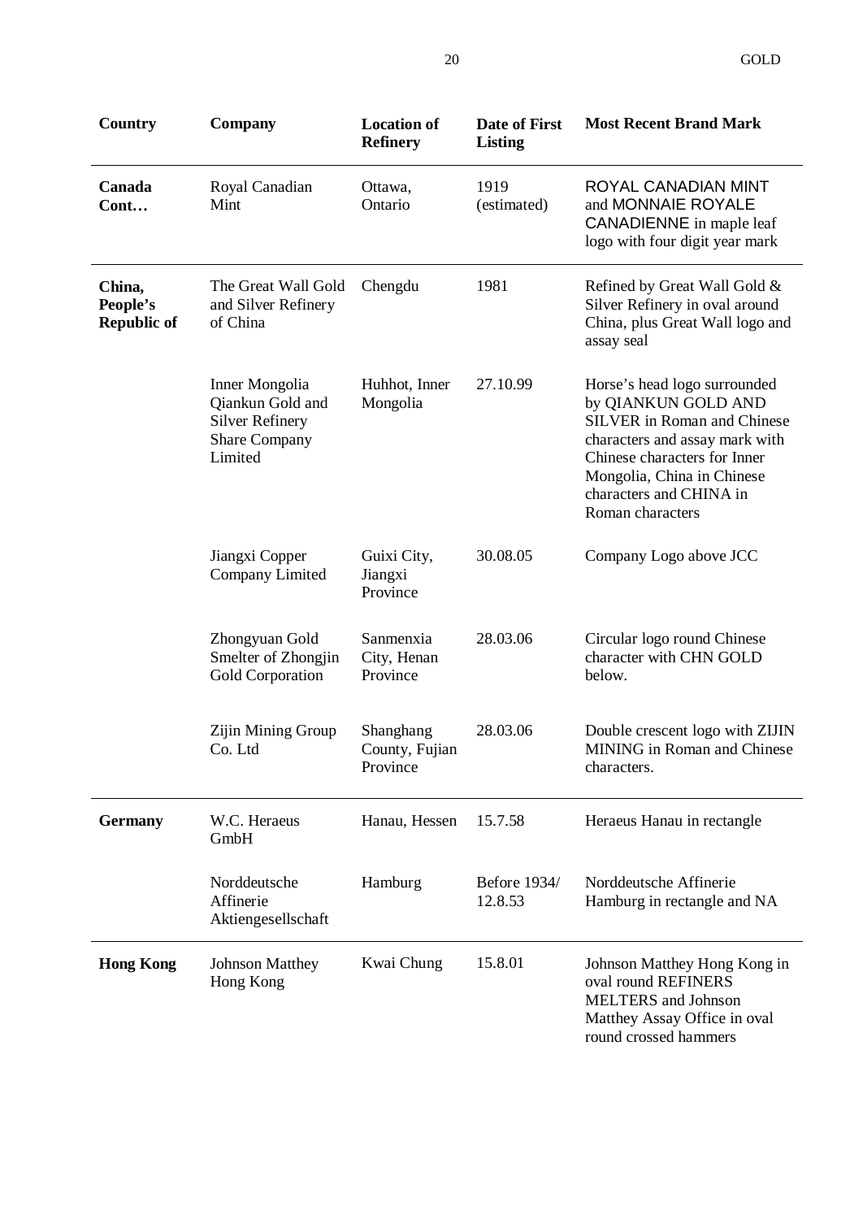| Country | Company | Location of Refinery | Date of First Listing | Most Recent Brand Mark |
|---|---|---|---|---|
| **Canada Cont…** | Royal Canadian Mint | Ottawa, Ontario | 1919 (estimated) | ROYAL CANADIAN MINT and MONNAIE ROYALE CANADIENNE in maple leaf logo with four digit year mark |
| **China, People's Republic of** | The Great Wall Gold and Silver Refinery of China | Chengdu | 1981 | Refined by Great Wall Gold & Silver Refinery in oval around China, plus Great Wall logo and assay seal |
| | Inner Mongolia Qiankun Gold and Silver Refinery Share Company Limited | Huhhot, Inner Mongolia | 27.10.99 | Horse's head logo surrounded by QIANKUN GOLD AND SILVER in Roman and Chinese characters and assay mark with Chinese characters for Inner Mongolia, China in Chinese characters and CHINA in Roman characters |
| | Jiangxi Copper Company Limited | Guixi City, Jiangxi Province | 30.08.05 | Company Logo above JCC |
| | Zhongyuan Gold Smelter of Zhongjin Gold Corporation | Sanmenxia City, Henan Province | 28.03.06 | Circular logo round Chinese character with CHN GOLD below. |
| | Zijin Mining Group Co. Ltd | Shanghang County, Fujian Province | 28.03.06 | Double crescent logo with ZIJIN MINING in Roman and Chinese characters. |
| **Germany** | W.C. Heraeus GmbH | Hanau, Hessen | 15.7.58 | Heraeus Hanau in rectangle |
| | Norddeutsche Affinerie Aktiengesellschaft | Hamburg | Before 1934/ 12.8.53 | Norddeutsche Affinerie Hamburg in rectangle and NA |
| **Hong Kong** | Johnson Matthey Hong Kong | Kwai Chung | 15.8.01 | Johnson Matthey Hong Kong in oval round REFINERS MELTERS and Johnson Matthey Assay Office in oval round crossed hammers |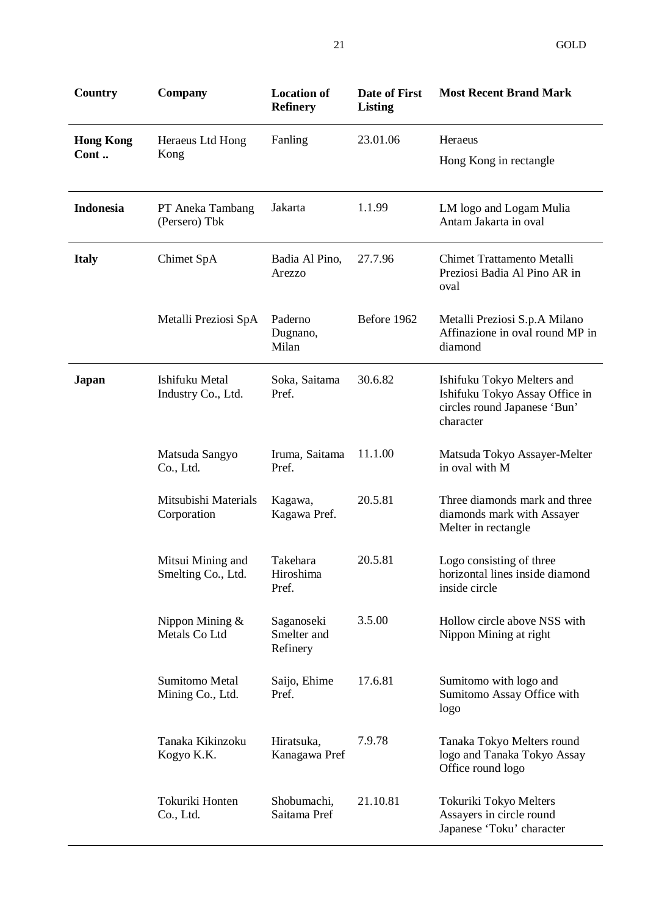| Country | Company | Location of Refinery | Date of First Listing | Most Recent Brand Mark |
|---|---|---|---|---|
| **Hong Kong Cont ..** | Heraeus Ltd Hong Kong | Fanling | 23.01.06 | Heraeus<br>Hong Kong in rectangle |
| **Indonesia** | PT Aneka Tambang (Persero) Tbk | Jakarta | 1.1.99 | LM logo and Logam Mulia Antam Jakarta in oval |
| **Italy** | Chimet SpA | Badia Al Pino, Arezzo | 27.7.96 | Chimet Trattamento Metalli Preziosi Badia Al Pino AR in oval |
| | Metalli Preziosi SpA | Paderno Dugnano, Milan | Before 1962 | Metalli Preziosi S.p.A Milano Affinazione in oval round MP in diamond |
| **Japan** | Ishifuku Metal Industry Co., Ltd. | Soka, Saitama Pref. | 30.6.82 | Ishifuku Tokyo Melters and Ishifuku Tokyo Assay Office in circles round Japanese 'Bun' character |
| | Matsuda Sangyo Co., Ltd. | Iruma, Saitama Pref. | 11.1.00 | Matsuda Tokyo Assayer-Melter in oval with M |
| | Mitsubishi Materials Corporation | Kagawa, Kagawa Pref. | 20.5.81 | Three diamonds mark and three diamonds mark with Assayer Melter in rectangle |
| | Mitsui Mining and Smelting Co., Ltd. | Takehara Hiroshima Pref. | 20.5.81 | Logo consisting of three horizontal lines inside diamond inside circle |
| | Nippon Mining & Metals Co Ltd | Saganoseki Smelter and Refinery | 3.5.00 | Hollow circle above NSS with Nippon Mining at right |
| | Sumitomo Metal Mining Co., Ltd. | Saijo, Ehime Pref. | 17.6.81 | Sumitomo with logo and Sumitomo Assay Office with logo |
| | Tanaka Kikinzoku Kogyo K.K. | Hiratsuka, Kanagawa Pref | 7.9.78 | Tanaka Tokyo Melters round logo and Tanaka Tokyo Assay Office round logo |
| | Tokuriki Honten Co., Ltd. | Shobumachi, Saitama Pref | 21.10.81 | Tokuriki Tokyo Melters Assayers in circle round Japanese 'Toku' character |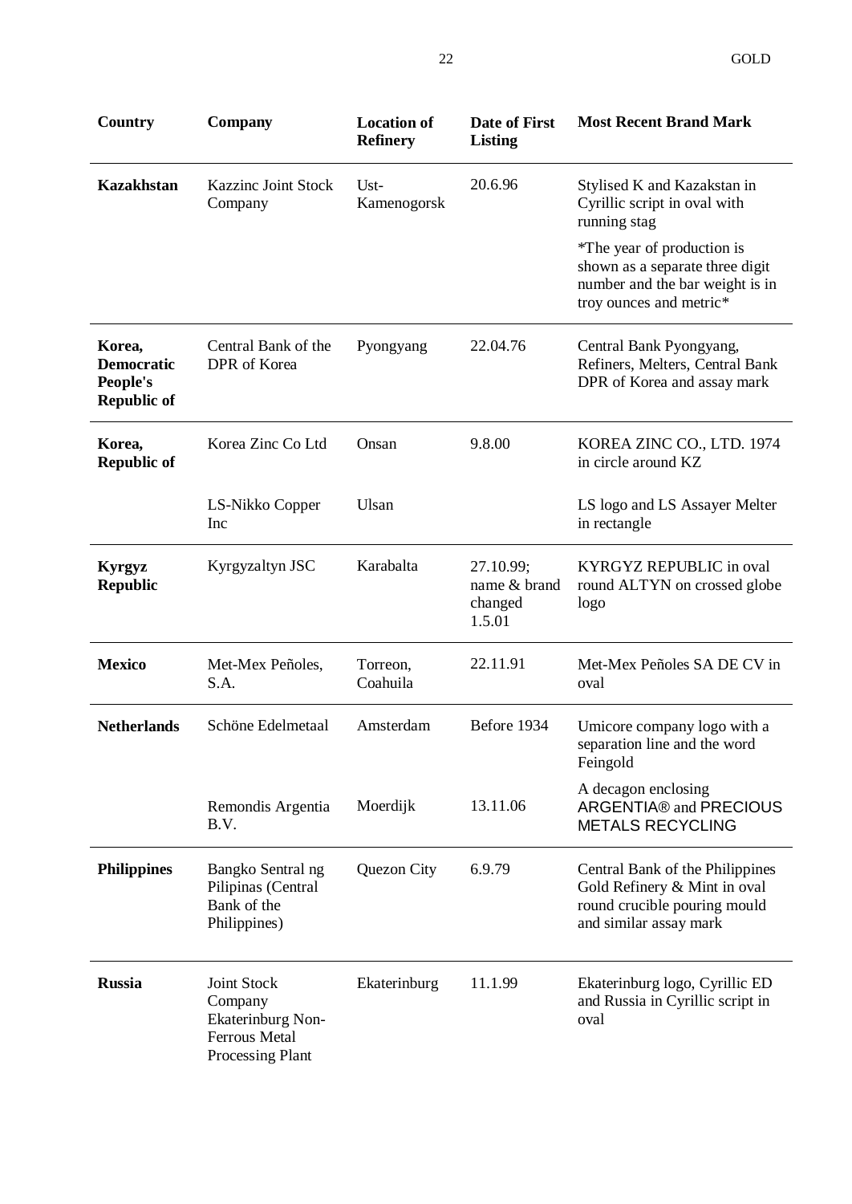| Country | Company | Location of Refinery | Date of First Listing | Most Recent Brand Mark |
|---|---|---|---|---|
| **Kazakhstan** | Kazzinc Joint Stock Company | Ust-Kamenogorsk | 20.6.96 | Stylised K and Kazakstan in Cyrillic script in oval with running stag<br>*The year of production is shown as a separate three digit number and the bar weight is in troy ounces and metric* |
| **Korea, Democratic People's Republic of** | Central Bank of the DPR of Korea | Pyongyang | 22.04.76 | Central Bank Pyongyang, Refiners, Melters, Central Bank DPR of Korea and assay mark |
| **Korea, Republic of** | Korea Zinc Co Ltd | Onsan | 9.8.00 | KOREA ZINC CO., LTD. 1974 in circle around KZ |
| | LS-Nikko Copper Inc | Ulsan | | LS logo and LS Assayer Melter in rectangle |
| **Kyrgyz Republic** | Kyrgyzaltyn JSC | Karabalta | 27.10.99; name & brand changed 1.5.01 | KYRGYZ REPUBLIC in oval round ALTYN on crossed globe logo |
| **Mexico** | Met-Mex Peñoles, S.A. | Torreon, Coahuila | 22.11.91 | Met-Mex Peñoles SA DE CV in oval |
| **Netherlands** | Schöne Edelmetaal | Amsterdam | Before 1934 | Umicore company logo with a separation line and the word Feingold |
| | Remondis Argentia B.V. | Moerdijk | 13.11.06 | A decagon enclosing ARGENTIA® and PRECIOUS METALS RECYCLING |
| **Philippines** | Bangko Sentral ng Pilipinas (Central Bank of the Philippines) | Quezon City | 6.9.79 | Central Bank of the Philippines Gold Refinery & Mint in oval round crucible pouring mould and similar assay mark |
| **Russia** | Joint Stock Company Ekaterinburg Non-Ferrous Metal Processing Plant | Ekaterinburg | 11.1.99 | Ekaterinburg logo, Cyrillic ED and Russia in Cyrillic script in oval |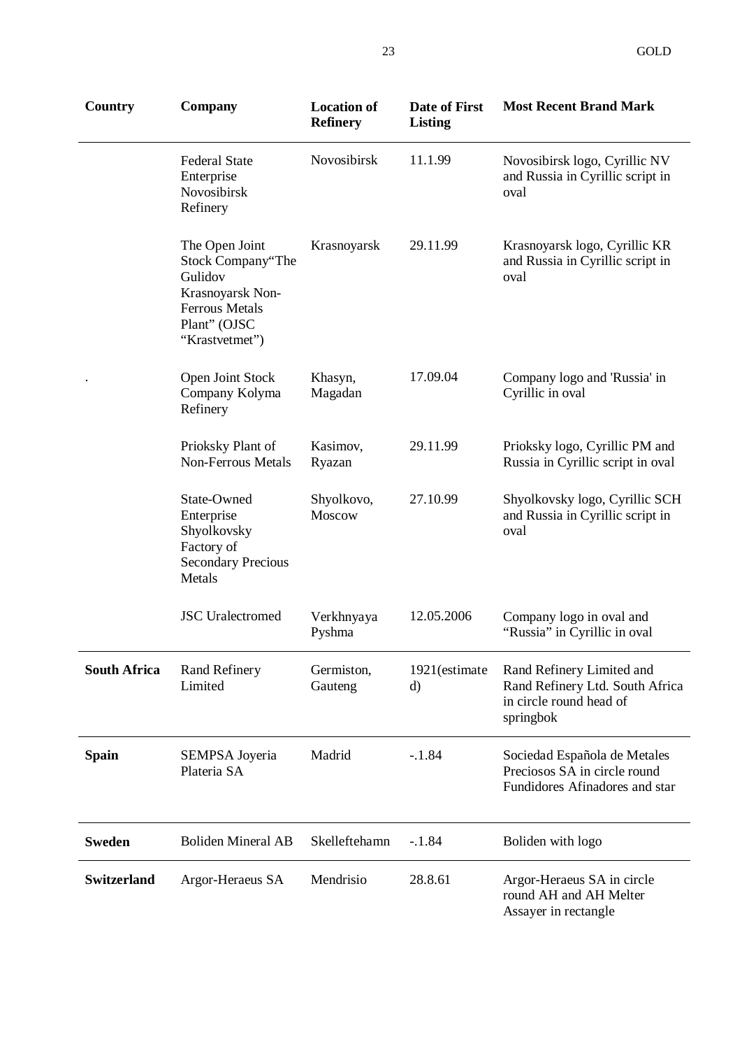| Country | Company | Location of Refinery | Date of First Listing | Most Recent Brand Mark |
|---|---|---|---|---|
| | Federal State Enterprise Novosibirsk Refinery | Novosibirsk | 11.1.99 | Novosibirsk logo, Cyrillic NV and Russia in Cyrillic script in oval |
| | The Open Joint Stock Company“The Gulidov Krasnoyarsk Non-Ferrous Metals Plant” (OJSC “Krastvetmet”) | Krasnoyarsk | 29.11.99 | Krasnoyarsk logo, Cyrillic KR and Russia in Cyrillic script in oval |
| . | Open Joint Stock Company Kolyma Refinery | Khasyn, Magadan | 17.09.04 | Company logo and 'Russia' in Cyrillic in oval |
| | Prioksky Plant of Non-Ferrous Metals | Kasimov, Ryazan | 29.11.99 | Prioksky logo, Cyrillic PM and Russia in Cyrillic script in oval |
| | State-Owned Enterprise Shyolkovsky Factory of Secondary Precious Metals | Shyolkovo, Moscow | 27.10.99 | Shyolkovsky logo, Cyrillic SCH and Russia in Cyrillic script in oval |
| | JSC Uralectromed | Verkhnyaya Pyshma | 12.05.2006 | Company logo in oval and “Russia” in Cyrillic in oval |
| **South Africa** | Rand Refinery Limited | Germiston, Gauteng | 1921(estimated) | Rand Refinery Limited and Rand Refinery Ltd. South Africa in circle round head of springbok |
| **Spain** | SEMPSA Joyeria Plateria SA | Madrid | -.1.84 | Sociedad Española de Metales Preciosos SA in circle round Fundidores Afinadores and star |
| **Sweden** | Boliden Mineral AB | Skelleftehamn | -.1.84 | Boliden with logo |
| **Switzerland** | Argor-Heraeus SA | Mendrisio | 28.8.61 | Argor-Heraeus SA in circle round AH and AH Melter Assayer in rectangle |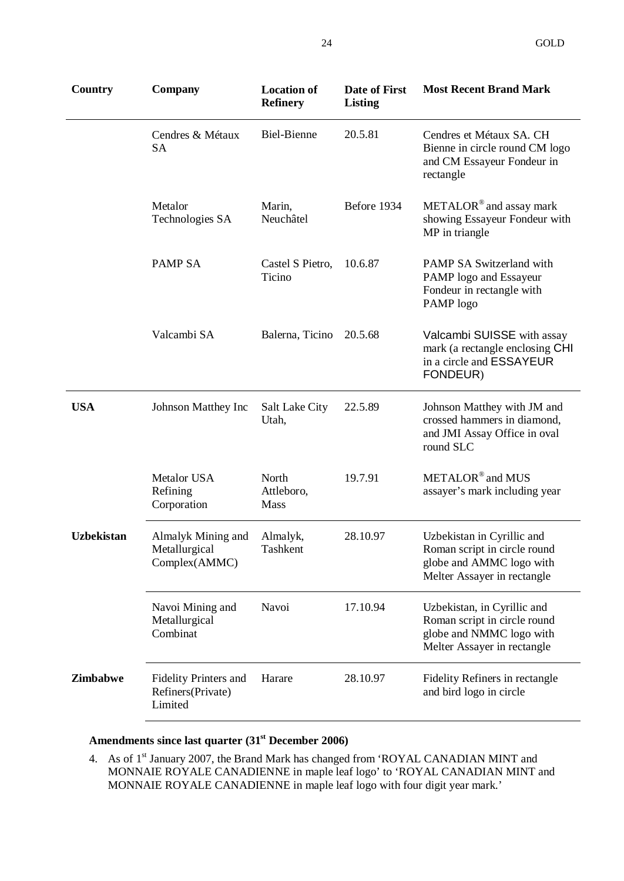| Country | Company | Location of Refinery | Date of First Listing | Most Recent Brand Mark |
|---|---|---|---|---|
| | Cendres & Métaux SA | Biel-Bienne | 20.5.81 | Cendres et Métaux SA. CH Bienne in circle round CM logo and CM Essayeur Fondeur in rectangle |
| | Metalor Technologies SA | Marin, Neuchâtel | Before 1934 | METALOR® and assay mark showing Essayeur Fondeur with MP in triangle |
| | PAMP SA | Castel S Pietro, Ticino | 10.6.87 | PAMP SA Switzerland with PAMP logo and Essayeur Fondeur in rectangle with PAMP logo |
| | Valcambi SA | Balerna, Ticino | 20.5.68 | Valcambi SUISSE with assay mark (a rectangle enclosing CHI in a circle and ESSAYEUR FONDEUR) |
| **USA** | Johnson Matthey Inc | Salt Lake City Utah, | 22.5.89 | Johnson Matthey with JM and crossed hammers in diamond, and JMI Assay Office in oval round SLC |
| | Metalor USA Refining Corporation | North Attleboro, Mass | 19.7.91 | METALOR® and MUS assayer's mark including year |
| **Uzbekistan** | Almalyk Mining and Metallurgical Complex(AMMC) | Almalyk, Tashkent | 28.10.97 | Uzbekistan in Cyrillic and Roman script in circle round globe and AMMC logo with Melter Assayer in rectangle |
| | Navoi Mining and Metallurgical Combinat | Navoi | 17.10.94 | Uzbekistan, in Cyrillic and Roman script in circle round globe and NMMC logo with Melter Assayer in rectangle |
| **Zimbabwe** | Fidelity Printers and Refiners(Private) Limited | Harare | 28.10.97 | Fidelity Refiners in rectangle and bird logo in circle |

**Amendments since last quarter (31st December 2006)**

4. As of 1st January 2007, the Brand Mark has changed from 'ROYAL CANADIAN MINT and MONNAIE ROYALE CANADIENNE in maple leaf logo' to 'ROYAL CANADIAN MINT and MONNAIE ROYALE CANADIENNE in maple leaf logo with four digit year mark.'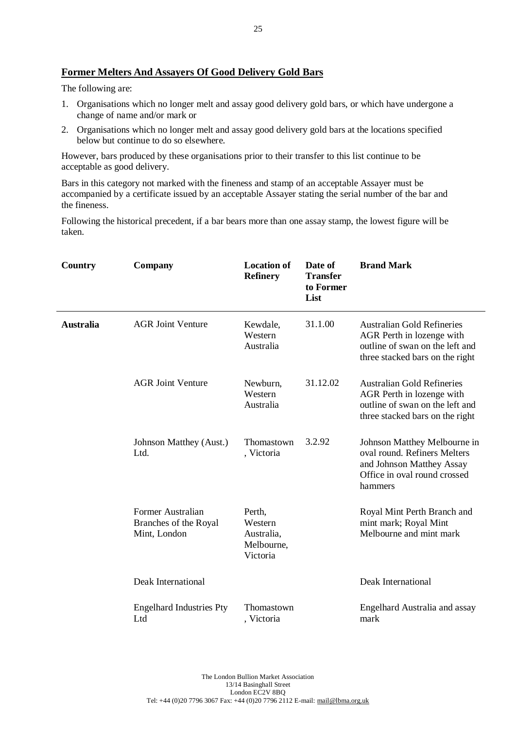## Former Melters And Assayers Of Good Delivery Gold Bars

The following are:

1. Organisations which no longer melt and assay good delivery gold bars, or which have undergone a change of name and/or mark or
2. Organisations which no longer melt and assay good delivery gold bars at the locations specified below but continue to do so elsewhere.

However, bars produced by these organisations prior to their transfer to this list continue to be acceptable as good delivery.

Bars in this category not marked with the fineness and stamp of an acceptable Assayer must be accompanied by a certificate issued by an acceptable Assayer stating the serial number of the bar and the fineness.

Following the historical precedent, if a bar bears more than one assay stamp, the lowest figure will be taken.

| Country | Company | Location of Refinery | Date of Transfer to Former List | Brand Mark |
|---|---|---|---|---|
| **Australia** | AGR Joint Venture | Kewdale, Western Australia | 31.1.00 | Australian Gold Refineries AGR Perth in lozenge with outline of swan on the left and three stacked bars on the right |
| | AGR Joint Venture | Newburn, Western Australia | 31.12.02 | Australian Gold Refineries AGR Perth in lozenge with outline of swan on the left and three stacked bars on the right |
| | Johnson Matthey (Aust.) Ltd. | Thomastown, Victoria | 3.2.92 | Johnson Matthey Melbourne in oval round. Refiners Melters and Johnson Matthey Assay Office in oval round crossed hammers |
| | Former Australian Branches of the Royal Mint, London | Perth, Western Australia, Melbourne, Victoria | | Royal Mint Perth Branch and mint mark; Royal Mint Melbourne and mint mark |
| | Deak International | | | Deak International |
| | Engelhard Industries Pty Ltd | Thomastown, Victoria | | Engelhard Australia and assay mark |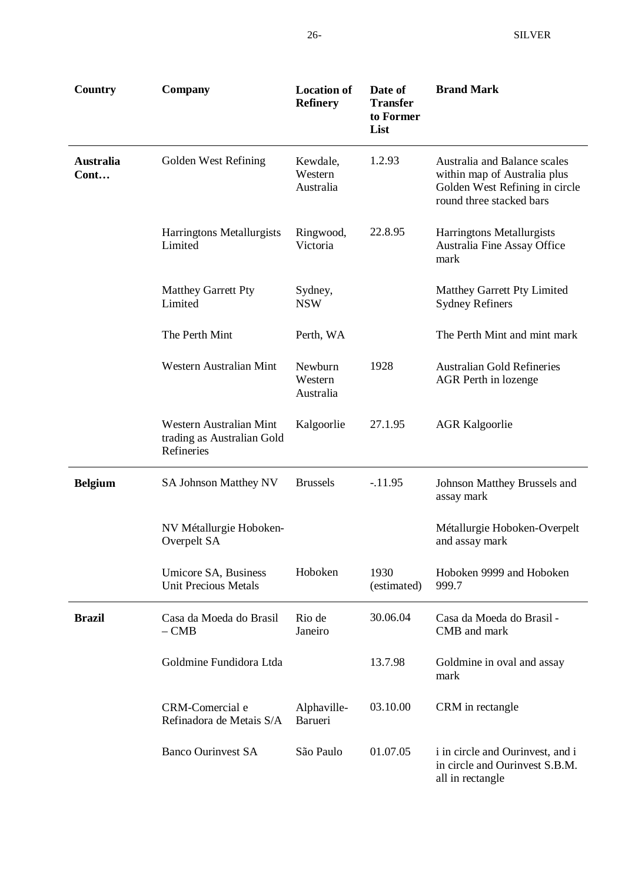| Country | Company | Location of Refinery | Date of Transfer to Former List | Brand Mark |
|---|---|---|---|---|
| **Australia Cont…** | Golden West Refining | Kewdale, Western Australia | 1.2.93 | Australia and Balance scales within map of Australia plus Golden West Refining in circle round three stacked bars |
| | Harringtons Metallurgists Limited | Ringwood, Victoria | 22.8.95 | Harringtons Metallurgists Australia Fine Assay Office mark |
| | Matthey Garrett Pty Limited | Sydney, NSW | | Matthey Garrett Pty Limited Sydney Refiners |
| | The Perth Mint | Perth, WA | | The Perth Mint and mint mark |
| | Western Australian Mint | Newburn Western Australia | 1928 | Australian Gold Refineries AGR Perth in lozenge |
| | Western Australian Mint trading as Australian Gold Refineries | Kalgoorlie | 27.1.95 | AGR Kalgoorlie |
| **Belgium** | SA Johnson Matthey NV | Brussels | -.11.95 | Johnson Matthey Brussels and assay mark |
| | NV Métallurgie Hoboken-Overpelt SA | | | Métallurgie Hoboken-Overpelt and assay mark |
| | Umicore SA, Business Unit Precious Metals | Hoboken | 1930 (estimated) | Hoboken 9999 and Hoboken 999.7 |
| **Brazil** | Casa da Moeda do Brasil – CMB | Rio de Janeiro | 30.06.04 | Casa da Moeda do Brasil - CMB and mark |
| | Goldmine Fundidora Ltda | | 13.7.98 | Goldmine in oval and assay mark |
| | CRM-Comercial e Refinadora de Metais S/A | Alphaville-Barueri | 03.10.00 | CRM in rectangle |
| | Banco Ourinvest SA | São Paulo | 01.07.05 | i in circle and Ourinvest, and i in circle and Ourinvest S.B.M. all in rectangle |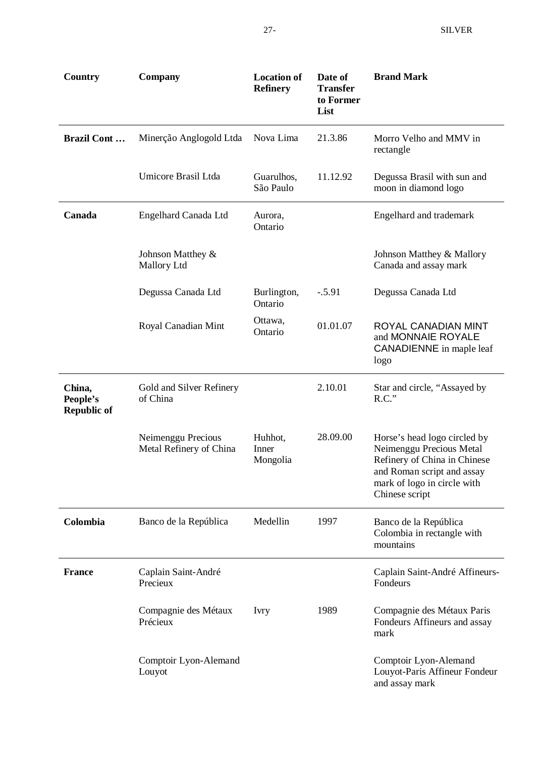| Country | Company | Location of Refinery | Date of Transfer to Former List | Brand Mark |
|---|---|---|---|---|
| **Brazil Cont …** | Minerção Anglogold Ltda | Nova Lima | 21.3.86 | Morro Velho and MMV in rectangle |
| | Umicore Brasil Ltda | Guarulhos, São Paulo | 11.12.92 | Degussa Brasil with sun and moon in diamond logo |
| **Canada** | Engelhard Canada Ltd | Aurora, Ontario | | Engelhard and trademark |
| | Johnson Matthey & Mallory Ltd | | | Johnson Matthey & Mallory Canada and assay mark |
| | Degussa Canada Ltd | Burlington, Ontario | -.5.91 | Degussa Canada Ltd |
| | Royal Canadian Mint | Ottawa, Ontario | 01.01.07 | ROYAL CANADIAN MINT and MONNAIE ROYALE CANADIENNE in maple leaf logo |
| **China, People's Republic of** | Gold and Silver Refinery of China | | 2.10.01 | Star and circle, "Assayed by R.C." |
| | Neimenggu Precious Metal Refinery of China | Huhhot, Inner Mongolia | 28.09.00 | Horse's head logo circled by Neimenggu Precious Metal Refinery of China in Chinese and Roman script and assay mark of logo in circle with Chinese script |
| **Colombia** | Banco de la República | Medellin | 1997 | Banco de la República Colombia in rectangle with mountains |
| **France** | Caplain Saint-André Precieux | | | Caplain Saint-André Affineurs-Fondeurs |
| | Compagnie des Métaux Précieux | Ivry | 1989 | Compagnie des Métaux Paris Fondeurs Affineurs and assay mark |
| | Comptoir Lyon-Alemand Louyot | | | Comptoir Lyon-Alemand Louyot-Paris Affineur Fondeur and assay mark |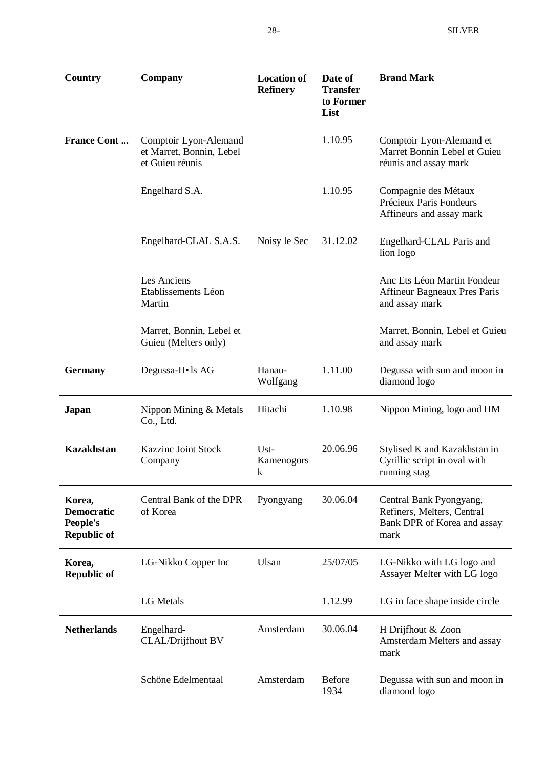| Country | Company | Location of Refinery | Date of Transfer to Former List | Brand Mark |
|---|---|---|---|---|
| **France Cont ...** | Comptoir Lyon-Alemand et Marret, Bonnin, Lebel et Guieu réunis | | 1.10.95 | Comptoir Lyon-Alemand et Marret Bonnin Lebel et Guieu réunis and assay mark |
| | Engelhard S.A. | | 1.10.95 | Compagnie des Métaux Précieux Paris Fondeurs Affineurs and assay mark |
| | Engelhard-CLAL S.A.S. | Noisy le Sec | 31.12.02 | Engelhard-CLAL Paris and lion logo |
| | Les Anciens Etablissements Léon Martin | | | Anc Ets Léon Martin Fondeur Affineur Bagneaux Pres Paris and assay mark |
| | Marret, Bonnin, Lebel et Guieu (Melters only) | | | Marret, Bonnin, Lebel et Guieu and assay mark |
| **Germany** | Degussa-H• ls AG | Hanau-Wolfgang | 1.11.00 | Degussa with sun and moon in diamond logo |
| **Japan** | Nippon Mining & Metals Co., Ltd. | Hitachi | 1.10.98 | Nippon Mining, logo and HM |
| **Kazakhstan** | Kazzinc Joint Stock Company | Ust-Kamenogorsk | 20.06.96 | Stylised K and Kazakhstan in Cyrillic script in oval with running stag |
| **Korea, Democratic People's Republic of** | Central Bank of the DPR of Korea | Pyongyang | 30.06.04 | Central Bank Pyongyang, Refiners, Melters, Central Bank DPR of Korea and assay mark |
| **Korea, Republic of** | LG-Nikko Copper Inc | Ulsan | 25/07/05 | LG-Nikko with LG logo and Assayer Melter with LG logo |
| | LG Metals | | 1.12.99 | LG in face shape inside circle |
| **Netherlands** | Engelhard-CLAL/Drijfhout BV | Amsterdam | 30.06.04 | H Drijfhout & Zoon Amsterdam Melters and assay mark |
| | Schöne Edelmentaal | Amsterdam | Before 1934 | Degussa with sun and moon in diamond logo |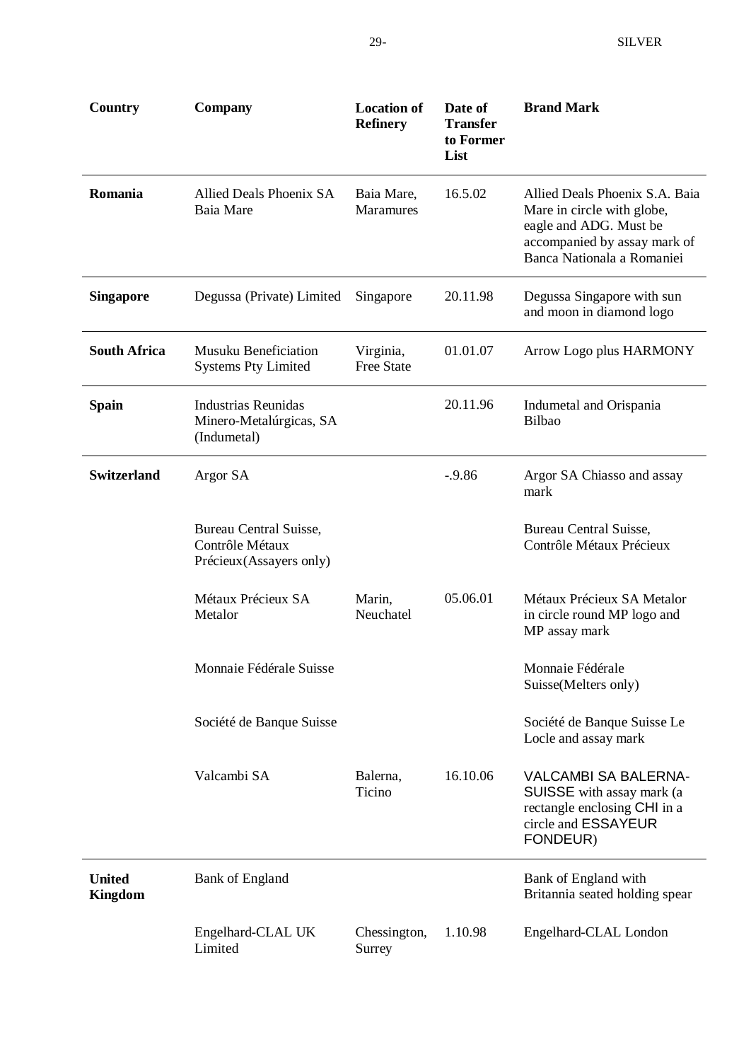| Country | Company | Location of Refinery | Date of Transfer to Former List | Brand Mark |
|---|---|---|---|---|
| **Romania** | Allied Deals Phoenix SA Baia Mare | Baia Mare, Maramures | 16.5.02 | Allied Deals Phoenix S.A. Baia Mare in circle with globe, eagle and ADG. Must be accompanied by assay mark of Banca Nationala a Romaniei |
| **Singapore** | Degussa (Private) Limited | Singapore | 20.11.98 | Degussa Singapore with sun and moon in diamond logo |
| **South Africa** | Musuku Beneficiation Systems Pty Limited | Virginia, Free State | 01.01.07 | Arrow Logo plus HARMONY |
| **Spain** | Industrias Reunidas Minero-Metalúrgicas, SA (Indumetal) | | 20.11.96 | Indumetal and Orispania Bilbao |
| **Switzerland** | Argor SA | | -.9.86 | Argor SA Chiasso and assay mark |
| | Bureau Central Suisse, Contrôle Métaux Précieux(Assayers only) | | | Bureau Central Suisse, Contrôle Métaux Précieux |
| | Métaux Précieux SA Metalor | Marin, Neuchatel | 05.06.01 | Métaux Précieux SA Metalor in circle round MP logo and MP assay mark |
| | Monnaie Fédérale Suisse | | | Monnaie Fédérale Suisse(Melters only) |
| | Société de Banque Suisse | | | Société de Banque Suisse Le Locle and assay mark |
| | Valcambi SA | Balerna, Ticino | 16.10.06 | VALCAMBI SA BALERNA-SUISSE with assay mark (a rectangle enclosing CHI in a circle and ESSAYEUR FONDEUR) |
| **United Kingdom** | Bank of England | | | Bank of England with Britannia seated holding spear |
| | Engelhard-CLAL UK Limited | Chessington, Surrey | 1.10.98 | Engelhard-CLAL London |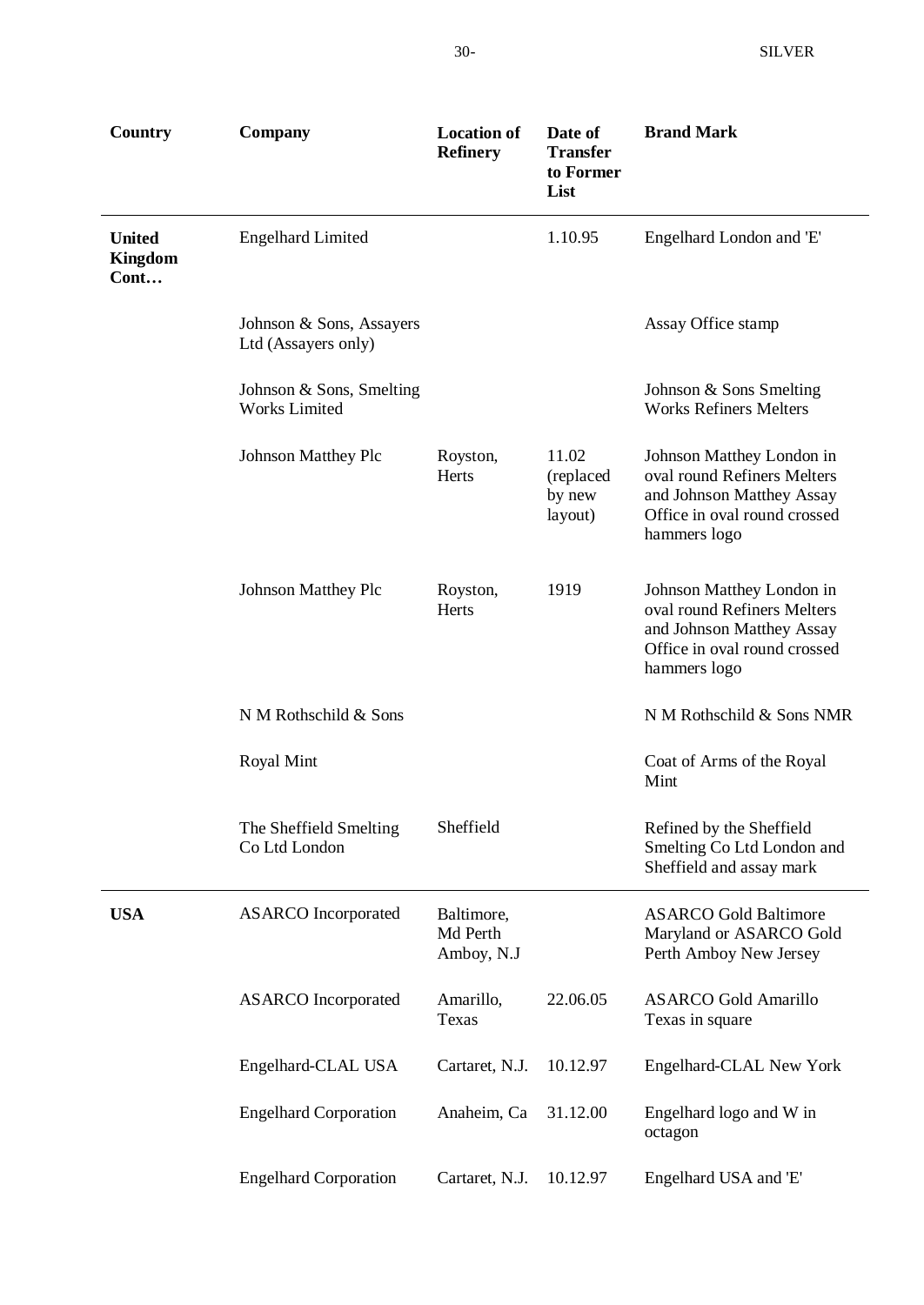| Country | Company | Location of Refinery | Date of Transfer to Former List | Brand Mark |
|---|---|---|---|---|
| **United Kingdom Cont…** | Engelhard Limited | | 1.10.95 | Engelhard London and 'E' |
| | Johnson & Sons, Assayers Ltd (Assayers only) | | | Assay Office stamp |
| | Johnson & Sons, Smelting Works Limited | | | Johnson & Sons Smelting Works Refiners Melters |
| | Johnson Matthey Plc | Royston, Herts | 11.02 (replaced by new layout) | Johnson Matthey London in oval round Refiners Melters and Johnson Matthey Assay Office in oval round crossed hammers logo |
| | Johnson Matthey Plc | Royston, Herts | 1919 | Johnson Matthey London in oval round Refiners Melters and Johnson Matthey Assay Office in oval round crossed hammers logo |
| | N M Rothschild & Sons | | | N M Rothschild & Sons NMR |
| | Royal Mint | | | Coat of Arms of the Royal Mint |
| | The Sheffield Smelting Co Ltd London | Sheffield | | Refined by the Sheffield Smelting Co Ltd London and Sheffield and assay mark |
| **USA** | ASARCO Incorporated | Baltimore, Md Perth Amboy, N.J | | ASARCO Gold Baltimore Maryland or ASARCO Gold Perth Amboy New Jersey |
| | ASARCO Incorporated | Amarillo, Texas | 22.06.05 | ASARCO Gold Amarillo Texas in square |
| | Engelhard-CLAL USA | Cartaret, N.J. | 10.12.97 | Engelhard-CLAL New York |
| | Engelhard Corporation | Anaheim, Ca | 31.12.00 | Engelhard logo and W in octagon |
| | Engelhard Corporation | Cartaret, N.J. | 10.12.97 | Engelhard USA and 'E' |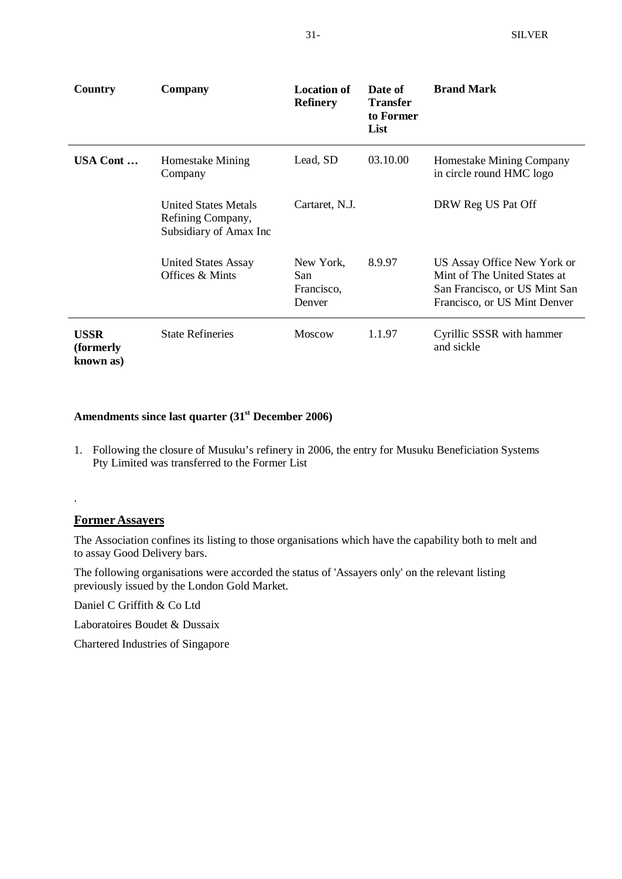| Country | Company | Location of Refinery | Date of Transfer to Former List | Brand Mark |
|---|---|---|---|---|
| **USA Cont …** | Homestake Mining Company | Lead, SD | 03.10.00 | Homestake Mining Company in circle round HMC logo |
| | United States Metals Refining Company, Subsidiary of Amax Inc | Cartaret, N.J. | | DRW Reg US Pat Off |
| | United States Assay Offices & Mints | New York, San Francisco, Denver | 8.9.97 | US Assay Office New York or Mint of The United States at San Francisco, or US Mint San Francisco, or US Mint Denver |
| **USSR (formerly known as)** | State Refineries | Moscow | 1.1.97 | Cyrillic SSSR with hammer and sickle |

**Amendments since last quarter (31st December 2006)**

1. Following the closure of Musuku's refinery in 2006, the entry for Musuku Beneficiation Systems Pty Limited was transferred to the Former List

.

## Former Assayers

The Association confines its listing to those organisations which have the capability both to melt and to assay Good Delivery bars.

The following organisations were accorded the status of 'Assayers only' on the relevant listing previously issued by the London Gold Market.

Daniel C Griffith & Co Ltd

Laboratoires Boudet & Dussaix

Chartered Industries of Singapore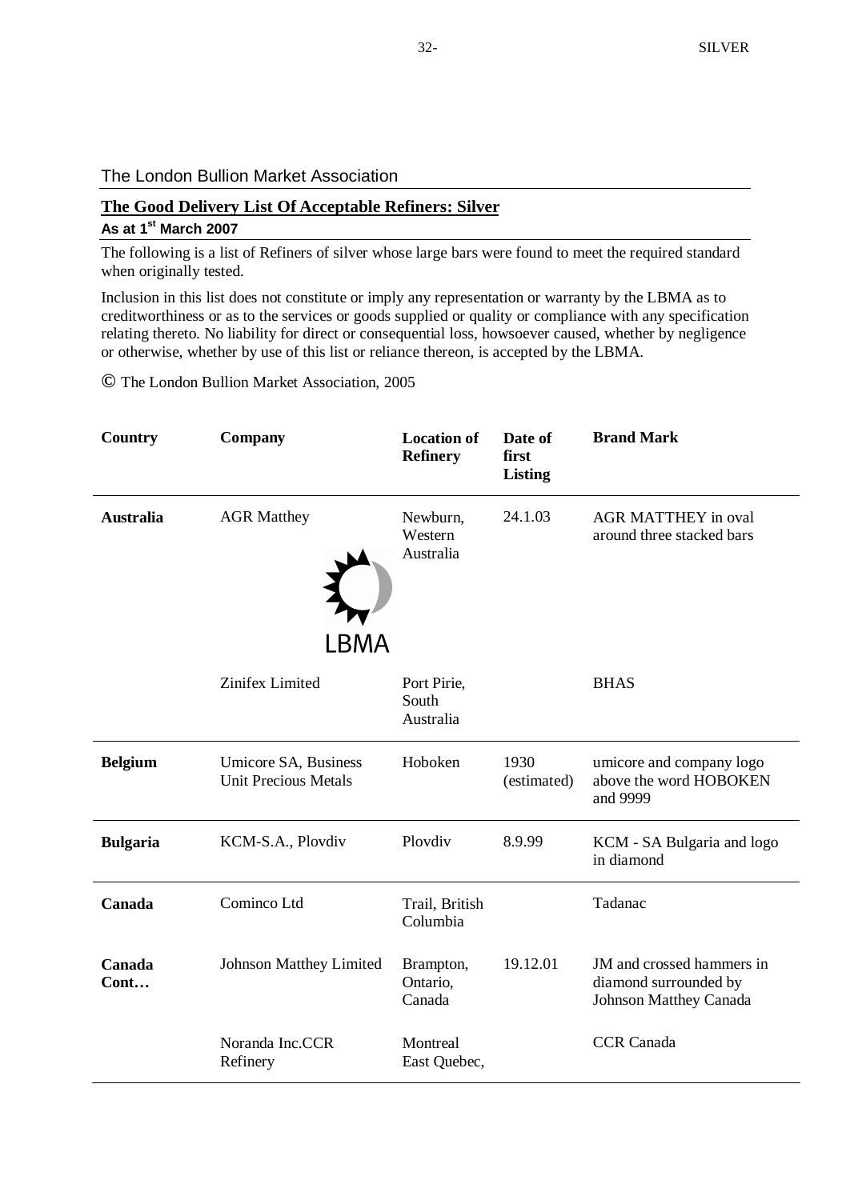The London Bullion Market Association

## The Good Delivery List Of Acceptable Refiners: Silver

**As at 1st March 2007**

The following is a list of Refiners of silver whose large bars were found to meet the required standard when originally tested.

Inclusion in this list does not constitute or imply any representation or warranty by the LBMA as to creditworthiness or as to the services or goods supplied or quality or compliance with any specification relating thereto. No liability for direct or consequential loss, howsoever caused, whether by negligence or otherwise, whether by use of this list or reliance thereon, is accepted by the LBMA.

© The London Bullion Market Association, 2005

| Country | Company | Location of Refinery | Date of first Listing | Brand Mark |
|---|---|---|---|---|
| **Australia** | AGR Matthey | Newburn, Western Australia | 24.1.03 | AGR MATTHEY in oval around three stacked bars |
| | Zinifex Limited | Port Pirie, South Australia | | BHAS |
| **Belgium** | Umicore SA, Business Unit Precious Metals | Hoboken | 1930 (estimated) | umicore and company logo above the word HOBOKEN and 9999 |
| **Bulgaria** | KCM-S.A., Plovdiv | Plovdiv | 8.9.99 | KCM - SA Bulgaria and logo in diamond |
| **Canada** | Cominco Ltd | Trail, British Columbia | | Tadanac |
| **Canada Cont…** | Johnson Matthey Limited | Brampton, Ontario, Canada | 19.12.01 | JM and crossed hammers in diamond surrounded by Johnson Matthey Canada |
| | Noranda Inc.CCR Refinery | Montreal East Quebec, | | CCR Canada |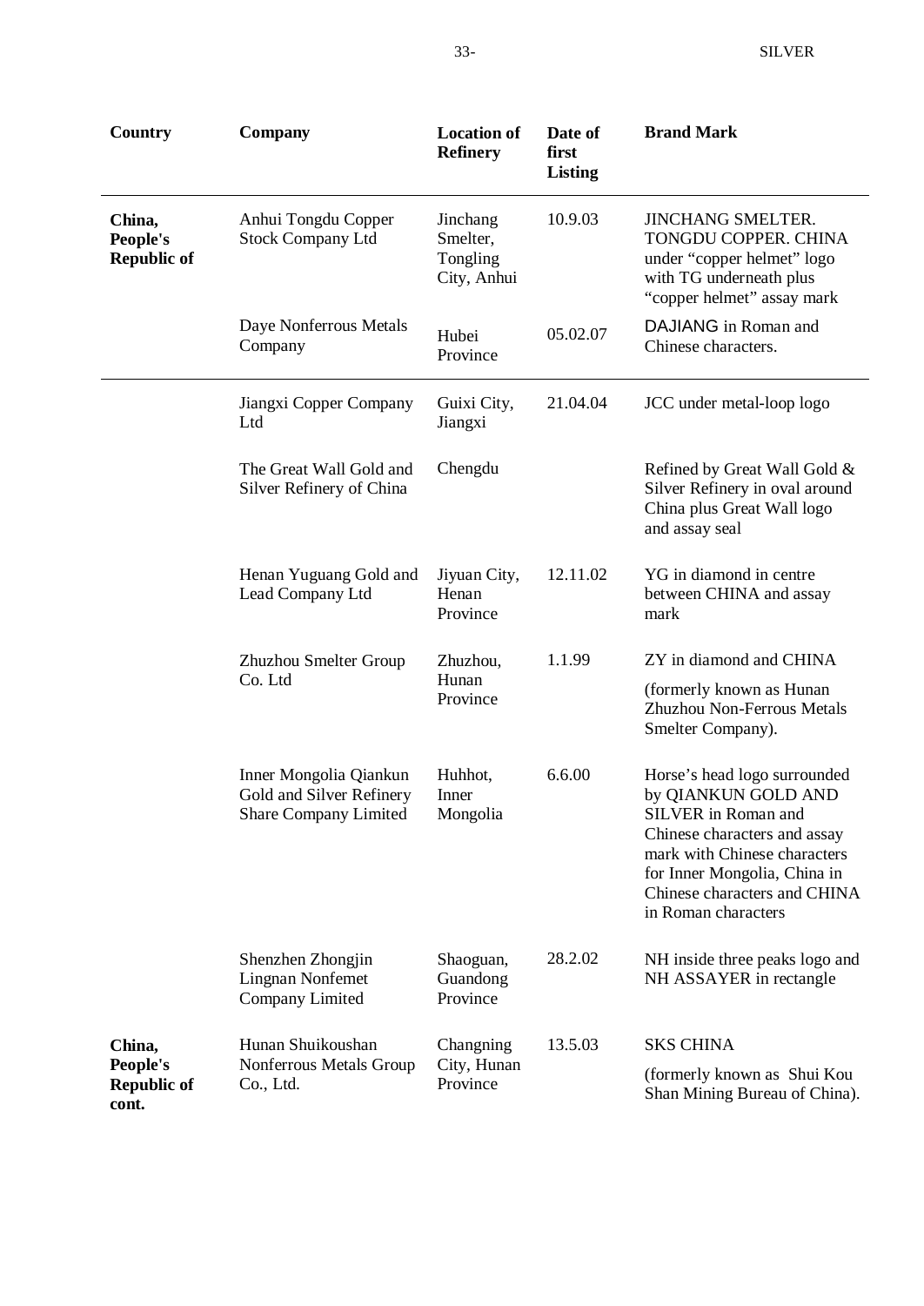| Country | Company | Location of Refinery | Date of first Listing | Brand Mark |
|---|---|---|---|---|
| **China, People's Republic of** | Anhui Tongdu Copper Stock Company Ltd | Jinchang Smelter, Tongling City, Anhui | 10.9.03 | JINCHANG SMELTER. TONGDU COPPER. CHINA under "copper helmet" logo with TG underneath plus "copper helmet" assay mark |
| | Daye Nonferrous Metals Company | Hubei Province | 05.02.07 | DAJIANG in Roman and Chinese characters. |
| | Jiangxi Copper Company Ltd | Guixi City, Jiangxi | 21.04.04 | JCC under metal-loop logo |
| | The Great Wall Gold and Silver Refinery of China | Chengdu | | Refined by Great Wall Gold & Silver Refinery in oval around China plus Great Wall logo and assay seal |
| | Henan Yuguang Gold and Lead Company Ltd | Jiyuan City, Henan Province | 12.11.02 | YG in diamond in centre between CHINA and assay mark |
| | Zhuzhou Smelter Group Co. Ltd | Zhuzhou, Hunan Province | 1.1.99 | ZY in diamond and CHINA (formerly known as Hunan Zhuzhou Non-Ferrous Metals Smelter Company). |
| | Inner Mongolia Qiankun Gold and Silver Refinery Share Company Limited | Huhhot, Inner Mongolia | 6.6.00 | Horse's head logo surrounded by QIANKUN GOLD AND SILVER in Roman and Chinese characters and assay mark with Chinese characters for Inner Mongolia, China in Chinese characters and CHINA in Roman characters |
| | Shenzhen Zhongjin Lingnan Nonfemet Company Limited | Shaoguan, Guandong Province | 28.2.02 | NH inside three peaks logo and NH ASSAYER in rectangle |
| **China, People's Republic of cont.** | Hunan Shuikoushan Nonferrous Metals Group Co., Ltd. | Changning City, Hunan Province | 13.5.03 | SKS CHINA (formerly known as Shui Kou Shan Mining Bureau of China). |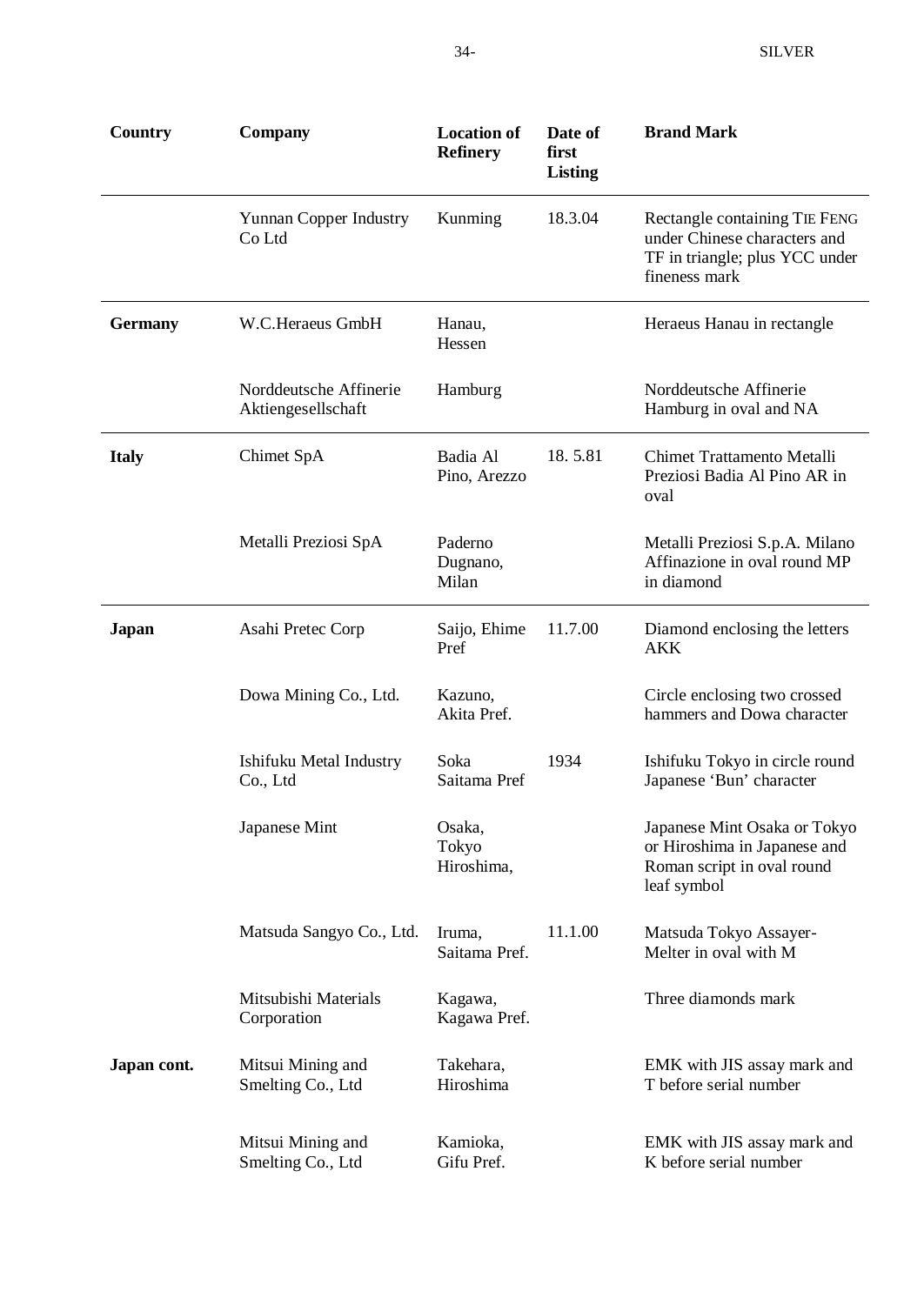| Country | Company | Location of Refinery | Date of first Listing | Brand Mark |
|---|---|---|---|---|
| | Yunnan Copper Industry Co Ltd | Kunming | 18.3.04 | Rectangle containing TIE FENG under Chinese characters and TF in triangle; plus YCC under fineness mark |
| **Germany** | W.C.Heraeus GmbH | Hanau, Hessen | | Heraeus Hanau in rectangle |
| | Norddeutsche Affinerie Aktiengesellschaft | Hamburg | | Norddeutsche Affinerie Hamburg in oval and NA |
| **Italy** | Chimet SpA | Badia Al Pino, Arezzo | 18. 5.81 | Chimet Trattamento Metalli Preziosi Badia Al Pino AR in oval |
| | Metalli Preziosi SpA | Paderno Dugnano, Milan | | Metalli Preziosi S.p.A. Milano Affinazione in oval round MP in diamond |
| **Japan** | Asahi Pretec Corp | Saijo, Ehime Pref | 11.7.00 | Diamond enclosing the letters AKK |
| | Dowa Mining Co., Ltd. | Kazuno, Akita Pref. | | Circle enclosing two crossed hammers and Dowa character |
| | Ishifuku Metal Industry Co., Ltd | Soka Saitama Pref | 1934 | Ishifuku Tokyo in circle round Japanese 'Bun' character |
| | Japanese Mint | Osaka, Tokyo Hiroshima, | | Japanese Mint Osaka or Tokyo or Hiroshima in Japanese and Roman script in oval round leaf symbol |
| | Matsuda Sangyo Co., Ltd. | Iruma, Saitama Pref. | 11.1.00 | Matsuda Tokyo Assayer-Melter in oval with M |
| | Mitsubishi Materials Corporation | Kagawa, Kagawa Pref. | | Three diamonds mark |
| **Japan cont.** | Mitsui Mining and Smelting Co., Ltd | Takehara, Hiroshima | | EMK with JIS assay mark and T before serial number |
| | Mitsui Mining and Smelting Co., Ltd | Kamioka, Gifu Pref. | | EMK with JIS assay mark and K before serial number |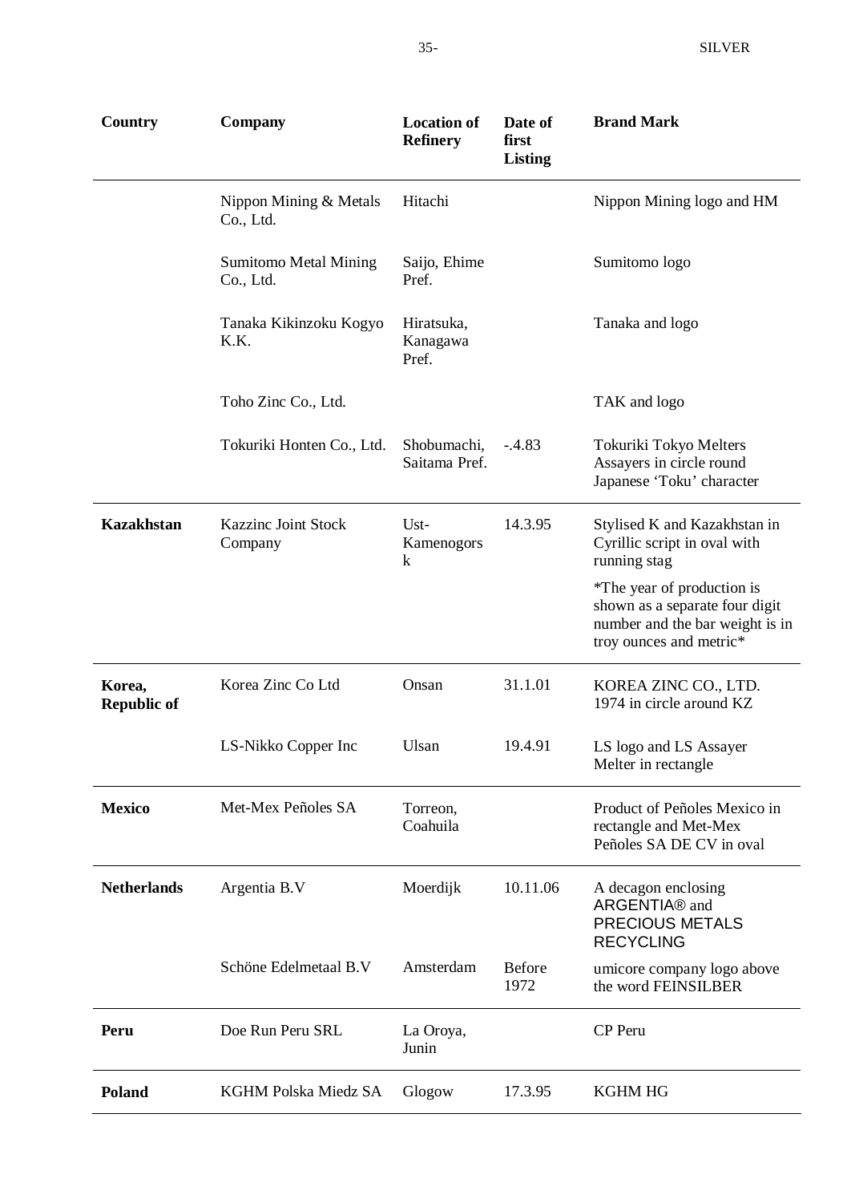| Country | Company | Location of Refinery | Date of first Listing | Brand Mark |
|---|---|---|---|---|
| | Nippon Mining & Metals Co., Ltd. | Hitachi | | Nippon Mining logo and HM |
| | Sumitomo Metal Mining Co., Ltd. | Saijo, Ehime Pref. | | Sumitomo logo |
| | Tanaka Kikinzoku Kogyo K.K. | Hiratsuka, Kanagawa Pref. | | Tanaka and logo |
| | Toho Zinc Co., Ltd. | | | TAK and logo |
| | Tokuriki Honten Co., Ltd. | Shobumachi, Saitama Pref. | -.4.83 | Tokuriki Tokyo Melters Assayers in circle round Japanese 'Toku' character |
| **Kazakhstan** | Kazzinc Joint Stock Company | Ust-Kamenogorsk | 14.3.95 | Stylised K and Kazakhstan in Cyrillic script in oval with running stag<br><br>*The year of production is shown as a separate four digit number and the bar weight is in troy ounces and metric* |
| **Korea, Republic of** | Korea Zinc Co Ltd | Onsan | 31.1.01 | KOREA ZINC CO., LTD. 1974 in circle around KZ |
| | LS-Nikko Copper Inc | Ulsan | 19.4.91 | LS logo and LS Assayer Melter in rectangle |
| **Mexico** | Met-Mex Peñoles SA | Torreon, Coahuila | | Product of Peñoles Mexico in rectangle and Met-Mex Peñoles SA DE CV in oval |
| **Netherlands** | Argentia B.V | Moerdijk | 10.11.06 | A decagon enclosing ARGENTIA® and PRECIOUS METALS RECYCLING |
| | Schöne Edelmetaal B.V | Amsterdam | Before 1972 | umicore company logo above the word FEINSILBER |
| **Peru** | Doe Run Peru SRL | La Oroya, Junin | | CP Peru |
| **Poland** | KGHM Polska Miedz SA | Glogow | 17.3.95 | KGHM HG |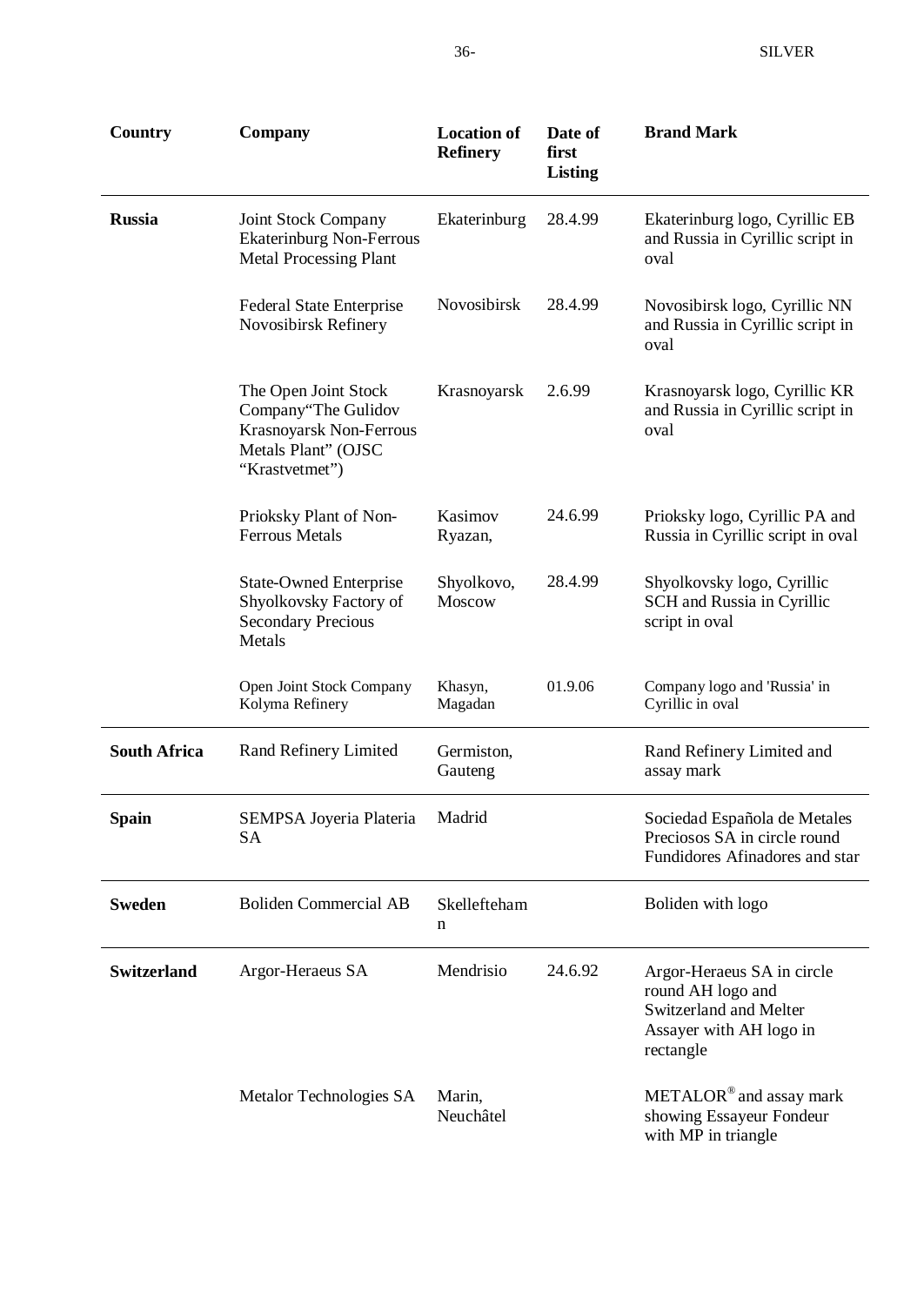| Country | Company | Location of Refinery | Date of first Listing | Brand Mark |
|---|---|---|---|---|
| **Russia** | Joint Stock Company Ekaterinburg Non-Ferrous Metal Processing Plant | Ekaterinburg | 28.4.99 | Ekaterinburg logo, Cyrillic EB and Russia in Cyrillic script in oval |
| | Federal State Enterprise Novosibirsk Refinery | Novosibirsk | 28.4.99 | Novosibirsk logo, Cyrillic NN and Russia in Cyrillic script in oval |
| | The Open Joint Stock Company"The Gulidov Krasnoyarsk Non-Ferrous Metals Plant" (OJSC "Krastvetmet") | Krasnoyarsk | 2.6.99 | Krasnoyarsk logo, Cyrillic KR and Russia in Cyrillic script in oval |
| | Prioksky Plant of Non-Ferrous Metals | Kasimov Ryazan, | 24.6.99 | Prioksky logo, Cyrillic PA and Russia in Cyrillic script in oval |
| | State-Owned Enterprise Shyolkovsky Factory of Secondary Precious Metals | Shyolkovo, Moscow | 28.4.99 | Shyolkovsky logo, Cyrillic SCH and Russia in Cyrillic script in oval |
| | Open Joint Stock Company Kolyma Refinery | Khasyn, Magadan | 01.9.06 | Company logo and 'Russia' in Cyrillic in oval |
| **South Africa** | Rand Refinery Limited | Germiston, Gauteng | | Rand Refinery Limited and assay mark |
| **Spain** | SEMPSA Joyeria Plateria SA | Madrid | | Sociedad Española de Metales Preciosos SA in circle round Fundidores Afinadores and star |
| **Sweden** | Boliden Commercial AB | Skelleftehamn | | Boliden with logo |
| **Switzerland** | Argor-Heraeus SA | Mendrisio | 24.6.92 | Argor-Heraeus SA in circle round AH logo and Switzerland and Melter Assayer with AH logo in rectangle |
| | Metalor Technologies SA | Marin, Neuchâtel | | METALOR® and assay mark showing Essayeur Fondeur with MP in triangle |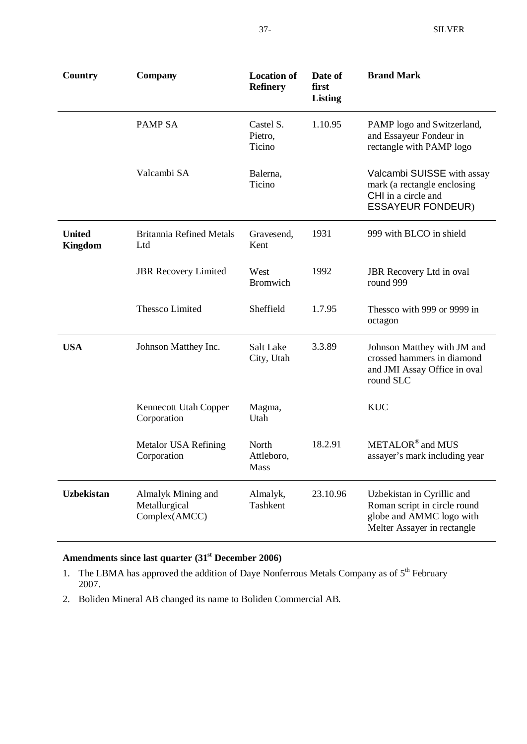| Country | Company | Location of Refinery | Date of first Listing | Brand Mark |
|---|---|---|---|---|
| | PAMP SA | Castel S. Pietro, Ticino | 1.10.95 | PAMP logo and Switzerland, and Essayeur Fondeur in rectangle with PAMP logo |
| | Valcambi SA | Balerna, Ticino | | Valcambi SUISSE with assay mark (a rectangle enclosing CHI in a circle and ESSAYEUR FONDEUR) |
| **United Kingdom** | Britannia Refined Metals Ltd | Gravesend, Kent | 1931 | 999 with BLCO in shield |
| | JBR Recovery Limited | West Bromwich | 1992 | JBR Recovery Ltd in oval round 999 |
| | Thessco Limited | Sheffield | 1.7.95 | Thessco with 999 or 9999 in octagon |
| **USA** | Johnson Matthey Inc. | Salt Lake City, Utah | 3.3.89 | Johnson Matthey with JM and crossed hammers in diamond and JMI Assay Office in oval round SLC |
| | Kennecott Utah Copper Corporation | Magma, Utah | | KUC |
| | Metalor USA Refining Corporation | North Attleboro, Mass | 18.2.91 | METALOR® and MUS assayer's mark including year |
| **Uzbekistan** | Almalyk Mining and Metallurgical Complex(AMCC) | Almalyk, Tashkent | 23.10.96 | Uzbekistan in Cyrillic and Roman script in circle round globe and AMMC logo with Melter Assayer in rectangle |

**Amendments since last quarter (31st December 2006)**

1. The LBMA has approved the addition of Daye Nonferrous Metals Company as of 5th February 2007.
2. Boliden Mineral AB changed its name to Boliden Commercial AB.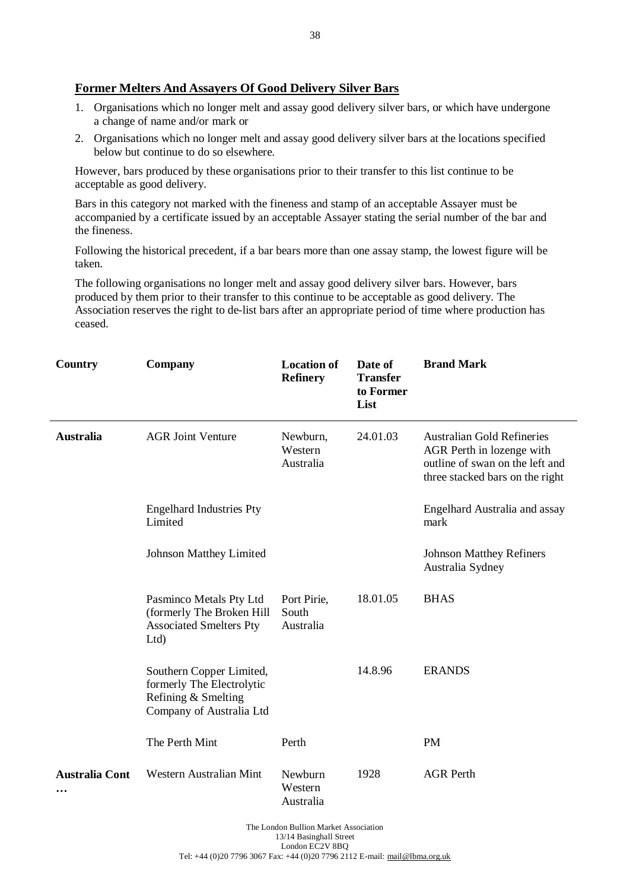## Former Melters And Assayers Of Good Delivery Silver Bars

1. Organisations which no longer melt and assay good delivery silver bars, or which have undergone a change of name and/or mark or
2. Organisations which no longer melt and assay good delivery silver bars at the locations specified below but continue to do so elsewhere.

However, bars produced by these organisations prior to their transfer to this list continue to be acceptable as good delivery.

Bars in this category not marked with the fineness and stamp of an acceptable Assayer must be accompanied by a certificate issued by an acceptable Assayer stating the serial number of the bar and the fineness.

Following the historical precedent, if a bar bears more than one assay stamp, the lowest figure will be taken.

The following organisations no longer melt and assay good delivery silver bars. However, bars produced by them prior to their transfer to this continue to be acceptable as good delivery. The Association reserves the right to de-list bars after an appropriate period of time where production has ceased.

| Country | Company | Location of Refinery | Date of Transfer to Former List | Brand Mark |
|---|---|---|---|---|
| **Australia** | AGR Joint Venture | Newburn, Western Australia | 24.01.03 | Australian Gold Refineries AGR Perth in lozenge with outline of swan on the left and three stacked bars on the right |
| | Engelhard Industries Pty Limited | | | Engelhard Australia and assay mark |
| | Johnson Matthey Limited | | | Johnson Matthey Refiners Australia Sydney |
| | Pasminco Metals Pty Ltd (formerly The Broken Hill Associated Smelters Pty Ltd) | Port Pirie, South Australia | 18.01.05 | BHAS |
| | Southern Copper Limited, formerly The Electrolytic Refining & Smelting Company of Australia Ltd | | 14.8.96 | ERANDS |
| | The Perth Mint | Perth | | PM |
| **Australia Cont …** | Western Australian Mint | Newburn Western Australia | 1928 | AGR Perth |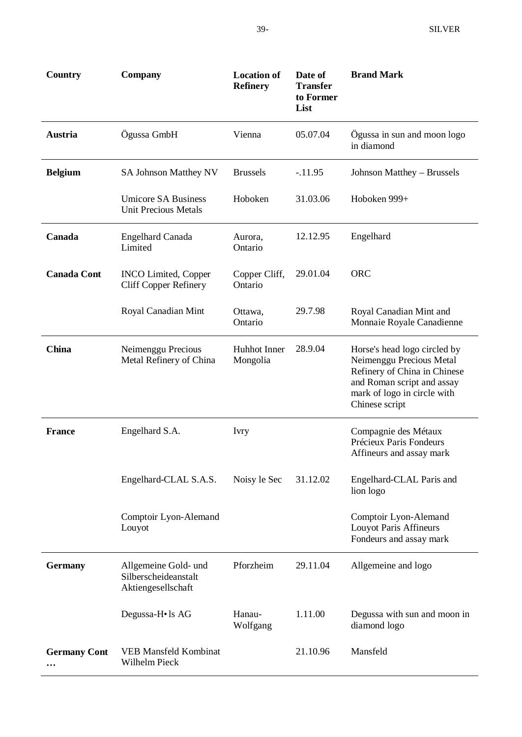| Country | Company | Location of Refinery | Date of Transfer to Former List | Brand Mark |
|---|---|---|---|---|
| **Austria** | Ögussa GmbH | Vienna | 05.07.04 | Ögussa in sun and moon logo in diamond |
| **Belgium** | SA Johnson Matthey NV | Brussels | -.11.95 | Johnson Matthey – Brussels |
| | Umicore SA Business Unit Precious Metals | Hoboken | 31.03.06 | Hoboken 999+ |
| **Canada** | Engelhard Canada Limited | Aurora, Ontario | 12.12.95 | Engelhard |
| **Canada Cont** | INCO Limited, Copper Cliff Copper Refinery | Copper Cliff, Ontario | 29.01.04 | ORC |
| | Royal Canadian Mint | Ottawa, Ontario | 29.7.98 | Royal Canadian Mint and Monnaie Royale Canadienne |
| **China** | Neimenggu Precious Metal Refinery of China | Huhhot Inner Mongolia | 28.9.04 | Horse's head logo circled by Neimenggu Precious Metal Refinery of China in Chinese and Roman script and assay mark of logo in circle with Chinese script |
| **France** | Engelhard S.A. | Ivry | | Compagnie des Métaux Précieux Paris Fondeurs Affineurs and assay mark |
| | Engelhard-CLAL S.A.S. | Noisy le Sec | 31.12.02 | Engelhard-CLAL Paris and lion logo |
| | Comptoir Lyon-Alemand Louyot | | | Comptoir Lyon-Alemand Louyot Paris Affineurs Fondeurs and assay mark |
| **Germany** | Allgemeine Gold- und Silberscheideanstalt Aktiengesellschaft | Pforzheim | 29.11.04 | Allgemeine and logo |
| | Degussa-H• ls AG | Hanau-Wolfgang | 1.11.00 | Degussa with sun and moon in diamond logo |
| **Germany Cont …** | VEB Mansfeld Kombinat Wilhelm Pieck | | 21.10.96 | Mansfeld |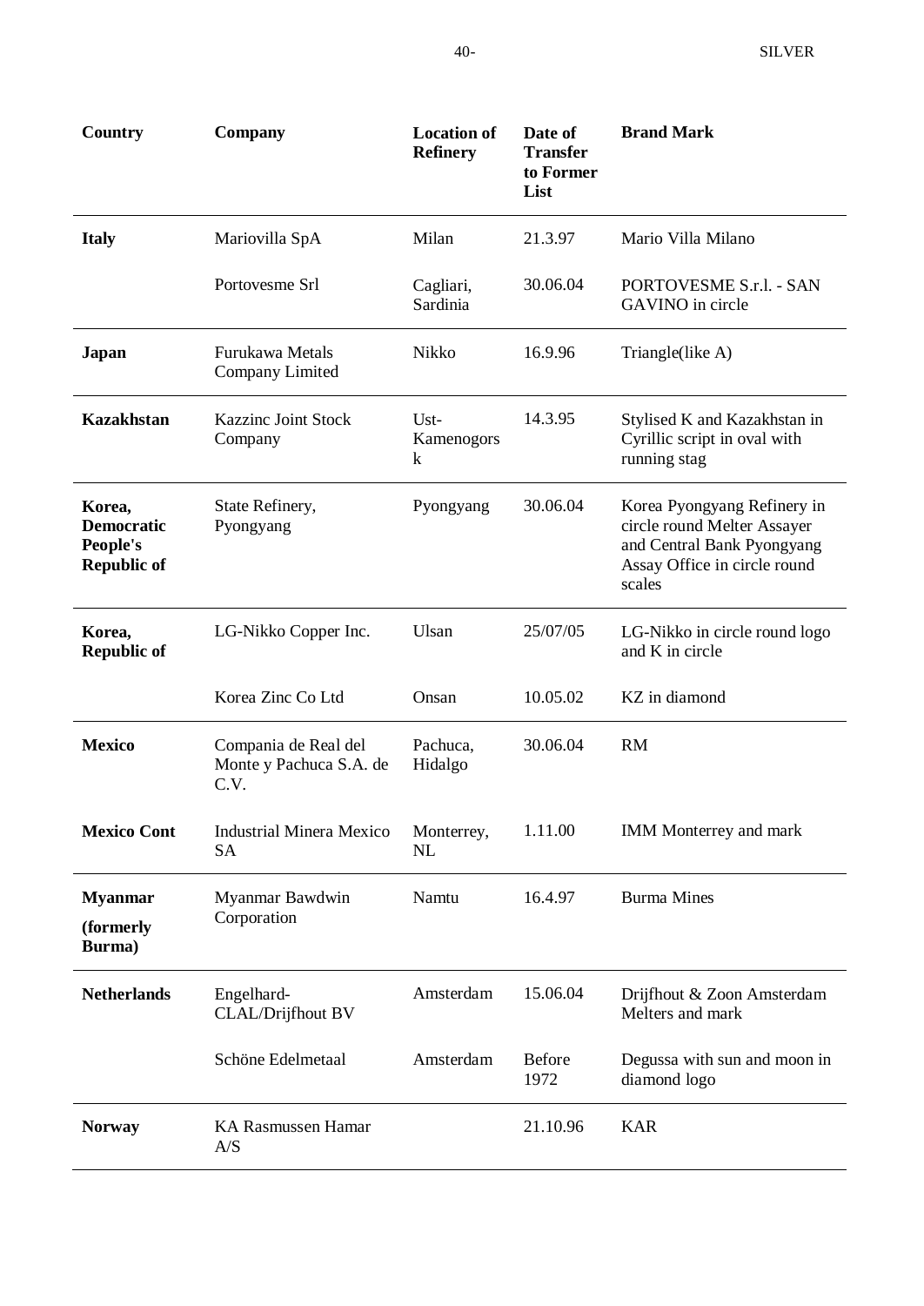| Country | Company | Location of Refinery | Date of Transfer to Former List | Brand Mark |
|---|---|---|---|---|
| **Italy** | Mariovilla SpA | Milan | 21.3.97 | Mario Villa Milano |
| | Portovesme Srl | Cagliari, Sardinia | 30.06.04 | PORTOVESME S.r.l. - SAN GAVINO in circle |
| **Japan** | Furukawa Metals Company Limited | Nikko | 16.9.96 | Triangle(like A) |
| **Kazakhstan** | Kazzinc Joint Stock Company | Ust-Kamenogorsk | 14.3.95 | Stylised K and Kazakhstan in Cyrillic script in oval with running stag |
| **Korea, Democratic People's Republic of** | State Refinery, Pyongyang | Pyongyang | 30.06.04 | Korea Pyongyang Refinery in circle round Melter Assayer and Central Bank Pyongyang Assay Office in circle round scales |
| **Korea, Republic of** | LG-Nikko Copper Inc. | Ulsan | 25/07/05 | LG-Nikko in circle round logo and K in circle |
| | Korea Zinc Co Ltd | Onsan | 10.05.02 | KZ in diamond |
| **Mexico** | Compania de Real del Monte y Pachuca S.A. de C.V. | Pachuca, Hidalgo | 30.06.04 | RM |
| **Mexico Cont** | Industrial Minera Mexico SA | Monterrey, NL | 1.11.00 | IMM Monterrey and mark |
| **Myanmar (formerly Burma)** | Myanmar Bawdwin Corporation | Namtu | 16.4.97 | Burma Mines |
| **Netherlands** | Engelhard-CLAL/Drijfhout BV | Amsterdam | 15.06.04 | Drijfhout & Zoon Amsterdam Melters and mark |
| | Schöne Edelmetaal | Amsterdam | Before 1972 | Degussa with sun and moon in diamond logo |
| **Norway** | KA Rasmussen Hamar A/S | | 21.10.96 | KAR |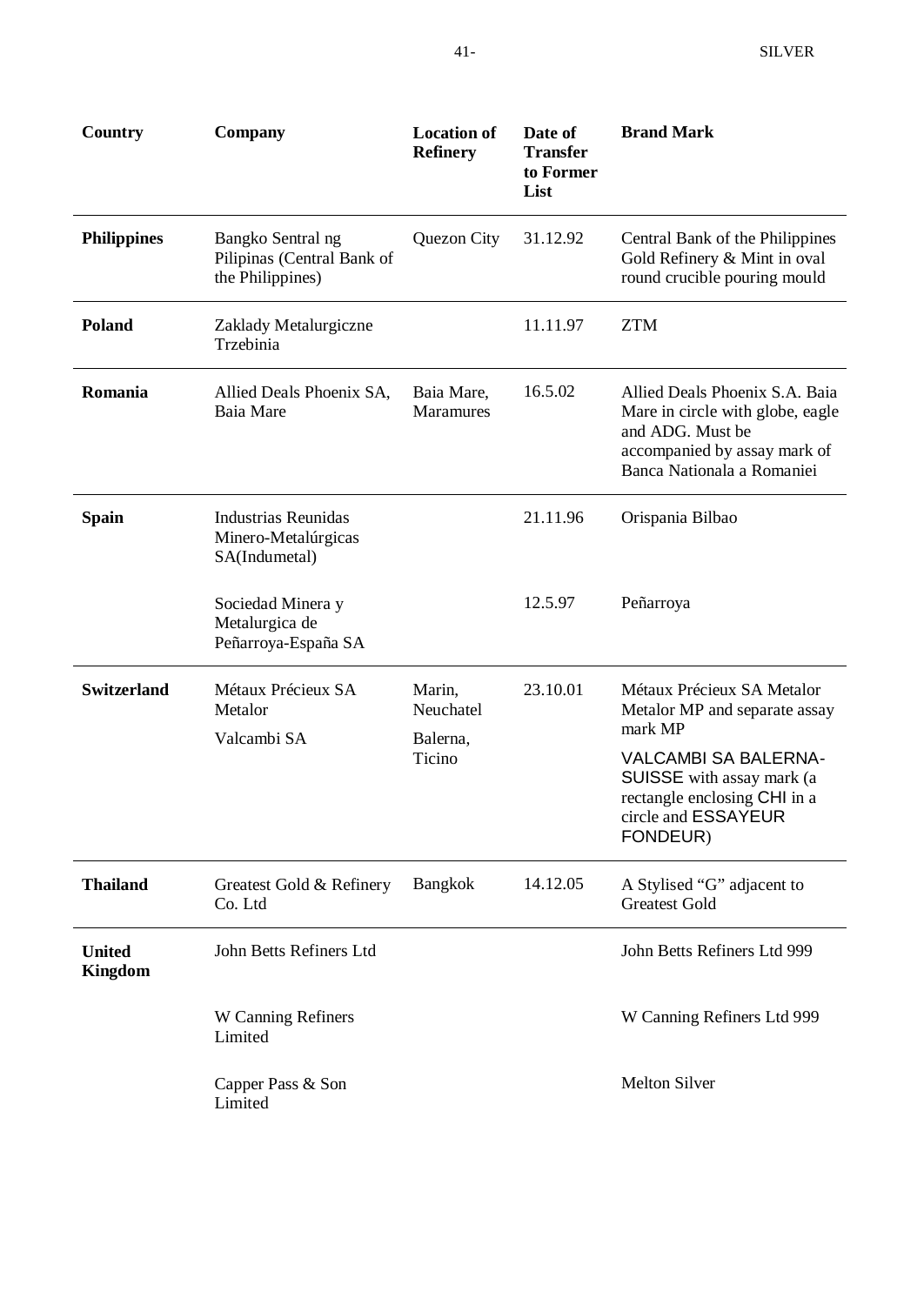| Country | Company | Location of Refinery | Date of Transfer to Former List | Brand Mark |
|---|---|---|---|---|
| **Philippines** | Bangko Sentral ng Pilipinas (Central Bank of the Philippines) | Quezon City | 31.12.92 | Central Bank of the Philippines Gold Refinery & Mint in oval round crucible pouring mould |
| **Poland** | Zaklady Metalurgiczne Trzebinia | | 11.11.97 | ZTM |
| **Romania** | Allied Deals Phoenix SA, Baia Mare | Baia Mare, Maramures | 16.5.02 | Allied Deals Phoenix S.A. Baia Mare in circle with globe, eagle and ADG. Must be accompanied by assay mark of Banca Nationala a Romaniei |
| **Spain** | Industrias Reunidas Minero-Metalúrgicas SA(Indumetal) | | 21.11.96 | Orispania Bilbao |
| | Sociedad Minera y Metalurgica de Peñarroya-España SA | | 12.5.97 | Peñarroya |
| **Switzerland** | Métaux Précieux SA Metalor | Marin, Neuchatel | 23.10.01 | Métaux Précieux SA Metalor Metalor MP and separate assay mark MP |
| | Valcambi SA | Balerna, Ticino | | VALCAMBI SA BALERNA-SUISSE with assay mark (a rectangle enclosing CHI in a circle and ESSAYEUR FONDEUR) |
| **Thailand** | Greatest Gold & Refinery Co. Ltd | Bangkok | 14.12.05 | A Stylised "G" adjacent to Greatest Gold |
| **United Kingdom** | John Betts Refiners Ltd | | | John Betts Refiners Ltd 999 |
| | W Canning Refiners Limited | | | W Canning Refiners Ltd 999 |
| | Capper Pass & Son Limited | | | Melton Silver |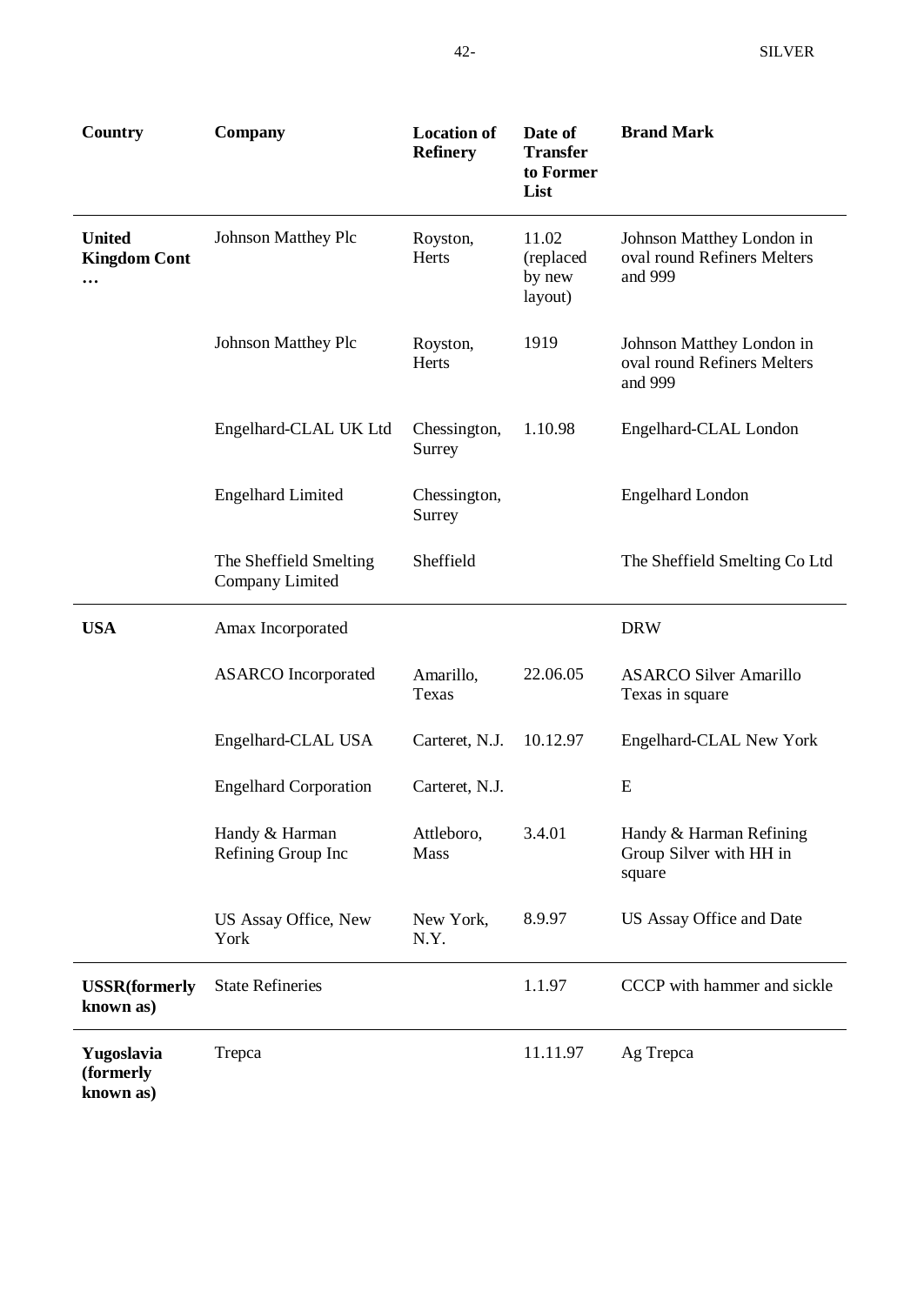| Country | Company | Location of Refinery | Date of Transfer to Former List | Brand Mark |
|---|---|---|---|---|
| **United Kingdom Cont …** | Johnson Matthey Plc | Royston, Herts | 11.02 (replaced by new layout) | Johnson Matthey London in oval round Refiners Melters and 999 |
| | Johnson Matthey Plc | Royston, Herts | 1919 | Johnson Matthey London in oval round Refiners Melters and 999 |
| | Engelhard-CLAL UK Ltd | Chessington, Surrey | 1.10.98 | Engelhard-CLAL London |
| | Engelhard Limited | Chessington, Surrey | | Engelhard London |
| | The Sheffield Smelting Company Limited | Sheffield | | The Sheffield Smelting Co Ltd |
| **USA** | Amax Incorporated | | | DRW |
| | ASARCO Incorporated | Amarillo, Texas | 22.06.05 | ASARCO Silver Amarillo Texas in square |
| | Engelhard-CLAL USA | Carteret, N.J. | 10.12.97 | Engelhard-CLAL New York |
| | Engelhard Corporation | Carteret, N.J. | | E |
| | Handy & Harman Refining Group Inc | Attleboro, Mass | 3.4.01 | Handy & Harman Refining Group Silver with HH in square |
| | US Assay Office, New York | New York, N.Y. | 8.9.97 | US Assay Office and Date |
| **USSR(formerly known as)** | State Refineries | | 1.1.97 | CCCP with hammer and sickle |
| **Yugoslavia (formerly known as)** | Trepca | | 11.11.97 | Ag Trepca |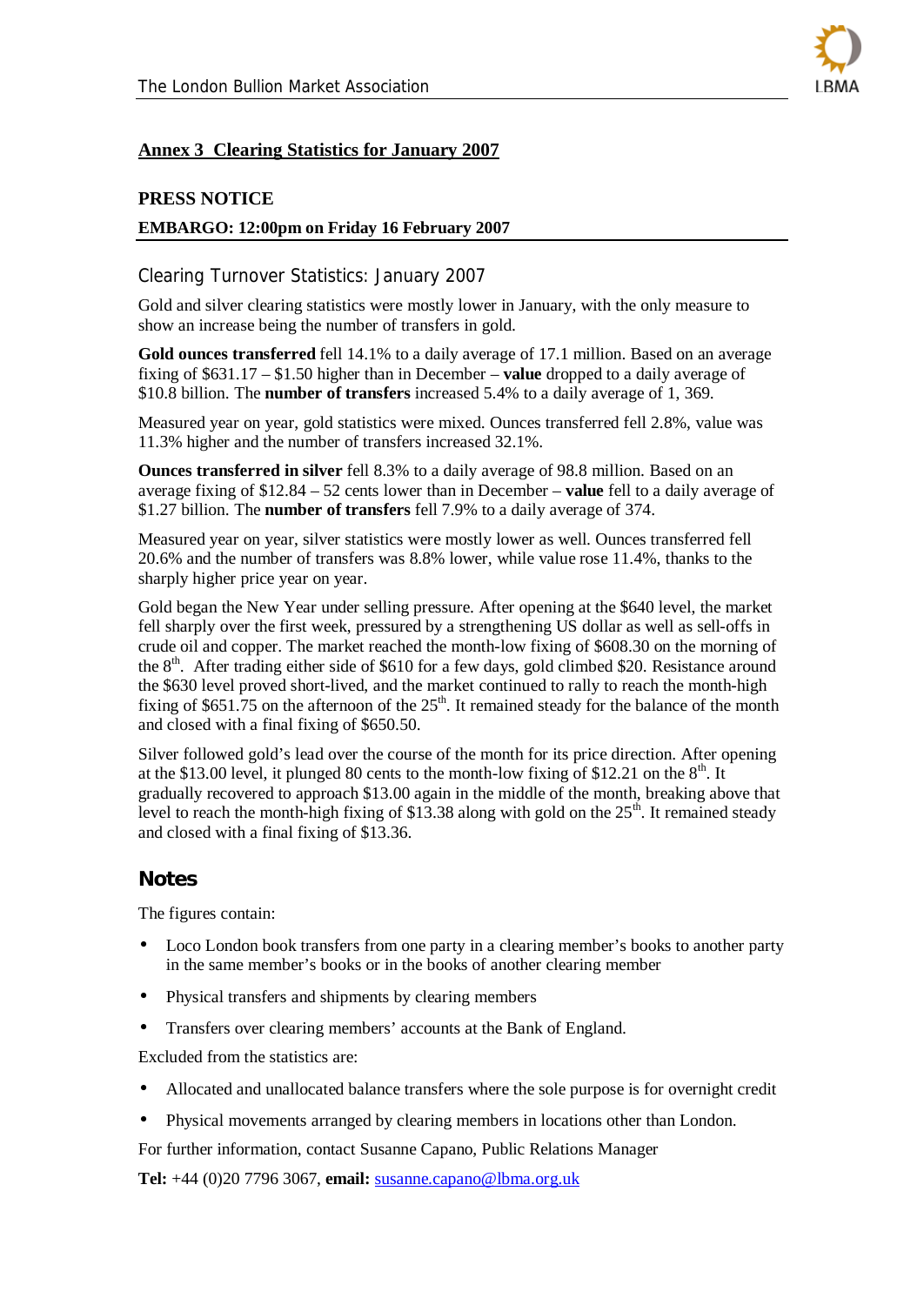## Annex 3 Clearing Statistics for January 2007

**PRESS NOTICE**

**EMBARGO: 12:00pm on Friday 16 February 2007**

### Clearing Turnover Statistics: January 2007

Gold and silver clearing statistics were mostly lower in January, with the only measure to show an increase being the number of transfers in gold.

**Gold ounces transferred** fell 14.1% to a daily average of 17.1 million. Based on an average fixing of $631.17 – $1.50 higher than in December – **value** dropped to a daily average of $10.8 billion. The **number of transfers** increased 5.4% to a daily average of 1, 369.

Measured year on year, gold statistics were mixed. Ounces transferred fell 2.8%, value was 11.3% higher and the number of transfers increased 32.1%.

**Ounces transferred in silver** fell 8.3% to a daily average of 98.8 million. Based on an average fixing of $12.84 – 52 cents lower than in December – **value** fell to a daily average of $1.27 billion. The **number of transfers** fell 7.9% to a daily average of 374.

Measured year on year, silver statistics were mostly lower as well. Ounces transferred fell 20.6% and the number of transfers was 8.8% lower, while value rose 11.4%, thanks to the sharply higher price year on year.

Gold began the New Year under selling pressure. After opening at the $640 level, the market fell sharply over the first week, pressured by a strengthening US dollar as well as sell-offs in crude oil and copper. The market reached the month-low fixing of $608.30 on the morning of the 8th. After trading either side of $610 for a few days, gold climbed $20. Resistance around the $630 level proved short-lived, and the market continued to rally to reach the month-high fixing of $651.75 on the afternoon of the 25th. It remained steady for the balance of the month and closed with a final fixing of $650.50.

Silver followed gold's lead over the course of the month for its price direction. After opening at the $13.00 level, it plunged 80 cents to the month-low fixing of $12.21 on the 8th. It gradually recovered to approach $13.00 again in the middle of the month, breaking above that level to reach the month-high fixing of $13.38 along with gold on the 25th. It remained steady and closed with a final fixing of $13.36.

## Notes

The figures contain:

- Loco London book transfers from one party in a clearing member's books to another party in the same member's books or in the books of another clearing member
- Physical transfers and shipments by clearing members
- Transfers over clearing members' accounts at the Bank of England.

Excluded from the statistics are:

- Allocated and unallocated balance transfers where the sole purpose is for overnight credit
- Physical movements arranged by clearing members in locations other than London.

For further information, contact Susanne Capano, Public Relations Manager

**Tel:** +44 (0)20 7796 3067, **email:** susanne.capano@lbma.org.uk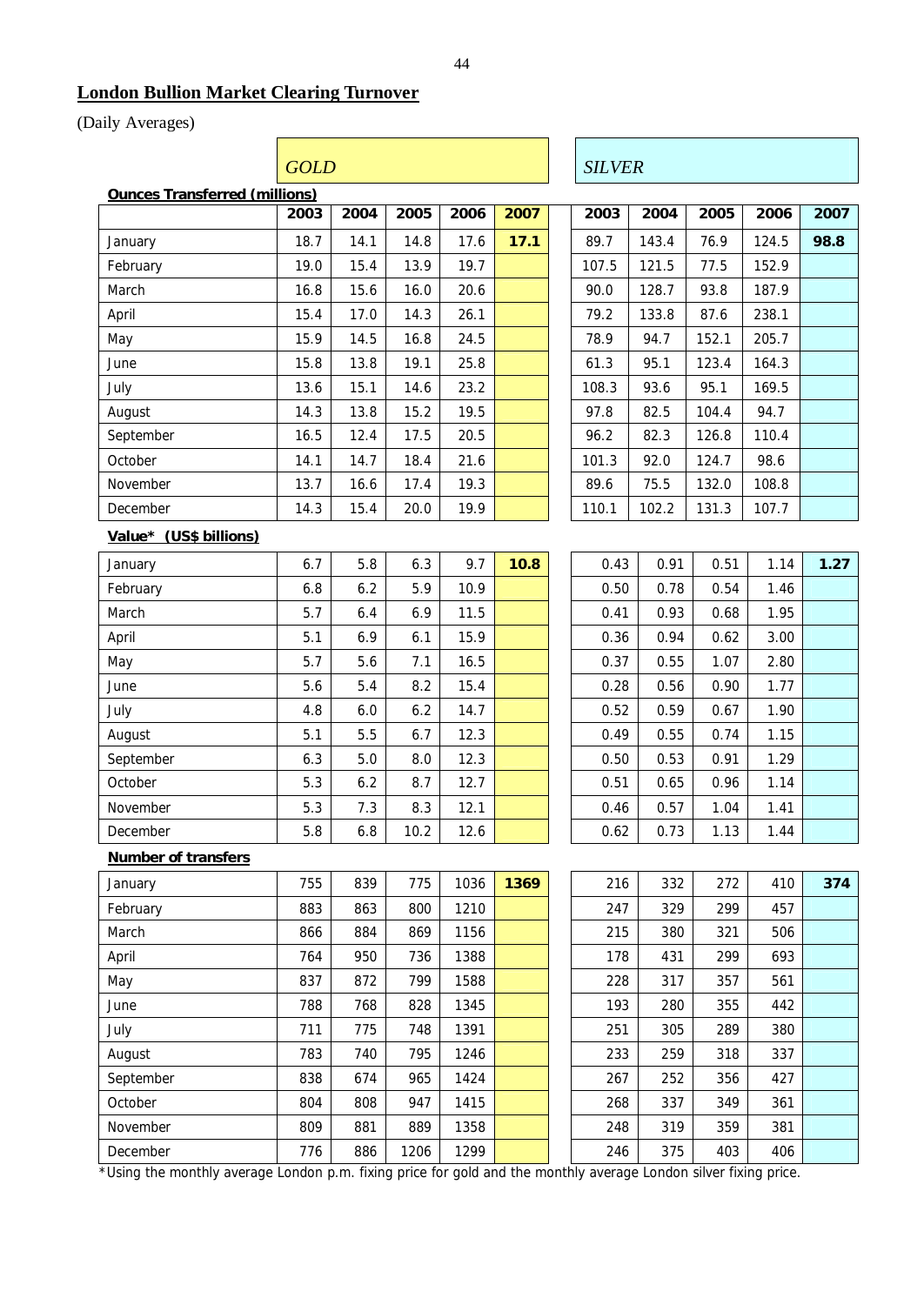## London Bullion Market Clearing Turnover

(Daily Averages)

| | *GOLD* | | | | | *SILVER* | | | | |
|---|---|---|---|---|---|---|---|---|---|---|
| **Ounces Transferred (millions)** | **2003** | **2004** | **2005** | **2006** | **2007** | **2003** | **2004** | **2005** | **2006** | **2007** |
| January | 18.7 | 14.1 | 14.8 | 17.6 | **17.1** | 89.7 | 143.4 | 76.9 | 124.5 | **98.8** |
| February | 19.0 | 15.4 | 13.9 | 19.7 | | 107.5 | 121.5 | 77.5 | 152.9 | |
| March | 16.8 | 15.6 | 16.0 | 20.6 | | 90.0 | 128.7 | 93.8 | 187.9 | |
| April | 15.4 | 17.0 | 14.3 | 26.1 | | 79.2 | 133.8 | 87.6 | 238.1 | |
| May | 15.9 | 14.5 | 16.8 | 24.5 | | 78.9 | 94.7 | 152.1 | 205.7 | |
| June | 15.8 | 13.8 | 19.1 | 25.8 | | 61.3 | 95.1 | 123.4 | 164.3 | |
| July | 13.6 | 15.1 | 14.6 | 23.2 | | 108.3 | 93.6 | 95.1 | 169.5 | |
| August | 14.3 | 13.8 | 15.2 | 19.5 | | 97.8 | 82.5 | 104.4 | 94.7 | |
| September | 16.5 | 12.4 | 17.5 | 20.5 | | 96.2 | 82.3 | 126.8 | 110.4 | |
| October | 14.1 | 14.7 | 18.4 | 21.6 | | 101.3 | 92.0 | 124.7 | 98.6 | |
| November | 13.7 | 16.6 | 17.4 | 19.3 | | 89.6 | 75.5 | 132.0 | 108.8 | |
| December | 14.3 | 15.4 | 20.0 | 19.9 | | 110.1 | 102.2 | 131.3 | 107.7 | |
| **Value* (US$ billions)** | | | | | | | | | | |
| January | 6.7 | 5.8 | 6.3 | 9.7 | **10.8** | 0.43 | 0.91 | 0.51 | 1.14 | **1.27** |
| February | 6.8 | 6.2 | 5.9 | 10.9 | | 0.50 | 0.78 | 0.54 | 1.46 | |
| March | 5.7 | 6.4 | 6.9 | 11.5 | | 0.41 | 0.93 | 0.68 | 1.95 | |
| April | 5.1 | 6.9 | 6.1 | 15.9 | | 0.36 | 0.94 | 0.62 | 3.00 | |
| May | 5.7 | 5.6 | 7.1 | 16.5 | | 0.37 | 0.55 | 1.07 | 2.80 | |
| June | 5.6 | 5.4 | 8.2 | 15.4 | | 0.28 | 0.56 | 0.90 | 1.77 | |
| July | 4.8 | 6.0 | 6.2 | 14.7 | | 0.52 | 0.59 | 0.67 | 1.90 | |
| August | 5.1 | 5.5 | 6.7 | 12.3 | | 0.49 | 0.55 | 0.74 | 1.15 | |
| September | 6.3 | 5.0 | 8.0 | 12.3 | | 0.50 | 0.53 | 0.91 | 1.29 | |
| October | 5.3 | 6.2 | 8.7 | 12.7 | | 0.51 | 0.65 | 0.96 | 1.14 | |
| November | 5.3 | 7.3 | 8.3 | 12.1 | | 0.46 | 0.57 | 1.04 | 1.41 | |
| December | 5.8 | 6.8 | 10.2 | 12.6 | | 0.62 | 0.73 | 1.13 | 1.44 | |
| **Number of transfers** | | | | | | | | | | |
| January | 755 | 839 | 775 | 1036 | **1369** | 216 | 332 | 272 | 410 | **374** |
| February | 883 | 863 | 800 | 1210 | | 247 | 329 | 299 | 457 | |
| March | 866 | 884 | 869 | 1156 | | 215 | 380 | 321 | 506 | |
| April | 764 | 950 | 736 | 1388 | | 178 | 431 | 299 | 693 | |
| May | 837 | 872 | 799 | 1588 | | 228 | 317 | 357 | 561 | |
| June | 788 | 768 | 828 | 1345 | | 193 | 280 | 355 | 442 | |
| July | 711 | 775 | 748 | 1391 | | 251 | 305 | 289 | 380 | |
| August | 783 | 740 | 795 | 1246 | | 233 | 259 | 318 | 337 | |
| September | 838 | 674 | 965 | 1424 | | 267 | 252 | 356 | 427 | |
| October | 804 | 808 | 947 | 1415 | | 268 | 337 | 349 | 361 | |
| November | 809 | 881 | 889 | 1358 | | 248 | 319 | 359 | 381 | |
| December | 776 | 886 | 1206 | 1299 | | 246 | 375 | 403 | 406 | |

*Using the monthly average London p.m. fixing price for gold and the monthly average London silver fixing price.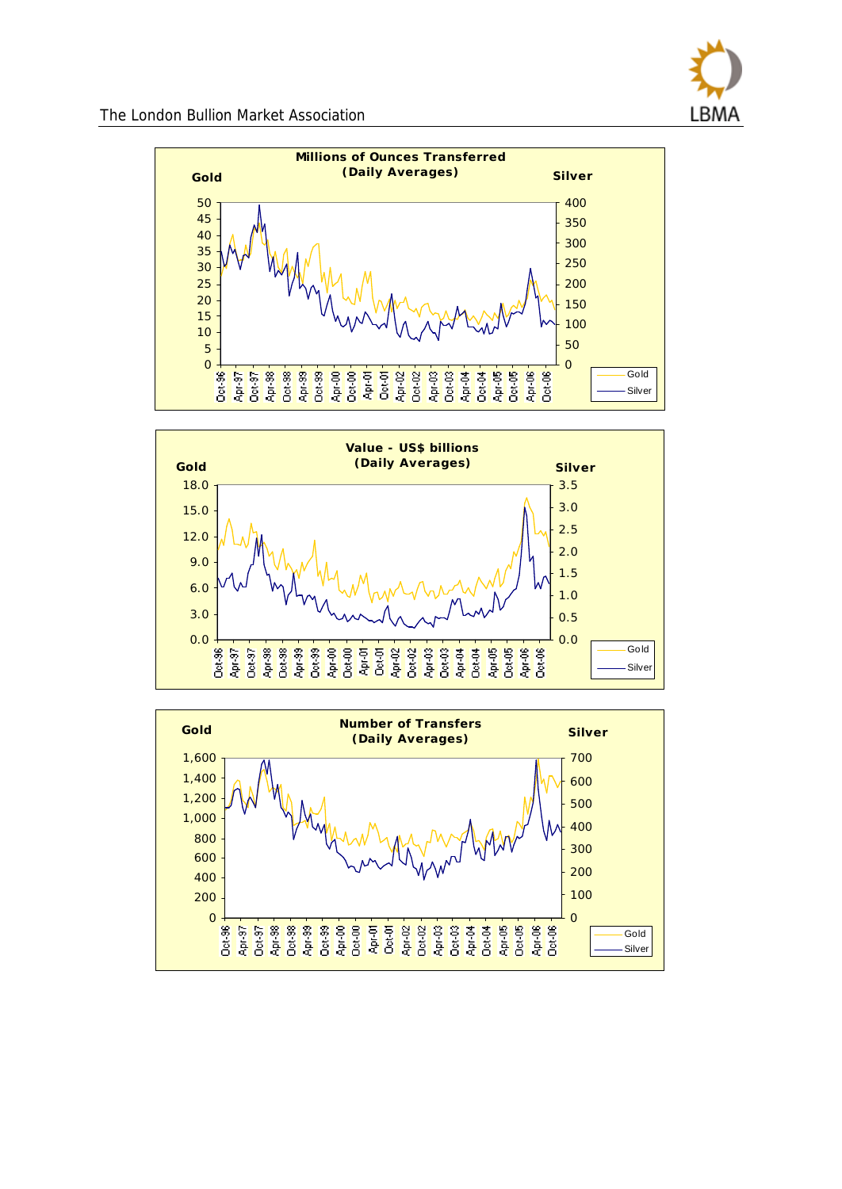**Millions of Ounces Transferred (Daily Averages)**

Gold | Silver

Legend: Gold, Silver

**Value - US$ billions (Daily Averages)**

Gold | Silver

Legend: Gold, Silver

**Number of Transfers (Daily Averages)**

Gold | Silver

Legend: Gold, Silver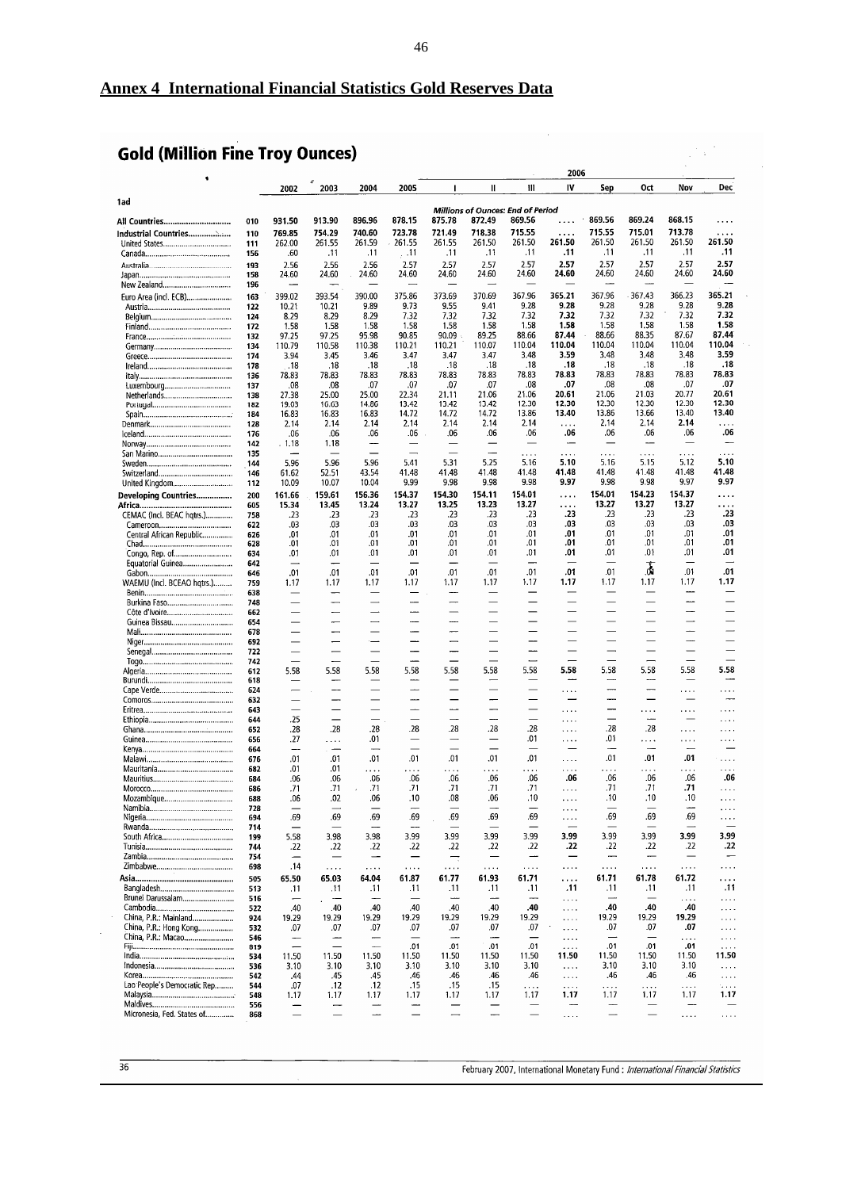## Annex 4 International Financial Statistics Gold Reserves Data

### Gold (Million Fine Troy Ounces)

| | | 2002 | 2003 | 2004 | 2005 | 2006 I | II | III | IV | Sep | Oct | Nov | Dec |
|---|---|---|---|---|---|---|---|---|---|---|---|---|---|
| 1ad | | | | | | *Millions of Ounces: End of Period* | | | | | | | |
| All Countries | 010 | 931.50 | 913.90 | 896.96 | 878.15 | 875.78 | 872.49 | 869.56 | .... | 869.56 | 869.24 | 868.15 | .... |
| Industrial Countries | 110 | 769.85 | 754.29 | 740.60 | 723.78 | 721.49 | 718.38 | 715.55 | .... | 715.55 | 715.01 | 713.78 | .... |
| United States | 111 | 262.00 | 261.55 | 261.59 | 261.55 | 261.55 | 261.50 | 261.50 | 261.50 | 261.50 | 261.50 | 261.50 | 261.50 |
| Canada | 156 | .60 | .11 | .11 | .11 | .11 | .11 | .11 | .11 | .11 | .11 | .11 | .11 |
| Australia | 193 | 2.56 | 2.56 | 2.56 | 2.57 | 2.57 | 2.57 | 2.57 | 2.57 | 2.57 | 2.57 | 2.57 | 2.57 |
| Japan | 158 | 24.60 | 24.60 | 24.60 | 24.60 | 24.60 | 24.60 | 24.60 | 24.60 | 24.60 | 24.60 | 24.60 | 24.60 |
| New Zealand | 196 | — | — | — | — | — | — | — | — | — | — | — | — |
| Euro Area (incl. ECB) | 163 | 399.02 | 393.54 | 390.00 | 375.86 | 373.69 | 370.69 | 367.96 | 365.21 | 367.96 | 367.43 | 366.23 | 365.21 |
| Austria | 122 | 10.21 | 10.21 | 9.89 | 9.73 | 9.55 | 9.41 | 9.28 | 9.28 | 9.28 | 9.28 | 9.28 | 9.28 |
| Belgium | 124 | 8.29 | 8.29 | 8.29 | 7.32 | 7.32 | 7.32 | 7.32 | 7.32 | 7.32 | 7.32 | 7.32 | 7.32 |
| Finland | 172 | 1.58 | 1.58 | 1.58 | 1.58 | 1.58 | 1.58 | 1.58 | 1.58 | 1.58 | 1.58 | 1.58 | 1.58 |
| France | 132 | 97.25 | 97.25 | 95.98 | 90.85 | 90.09 | 89.25 | 88.66 | 87.44 | 88.66 | 88.35 | 87.67 | 87.44 |
| Germany | 134 | 110.79 | 110.58 | 110.38 | 110.21 | 110.21 | 110.07 | 110.04 | 110.04 | 110.04 | 110.04 | 110.04 | 110.04 |
| Greece | 174 | 3.94 | 3.45 | 3.46 | 3.47 | 3.47 | 3.47 | 3.48 | 3.59 | 3.48 | 3.48 | 3.48 | 3.59 |
| Ireland | 178 | .18 | .18 | .18 | .18 | .18 | .18 | .18 | .18 | .18 | .18 | .18 | .18 |
| Italy | 136 | 78.83 | 78.83 | 78.83 | 78.83 | 78.83 | 78.83 | 78.83 | 78.83 | 78.83 | 78.83 | 78.83 | 78.83 |
| Luxembourg | 137 | .08 | .08 | .07 | .07 | .07 | .07 | .08 | .07 | .08 | .08 | .07 | .07 |
| Netherlands | 138 | 27.38 | 25.00 | 25.00 | 22.34 | 21.11 | 21.06 | 21.06 | 20.61 | 21.06 | 21.03 | 20.77 | 20.61 |
| Portugal | 182 | 19.03 | 16.63 | 14.86 | 13.42 | 13.42 | 13.42 | 12.30 | 12.30 | 12.30 | 12.30 | 12.30 | 12.30 |
| Spain | 184 | 16.83 | 16.83 | 16.83 | 14.72 | 14.72 | 14.72 | 13.86 | 13.40 | 13.86 | 13.66 | 13.40 | 13.40 |
| Denmark | 128 | 2.14 | 2.14 | 2.14 | 2.14 | 2.14 | 2.14 | 2.14 | .... | 2.14 | 2.14 | 2.14 | .... |
| Iceland | 176 | .06 | .06 | .06 | .06 | .06 | .06 | .06 | .06 | .06 | .06 | .06 | .06 |
| Norway | 142 | 1.18 | 1.18 | — | — | — | — | — | — | — | — | — | — |
| San Marino | 135 | — | — | — | — | — | — | .... | .... | .... | .... | .... | .... |
| Sweden | 144 | 5.96 | 5.96 | 5.96 | 5.41 | 5.31 | 5.25 | 5.16 | 5.10 | 5.16 | 5.15 | 5.12 | 5.10 |
| Switzerland | 146 | 61.62 | 52.51 | 43.54 | 41.48 | 41.48 | 41.48 | 41.48 | 41.48 | 41.48 | 41.48 | 41.48 | 41.48 |
| United Kingdom | 112 | 10.09 | 10.07 | 10.04 | 9.99 | 9.98 | 9.98 | 9.98 | 9.97 | 9.98 | 9.98 | 9.97 | 9.97 |
| Developing Countries | 200 | 161.66 | 159.61 | 156.36 | 154.37 | 154.30 | 154.11 | 154.01 | .... | 154.01 | 154.23 | 154.37 | .... |
| Africa | 605 | 15.34 | 13.45 | 13.24 | 13.27 | 13.25 | 13.23 | 13.27 | .... | 13.27 | 13.27 | 13.27 | .... |
| CEMAC (incl. BEAC hqtrs.) | 758 | .23 | .23 | .23 | .23 | .23 | .23 | .23 | .23 | .23 | .23 | .23 | .23 |
| Cameroon | 622 | .03 | .03 | .03 | .03 | .03 | .03 | .03 | .03 | .03 | .03 | .03 | .03 |
| Central African Republic | 626 | .01 | .01 | .01 | .01 | .01 | .01 | .01 | .01 | .01 | .01 | .01 | .01 |
| Chad | 628 | .01 | .01 | .01 | .01 | .01 | .01 | .01 | .01 | .01 | .01 | .01 | .01 |
| Congo, Rep. of | 634 | .01 | .01 | .01 | .01 | .01 | .01 | .01 | .01 | .01 | .01 | .01 | .01 |
| Equatorial Guinea | 642 | — | — | — | — | — | — | — | — | — | — | — | — |
| Gabon | 646 | .01 | .01 | .01 | .01 | .01 | .01 | .01 | .01 | .01 | .01 | .01 | .01 |
| WAEMU (incl. BCEAO hqtrs.) | 759 | 1.17 | 1.17 | 1.17 | 1.17 | 1.17 | 1.17 | 1.17 | 1.17 | 1.17 | 1.17 | 1.17 | 1.17 |
| Benin | 638 | — | — | — | — | — | — | — | — | — | — | — | — |
| Burkina Faso | 748 | — | — | — | — | — | — | — | — | — | — | — | — |
| Côte d'Ivoire | 662 | — | — | — | — | — | — | — | — | — | — | — | — |
| Guinea Bissau | 654 | — | — | — | — | — | — | — | — | — | — | — | — |
| Mali | 678 | — | — | — | — | — | — | — | — | — | — | — | — |
| Niger | 692 | — | — | — | — | — | — | — | — | — | — | — | — |
| Senegal | 722 | — | — | — | — | — | — | — | — | — | — | — | — |
| Togo | 742 | — | — | — | — | — | — | — | — | — | — | — | — |
| Algeria | 612 | 5.58 | 5.58 | 5.58 | 5.58 | 5.58 | 5.58 | 5.58 | 5.58 | 5.58 | 5.58 | 5.58 | 5.58 |
| Burundi | 618 | — | — | — | — | — | — | — | — | — | — | — | — |
| Cape Verde | 624 | — | — | — | — | — | — | — | .... | — | — | .... | .... |
| Comoros | 632 | — | — | — | — | — | — | — | — | — | — | — | — |
| Eritrea | 643 | — | — | — | — | — | — | — | .... | — | .... | .... | .... |
| Ethiopia | 644 | .25 | — | — | — | — | — | — | .... | — | — | — | .... |
| Ghana | 652 | .28 | .28 | .28 | .28 | .28 | .28 | .28 | .... | .28 | .28 | .... | .... |
| Guinea | 656 | .27 | .... | .01 | — | — | — | .01 | .... | .01 | .... | .... | .... |
| Kenya | 664 | — | — | — | — | — | — | — | — | — | — | — | — |
| Malawi | 676 | .01 | .01 | .01 | .01 | .01 | .01 | .01 | .... | .01 | .01 | .01 | .... |
| Mauritania | 682 | .01 | .01 | .... | .... | .... | .... | .... | .... | .... | .... | .... | .... |
| Mauritius | 684 | .06 | .06 | .06 | .06 | .06 | .06 | .06 | .06 | .06 | .06 | .06 | .06 |
| Morocco | 686 | .71 | .71 | .71 | .71 | .71 | .71 | .71 | .... | .71 | .71 | .71 | .... |
| Mozambique | 688 | .06 | .02 | .06 | .10 | .08 | .06 | .10 | .... | .10 | .10 | .10 | .... |
| Namibia | 728 | — | — | — | — | — | — | — | .... | — | — | — | .... |
| Nigeria | 694 | .69 | .69 | .69 | .69 | .69 | .69 | .69 | .... | .69 | .69 | .69 | .... |
| Rwanda | 714 | — | — | — | — | — | — | — | — | — | — | — | — |
| South Africa | 199 | 5.58 | 3.98 | 3.98 | 3.99 | 3.99 | 3.99 | 3.99 | 3.99 | 3.99 | 3.99 | 3.99 | 3.99 |
| Tunisia | 744 | .22 | .22 | .22 | .22 | .22 | .22 | .22 | .22 | .22 | .22 | .22 | .22 |
| Zambia | 754 | — | — | — | — | — | — | — | — | — | — | — | — |
| Zimbabwe | 698 | .14 | .... | .... | .... | .... | .... | .... | .... | .... | .... | .... | .... |
| Asia | 505 | 65.50 | 65.03 | 64.04 | 61.87 | 61.77 | 61.93 | 61.71 | .... | 61.71 | 61.78 | 61.72 | .... |
| Bangladesh | 513 | .11 | .11 | .11 | .11 | .11 | .11 | .11 | .11 | .11 | .11 | .11 | .11 |
| Brunei Darussalam | 516 | — | — | — | — | — | — | — | .... | — | — | .... | .... |
| Cambodia | 522 | .40 | .40 | .40 | .40 | .40 | .40 | .40 | .... | .40 | .40 | .40 | .... |
| China, P.R.: Mainland | 924 | 19.29 | 19.29 | 19.29 | 19.29 | 19.29 | 19.29 | 19.29 | .... | 19.29 | 19.29 | 19.29 | .... |
| China, P.R.: Hong Kong | 532 | .07 | .07 | .07 | .07 | .07 | .07 | .07 | .... | .07 | .07 | .07 | .... |
| China, P.R.: Macao | 546 | — | — | — | — | — | — | — | .... | — | — | .... | .... |
| Fiji | 819 | — | — | — | .01 | .01 | .01 | .01 | .... | .01 | .01 | .01 | .... |
| India | 534 | 11.50 | 11.50 | 11.50 | 11.50 | 11.50 | 11.50 | 11.50 | 11.50 | 11.50 | 11.50 | 11.50 | 11.50 |
| Indonesia | 536 | 3.10 | 3.10 | 3.10 | 3.10 | 3.10 | 3.10 | 3.10 | .... | 3.10 | 3.10 | 3.10 | .... |
| Korea | 542 | .44 | .45 | .45 | .46 | .46 | .46 | .46 | .... | .46 | .46 | .46 | .... |
| Lao People's Democratic Rep. | 544 | .07 | .12 | .12 | .15 | .15 | .15 | .... | .... | .... | .... | .... | .... |
| Malaysia | 548 | 1.17 | 1.17 | 1.17 | 1.17 | 1.17 | 1.17 | 1.17 | 1.17 | 1.17 | 1.17 | 1.17 | 1.17 |
| Maldives | 556 | — | — | — | — | — | — | — | — | — | — | — | — |
| Micronesia, Fed. States of | 868 | — | — | — | — | — | — | — | .... | — | — | .... | .... |

February 2007, International Monetary Fund : *International Financial Statistics*